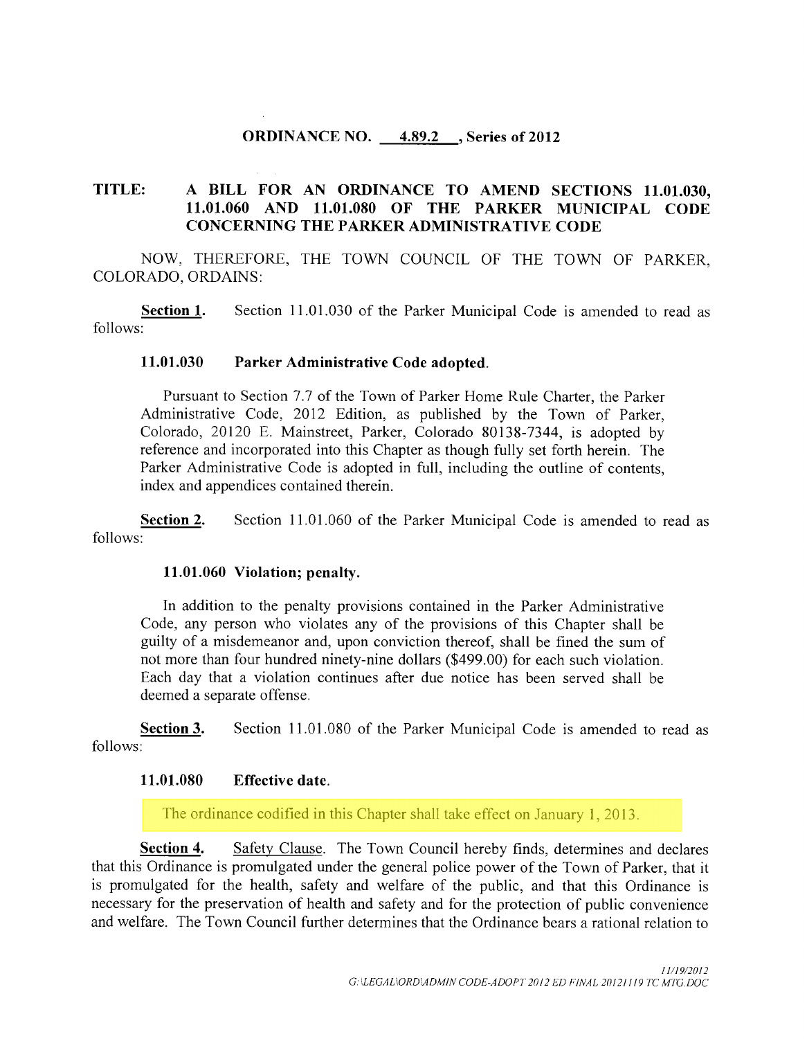**ORDINANCE NO. 4.89.2 , Series of 2012**

**TITLE: A BILL FOR AN ORDINANCE TO AMEND SECTIONS 11.01.030, 11.01.060 AND 11.01.080 OF THE PARKER MUNICIPAL CODE CONCERNING THE PARKER ADMINISTRATIVE CODE**

NOW, THEREFORE, THE TOWN COUNCIL OF THE TOWN OF PARKER, COLORADO, ORDAINS:

**Section 1.** Section 11.01.030 of the Parker Municipal Code is amended to read as follows:

> **11.01.030 Parker Administrative Code adopted.**
>
> Pursuant to Section 7.7 of the Town of Parker Home Rule Charter, the Parker Administrative Code, 2012 Edition, as published by the Town of Parker, Colorado, 20120 E. Mainstreet, Parker, Colorado 80138-7344, is adopted by reference and incorporated into this Chapter as though fully set forth herein. The Parker Administrative Code is adopted in full, including the outline of contents, index and appendices contained therein.

**Section 2.** Section 11.01.060 of the Parker Municipal Code is amended to read as follows:

> **11.01.060 Violation; penalty.**
>
> In addition to the penalty provisions contained in the Parker Administrative Code, any person who violates any of the provisions of this Chapter shall be guilty of a misdemeanor and, upon conviction thereof, shall be fined the sum of not more than four hundred ninety-nine dollars ($499.00) for each such violation. Each day that a violation continues after due notice has been served shall be deemed a separate offense.

**Section 3.** Section 11.01.080 of the Parker Municipal Code is amended to read as follows:

> **11.01.080 Effective date.**
>
> The ordinance codified in this Chapter shall take effect on January 1, 2013.

**Section 4.** Safety Clause. The Town Council hereby finds, determines and declares that this Ordinance is promulgated under the general police power of the Town of Parker, that it is promulgated for the health, safety and welfare of the public, and that this Ordinance is necessary for the preservation of health and safety and for the protection of public convenience and welfare. The Town Council further determines that the Ordinance bears a rational relation to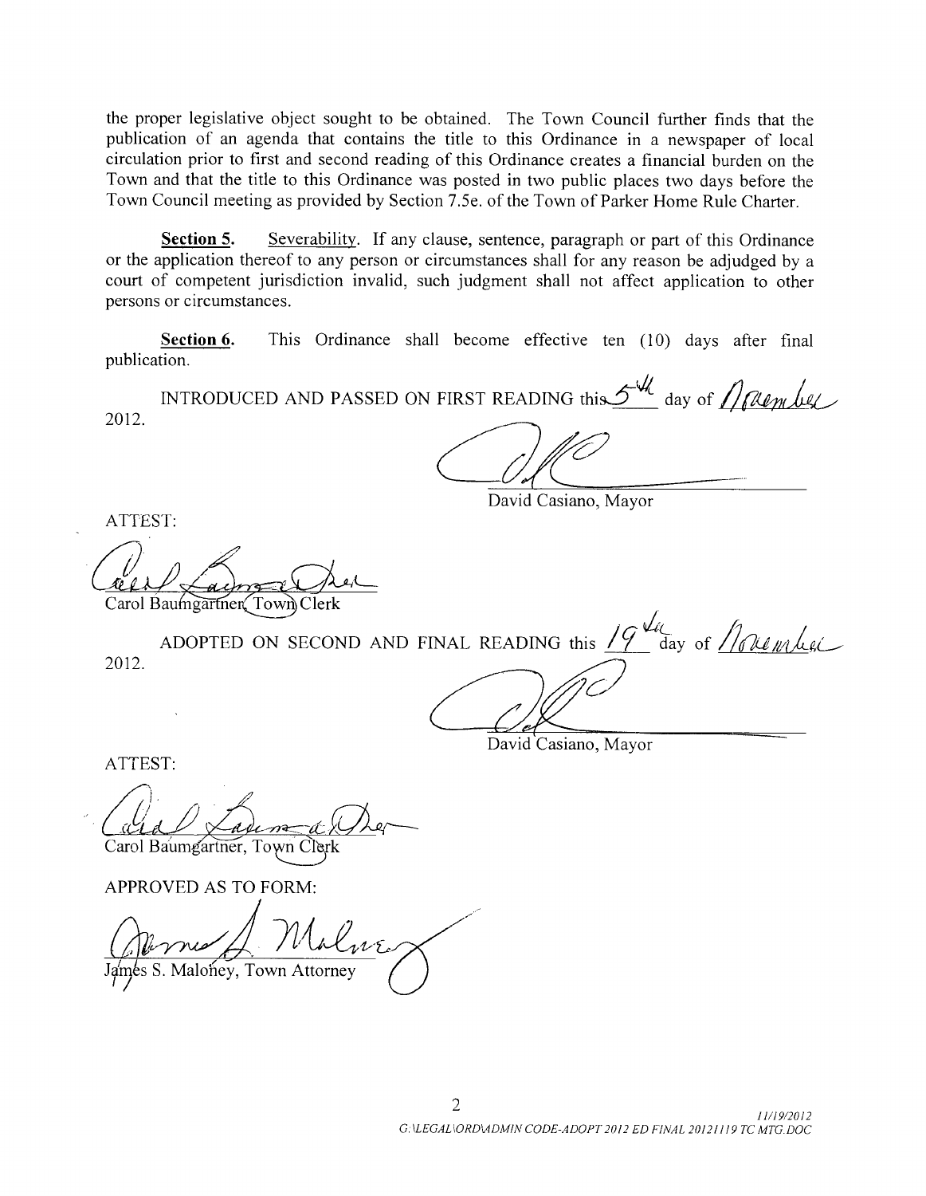the proper legislative object sought to be obtained. The Town Council further finds that the publication of an agenda that contains the title to this Ordinance in a newspaper of local circulation prior to first and second reading of this Ordinance creates a financial burden on the Town and that the title to this Ordinance was posted in two public places two days before the Town Council meeting as provided by Section 7.5e. of the Town of Parker Home Rule Charter.

**Section 5.** Severability. If any clause, sentence, paragraph or part of this Ordinance or the application thereof to any person or circumstances shall for any reason be adjudged by a court of competent jurisdiction invalid, such judgment shall not affect application to other persons or circumstances.

**Section 6.** This Ordinance shall become effective ten (10) days after final publication.

INTRODUCED AND PASSED ON FIRST READING this 5th day of November 2012.

David Casiano, Mayor

ATTEST:

Carol Baumgartner, Town Clerk

ADOPTED ON SECOND AND FINAL READING this 19th day of November 2012.

David Casiano, Mayor

ATTEST:

Carol Baumgartner, Town Clerk

APPROVED AS TO FORM:

James S. Maloney, Town Attorney

11/19/2012
G:\LEGAL\ORD\ADMIN CODE-ADOPT 2012 ED FINAL 20121119 TC MTG.DOC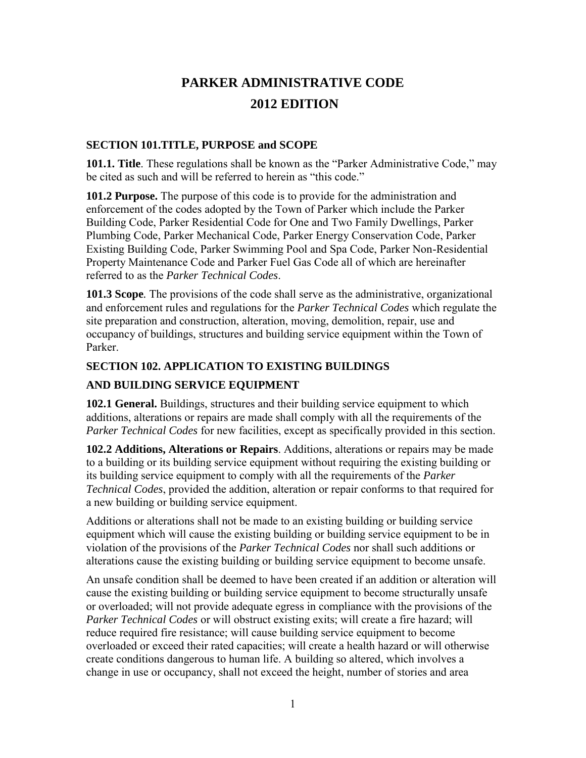# PARKER ADMINISTRATIVE CODE
# 2012 EDITION

### SECTION 101.TITLE, PURPOSE and SCOPE

**101.1. Title**. These regulations shall be known as the "Parker Administrative Code," may be cited as such and will be referred to herein as "this code."

**101.2 Purpose.** The purpose of this code is to provide for the administration and enforcement of the codes adopted by the Town of Parker which include the Parker Building Code, Parker Residential Code for One and Two Family Dwellings, Parker Plumbing Code, Parker Mechanical Code, Parker Energy Conservation Code, Parker Existing Building Code, Parker Swimming Pool and Spa Code, Parker Non-Residential Property Maintenance Code and Parker Fuel Gas Code all of which are hereinafter referred to as the *Parker Technical Codes*.

**101.3 Scope**. The provisions of the code shall serve as the administrative, organizational and enforcement rules and regulations for the *Parker Technical Codes* which regulate the site preparation and construction, alteration, moving, demolition, repair, use and occupancy of buildings, structures and building service equipment within the Town of Parker.

### SECTION 102. APPLICATION TO EXISTING BUILDINGS AND BUILDING SERVICE EQUIPMENT

**102.1 General.** Buildings, structures and their building service equipment to which additions, alterations or repairs are made shall comply with all the requirements of the *Parker Technical Codes* for new facilities, except as specifically provided in this section.

**102.2 Additions, Alterations or Repairs**. Additions, alterations or repairs may be made to a building or its building service equipment without requiring the existing building or its building service equipment to comply with all the requirements of the *Parker Technical Codes*, provided the addition, alteration or repair conforms to that required for a new building or building service equipment.

Additions or alterations shall not be made to an existing building or building service equipment which will cause the existing building or building service equipment to be in violation of the provisions of the *Parker Technical Codes* nor shall such additions or alterations cause the existing building or building service equipment to become unsafe.

An unsafe condition shall be deemed to have been created if an addition or alteration will cause the existing building or building service equipment to become structurally unsafe or overloaded; will not provide adequate egress in compliance with the provisions of the *Parker Technical Codes* or will obstruct existing exits; will create a fire hazard; will reduce required fire resistance; will cause building service equipment to become overloaded or exceed their rated capacities; will create a health hazard or will otherwise create conditions dangerous to human life. A building so altered, which involves a change in use or occupancy, shall not exceed the height, number of stories and area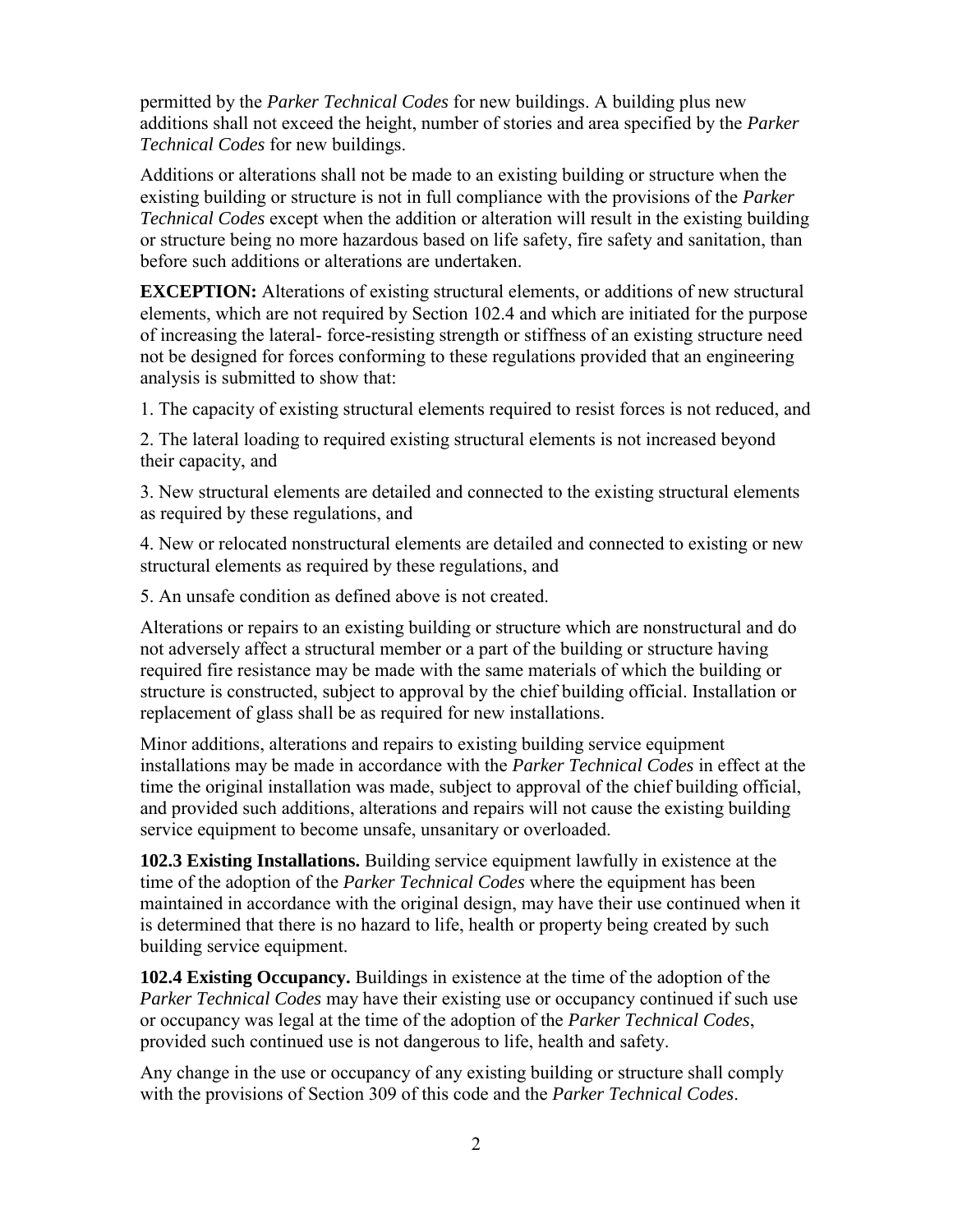permitted by the *Parker Technical Codes* for new buildings. A building plus new additions shall not exceed the height, number of stories and area specified by the *Parker Technical Codes* for new buildings.

Additions or alterations shall not be made to an existing building or structure when the existing building or structure is not in full compliance with the provisions of the *Parker Technical Codes* except when the addition or alteration will result in the existing building or structure being no more hazardous based on life safety, fire safety and sanitation, than before such additions or alterations are undertaken.

**EXCEPTION:** Alterations of existing structural elements, or additions of new structural elements, which are not required by Section 102.4 and which are initiated for the purpose of increasing the lateral- force-resisting strength or stiffness of an existing structure need not be designed for forces conforming to these regulations provided that an engineering analysis is submitted to show that:

1. The capacity of existing structural elements required to resist forces is not reduced, and

2. The lateral loading to required existing structural elements is not increased beyond their capacity, and

3. New structural elements are detailed and connected to the existing structural elements as required by these regulations, and

4. New or relocated nonstructural elements are detailed and connected to existing or new structural elements as required by these regulations, and

5. An unsafe condition as defined above is not created.

Alterations or repairs to an existing building or structure which are nonstructural and do not adversely affect a structural member or a part of the building or structure having required fire resistance may be made with the same materials of which the building or structure is constructed, subject to approval by the chief building official. Installation or replacement of glass shall be as required for new installations.

Minor additions, alterations and repairs to existing building service equipment installations may be made in accordance with the *Parker Technical Codes* in effect at the time the original installation was made, subject to approval of the chief building official, and provided such additions, alterations and repairs will not cause the existing building service equipment to become unsafe, unsanitary or overloaded.

**102.3 Existing Installations.** Building service equipment lawfully in existence at the time of the adoption of the *Parker Technical Codes* where the equipment has been maintained in accordance with the original design, may have their use continued when it is determined that there is no hazard to life, health or property being created by such building service equipment.

**102.4 Existing Occupancy.** Buildings in existence at the time of the adoption of the *Parker Technical Codes* may have their existing use or occupancy continued if such use or occupancy was legal at the time of the adoption of the *Parker Technical Codes*, provided such continued use is not dangerous to life, health and safety.

Any change in the use or occupancy of any existing building or structure shall comply with the provisions of Section 309 of this code and the *Parker Technical Codes*.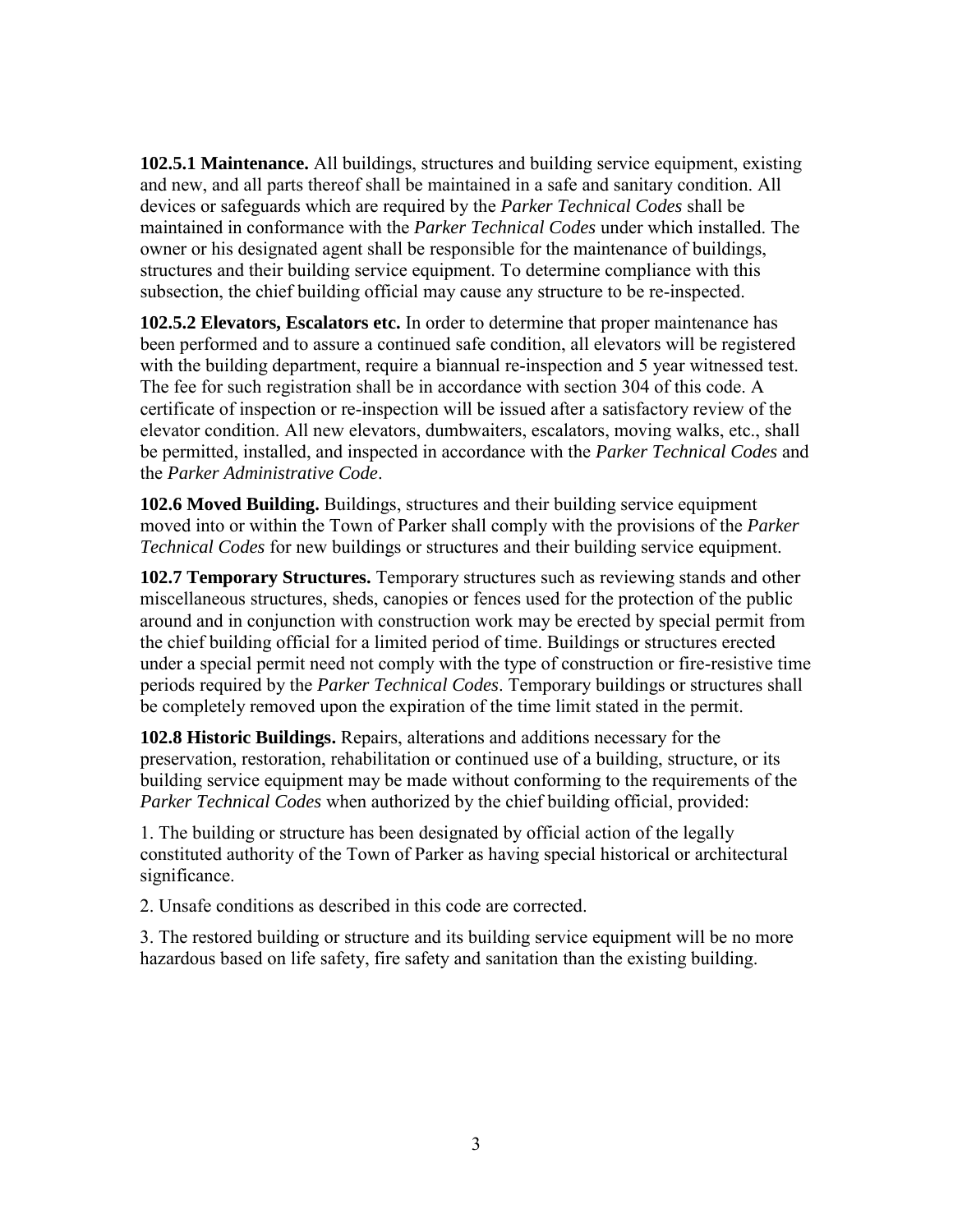**102.5.1 Maintenance.** All buildings, structures and building service equipment, existing and new, and all parts thereof shall be maintained in a safe and sanitary condition. All devices or safeguards which are required by the *Parker Technical Codes* shall be maintained in conformance with the *Parker Technical Codes* under which installed. The owner or his designated agent shall be responsible for the maintenance of buildings, structures and their building service equipment. To determine compliance with this subsection, the chief building official may cause any structure to be re-inspected.

**102.5.2 Elevators, Escalators etc.** In order to determine that proper maintenance has been performed and to assure a continued safe condition, all elevators will be registered with the building department, require a biannual re-inspection and 5 year witnessed test. The fee for such registration shall be in accordance with section 304 of this code. A certificate of inspection or re-inspection will be issued after a satisfactory review of the elevator condition. All new elevators, dumbwaiters, escalators, moving walks, etc., shall be permitted, installed, and inspected in accordance with the *Parker Technical Codes* and the *Parker Administrative Code*.

**102.6 Moved Building.** Buildings, structures and their building service equipment moved into or within the Town of Parker shall comply with the provisions of the *Parker Technical Codes* for new buildings or structures and their building service equipment.

**102.7 Temporary Structures.** Temporary structures such as reviewing stands and other miscellaneous structures, sheds, canopies or fences used for the protection of the public around and in conjunction with construction work may be erected by special permit from the chief building official for a limited period of time. Buildings or structures erected under a special permit need not comply with the type of construction or fire-resistive time periods required by the *Parker Technical Codes*. Temporary buildings or structures shall be completely removed upon the expiration of the time limit stated in the permit.

**102.8 Historic Buildings.** Repairs, alterations and additions necessary for the preservation, restoration, rehabilitation or continued use of a building, structure, or its building service equipment may be made without conforming to the requirements of the *Parker Technical Codes* when authorized by the chief building official, provided:

1. The building or structure has been designated by official action of the legally constituted authority of the Town of Parker as having special historical or architectural significance.

2. Unsafe conditions as described in this code are corrected.

3. The restored building or structure and its building service equipment will be no more hazardous based on life safety, fire safety and sanitation than the existing building.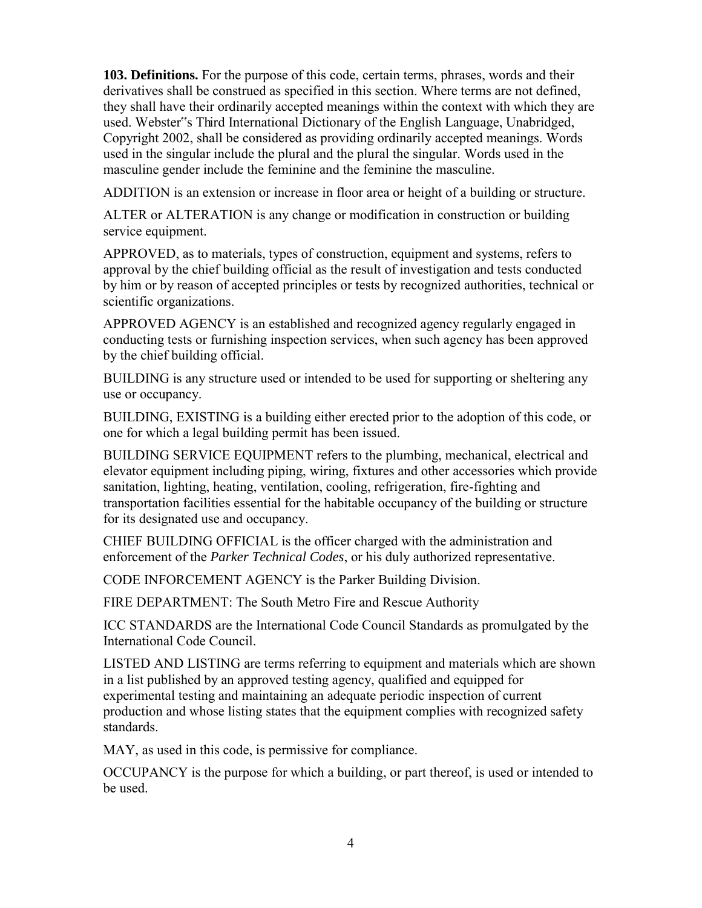**103. Definitions.** For the purpose of this code, certain terms, phrases, words and their derivatives shall be construed as specified in this section. Where terms are not defined, they shall have their ordinarily accepted meanings within the context with which they are used. Webster"s Third International Dictionary of the English Language, Unabridged, Copyright 2002, shall be considered as providing ordinarily accepted meanings. Words used in the singular include the plural and the plural the singular. Words used in the masculine gender include the feminine and the feminine the masculine.

ADDITION is an extension or increase in floor area or height of a building or structure.

ALTER or ALTERATION is any change or modification in construction or building service equipment.

APPROVED, as to materials, types of construction, equipment and systems, refers to approval by the chief building official as the result of investigation and tests conducted by him or by reason of accepted principles or tests by recognized authorities, technical or scientific organizations.

APPROVED AGENCY is an established and recognized agency regularly engaged in conducting tests or furnishing inspection services, when such agency has been approved by the chief building official.

BUILDING is any structure used or intended to be used for supporting or sheltering any use or occupancy.

BUILDING, EXISTING is a building either erected prior to the adoption of this code, or one for which a legal building permit has been issued.

BUILDING SERVICE EQUIPMENT refers to the plumbing, mechanical, electrical and elevator equipment including piping, wiring, fixtures and other accessories which provide sanitation, lighting, heating, ventilation, cooling, refrigeration, fire-fighting and transportation facilities essential for the habitable occupancy of the building or structure for its designated use and occupancy.

CHIEF BUILDING OFFICIAL is the officer charged with the administration and enforcement of the *Parker Technical Codes*, or his duly authorized representative.

CODE INFORCEMENT AGENCY is the Parker Building Division.

FIRE DEPARTMENT: The South Metro Fire and Rescue Authority

ICC STANDARDS are the International Code Council Standards as promulgated by the International Code Council.

LISTED AND LISTING are terms referring to equipment and materials which are shown in a list published by an approved testing agency, qualified and equipped for experimental testing and maintaining an adequate periodic inspection of current production and whose listing states that the equipment complies with recognized safety standards.

MAY, as used in this code, is permissive for compliance.

OCCUPANCY is the purpose for which a building, or part thereof, is used or intended to be used.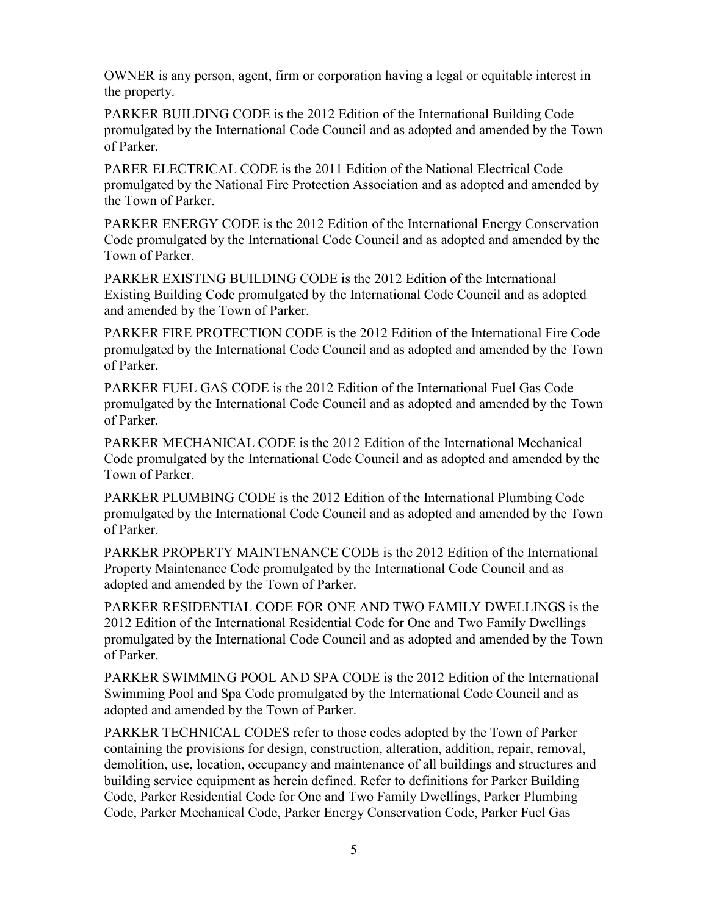OWNER is any person, agent, firm or corporation having a legal or equitable interest in the property.

PARKER BUILDING CODE is the 2012 Edition of the International Building Code promulgated by the International Code Council and as adopted and amended by the Town of Parker.

PARER ELECTRICAL CODE is the 2011 Edition of the National Electrical Code promulgated by the National Fire Protection Association and as adopted and amended by the Town of Parker.

PARKER ENERGY CODE is the 2012 Edition of the International Energy Conservation Code promulgated by the International Code Council and as adopted and amended by the Town of Parker.

PARKER EXISTING BUILDING CODE is the 2012 Edition of the International Existing Building Code promulgated by the International Code Council and as adopted and amended by the Town of Parker.

PARKER FIRE PROTECTION CODE is the 2012 Edition of the International Fire Code promulgated by the International Code Council and as adopted and amended by the Town of Parker.

PARKER FUEL GAS CODE is the 2012 Edition of the International Fuel Gas Code promulgated by the International Code Council and as adopted and amended by the Town of Parker.

PARKER MECHANICAL CODE is the 2012 Edition of the International Mechanical Code promulgated by the International Code Council and as adopted and amended by the Town of Parker.

PARKER PLUMBING CODE is the 2012 Edition of the International Plumbing Code promulgated by the International Code Council and as adopted and amended by the Town of Parker.

PARKER PROPERTY MAINTENANCE CODE is the 2012 Edition of the International Property Maintenance Code promulgated by the International Code Council and as adopted and amended by the Town of Parker.

PARKER RESIDENTIAL CODE FOR ONE AND TWO FAMILY DWELLINGS is the 2012 Edition of the International Residential Code for One and Two Family Dwellings promulgated by the International Code Council and as adopted and amended by the Town of Parker.

PARKER SWIMMING POOL AND SPA CODE is the 2012 Edition of the International Swimming Pool and Spa Code promulgated by the International Code Council and as adopted and amended by the Town of Parker.

PARKER TECHNICAL CODES refer to those codes adopted by the Town of Parker containing the provisions for design, construction, alteration, addition, repair, removal, demolition, use, location, occupancy and maintenance of all buildings and structures and building service equipment as herein defined. Refer to definitions for Parker Building Code, Parker Residential Code for One and Two Family Dwellings, Parker Plumbing Code, Parker Mechanical Code, Parker Energy Conservation Code, Parker Fuel Gas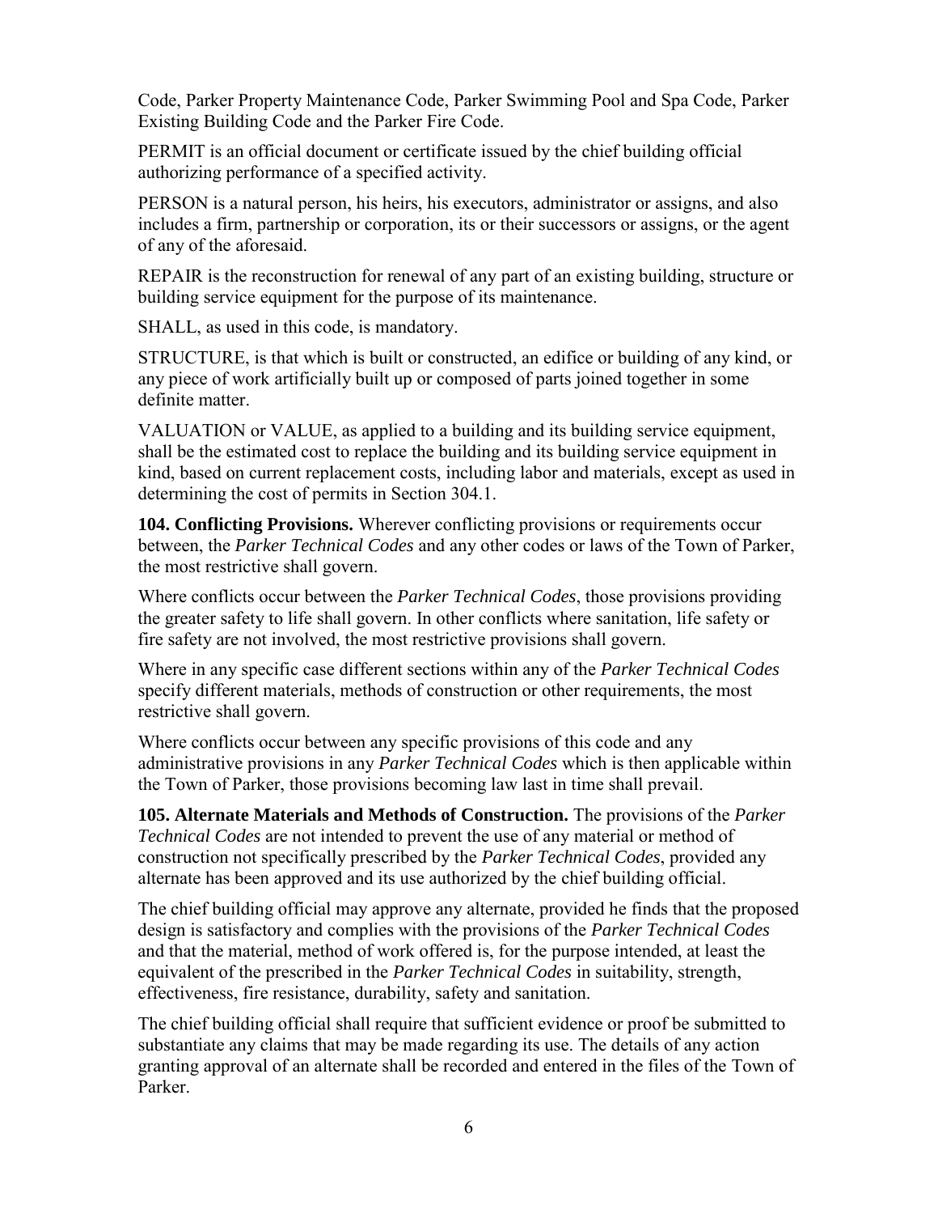Code, Parker Property Maintenance Code, Parker Swimming Pool and Spa Code, Parker Existing Building Code and the Parker Fire Code.

PERMIT is an official document or certificate issued by the chief building official authorizing performance of a specified activity.

PERSON is a natural person, his heirs, his executors, administrator or assigns, and also includes a firm, partnership or corporation, its or their successors or assigns, or the agent of any of the aforesaid.

REPAIR is the reconstruction for renewal of any part of an existing building, structure or building service equipment for the purpose of its maintenance.

SHALL, as used in this code, is mandatory.

STRUCTURE, is that which is built or constructed, an edifice or building of any kind, or any piece of work artificially built up or composed of parts joined together in some definite matter.

VALUATION or VALUE, as applied to a building and its building service equipment, shall be the estimated cost to replace the building and its building service equipment in kind, based on current replacement costs, including labor and materials, except as used in determining the cost of permits in Section 304.1.

**104. Conflicting Provisions.** Wherever conflicting provisions or requirements occur between, the *Parker Technical Codes* and any other codes or laws of the Town of Parker, the most restrictive shall govern.

Where conflicts occur between the *Parker Technical Codes*, those provisions providing the greater safety to life shall govern. In other conflicts where sanitation, life safety or fire safety are not involved, the most restrictive provisions shall govern.

Where in any specific case different sections within any of the *Parker Technical Codes* specify different materials, methods of construction or other requirements, the most restrictive shall govern.

Where conflicts occur between any specific provisions of this code and any administrative provisions in any *Parker Technical Codes* which is then applicable within the Town of Parker, those provisions becoming law last in time shall prevail.

**105. Alternate Materials and Methods of Construction.** The provisions of the *Parker Technical Codes* are not intended to prevent the use of any material or method of construction not specifically prescribed by the *Parker Technical Codes*, provided any alternate has been approved and its use authorized by the chief building official.

The chief building official may approve any alternate, provided he finds that the proposed design is satisfactory and complies with the provisions of the *Parker Technical Codes* and that the material, method of work offered is, for the purpose intended, at least the equivalent of the prescribed in the *Parker Technical Codes* in suitability, strength, effectiveness, fire resistance, durability, safety and sanitation.

The chief building official shall require that sufficient evidence or proof be submitted to substantiate any claims that may be made regarding its use. The details of any action granting approval of an alternate shall be recorded and entered in the files of the Town of Parker.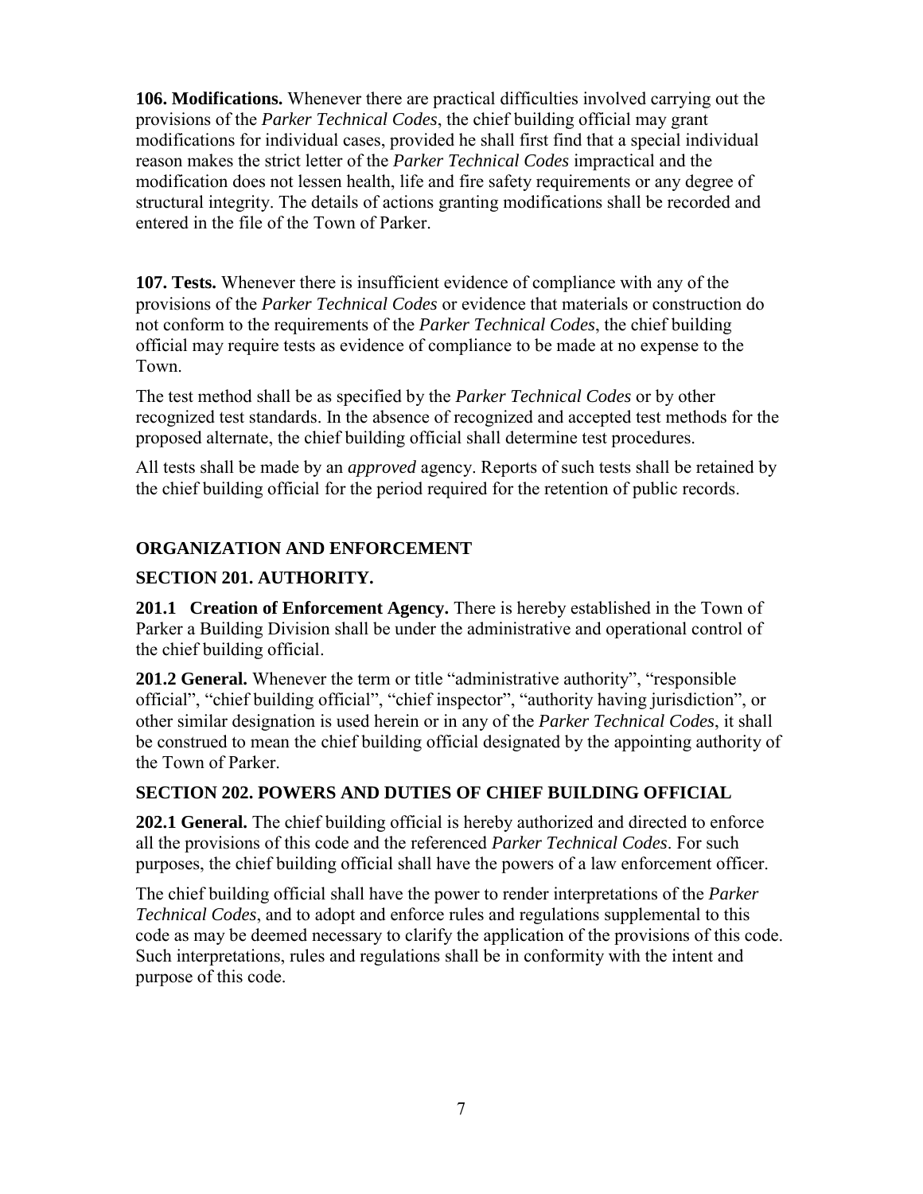**106. Modifications.** Whenever there are practical difficulties involved carrying out the provisions of the *Parker Technical Codes*, the chief building official may grant modifications for individual cases, provided he shall first find that a special individual reason makes the strict letter of the *Parker Technical Codes* impractical and the modification does not lessen health, life and fire safety requirements or any degree of structural integrity. The details of actions granting modifications shall be recorded and entered in the file of the Town of Parker.

**107. Tests.** Whenever there is insufficient evidence of compliance with any of the provisions of the *Parker Technical Codes* or evidence that materials or construction do not conform to the requirements of the *Parker Technical Codes*, the chief building official may require tests as evidence of compliance to be made at no expense to the Town.

The test method shall be as specified by the *Parker Technical Codes* or by other recognized test standards. In the absence of recognized and accepted test methods for the proposed alternate, the chief building official shall determine test procedures.

All tests shall be made by an *approved* agency. Reports of such tests shall be retained by the chief building official for the period required for the retention of public records.

## ORGANIZATION AND ENFORCEMENT

### SECTION 201. AUTHORITY.

**201.1 Creation of Enforcement Agency.** There is hereby established in the Town of Parker a Building Division shall be under the administrative and operational control of the chief building official.

**201.2 General.** Whenever the term or title "administrative authority", "responsible official", "chief building official", "chief inspector", "authority having jurisdiction", or other similar designation is used herein or in any of the *Parker Technical Codes*, it shall be construed to mean the chief building official designated by the appointing authority of the Town of Parker.

### SECTION 202. POWERS AND DUTIES OF CHIEF BUILDING OFFICIAL

**202.1 General.** The chief building official is hereby authorized and directed to enforce all the provisions of this code and the referenced *Parker Technical Codes*. For such purposes, the chief building official shall have the powers of a law enforcement officer.

The chief building official shall have the power to render interpretations of the *Parker Technical Codes*, and to adopt and enforce rules and regulations supplemental to this code as may be deemed necessary to clarify the application of the provisions of this code. Such interpretations, rules and regulations shall be in conformity with the intent and purpose of this code.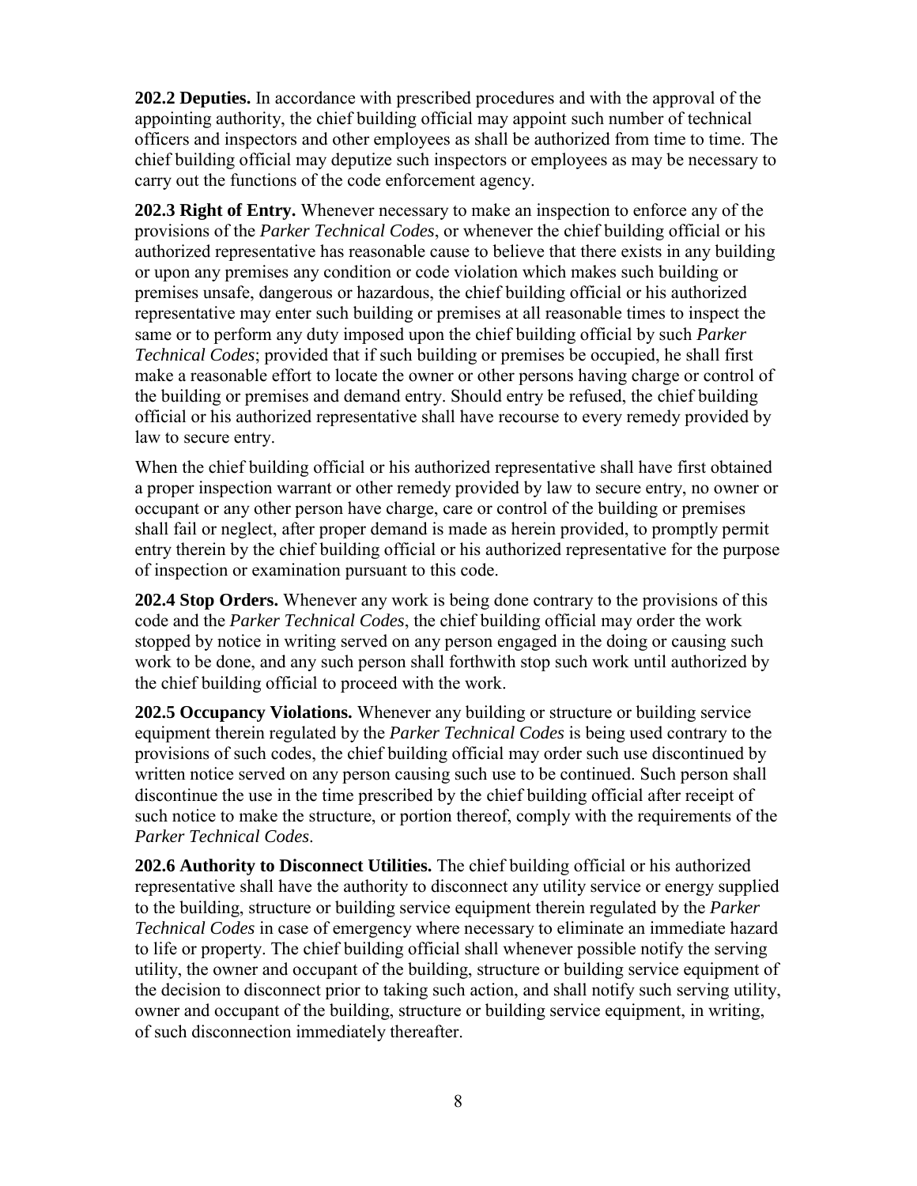**202.2 Deputies.** In accordance with prescribed procedures and with the approval of the appointing authority, the chief building official may appoint such number of technical officers and inspectors and other employees as shall be authorized from time to time. The chief building official may deputize such inspectors or employees as may be necessary to carry out the functions of the code enforcement agency.

**202.3 Right of Entry.** Whenever necessary to make an inspection to enforce any of the provisions of the *Parker Technical Codes*, or whenever the chief building official or his authorized representative has reasonable cause to believe that there exists in any building or upon any premises any condition or code violation which makes such building or premises unsafe, dangerous or hazardous, the chief building official or his authorized representative may enter such building or premises at all reasonable times to inspect the same or to perform any duty imposed upon the chief building official by such *Parker Technical Codes*; provided that if such building or premises be occupied, he shall first make a reasonable effort to locate the owner or other persons having charge or control of the building or premises and demand entry. Should entry be refused, the chief building official or his authorized representative shall have recourse to every remedy provided by law to secure entry.

When the chief building official or his authorized representative shall have first obtained a proper inspection warrant or other remedy provided by law to secure entry, no owner or occupant or any other person have charge, care or control of the building or premises shall fail or neglect, after proper demand is made as herein provided, to promptly permit entry therein by the chief building official or his authorized representative for the purpose of inspection or examination pursuant to this code.

**202.4 Stop Orders.** Whenever any work is being done contrary to the provisions of this code and the *Parker Technical Codes*, the chief building official may order the work stopped by notice in writing served on any person engaged in the doing or causing such work to be done, and any such person shall forthwith stop such work until authorized by the chief building official to proceed with the work.

**202.5 Occupancy Violations.** Whenever any building or structure or building service equipment therein regulated by the *Parker Technical Codes* is being used contrary to the provisions of such codes, the chief building official may order such use discontinued by written notice served on any person causing such use to be continued. Such person shall discontinue the use in the time prescribed by the chief building official after receipt of such notice to make the structure, or portion thereof, comply with the requirements of the *Parker Technical Codes*.

**202.6 Authority to Disconnect Utilities.** The chief building official or his authorized representative shall have the authority to disconnect any utility service or energy supplied to the building, structure or building service equipment therein regulated by the *Parker Technical Codes* in case of emergency where necessary to eliminate an immediate hazard to life or property. The chief building official shall whenever possible notify the serving utility, the owner and occupant of the building, structure or building service equipment of the decision to disconnect prior to taking such action, and shall notify such serving utility, owner and occupant of the building, structure or building service equipment, in writing, of such disconnection immediately thereafter.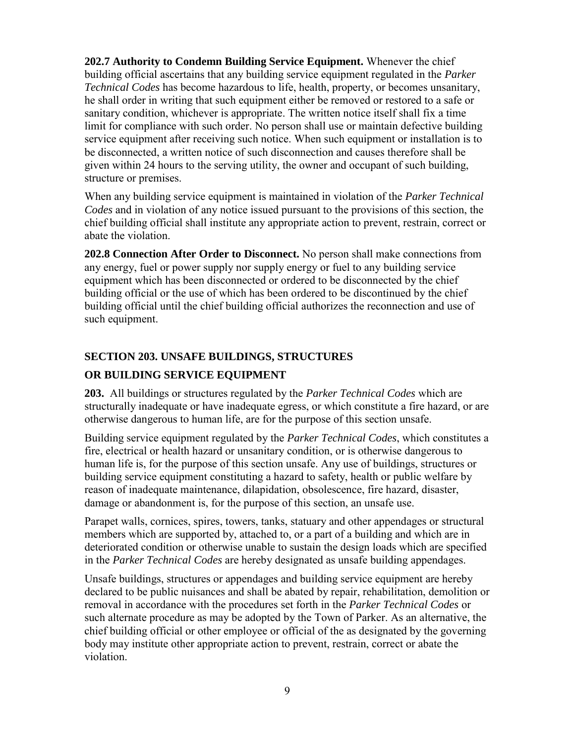**202.7 Authority to Condemn Building Service Equipment.** Whenever the chief building official ascertains that any building service equipment regulated in the *Parker Technical Codes* has become hazardous to life, health, property, or becomes unsanitary, he shall order in writing that such equipment either be removed or restored to a safe or sanitary condition, whichever is appropriate. The written notice itself shall fix a time limit for compliance with such order. No person shall use or maintain defective building service equipment after receiving such notice. When such equipment or installation is to be disconnected, a written notice of such disconnection and causes therefore shall be given within 24 hours to the serving utility, the owner and occupant of such building, structure or premises.

When any building service equipment is maintained in violation of the *Parker Technical Codes* and in violation of any notice issued pursuant to the provisions of this section, the chief building official shall institute any appropriate action to prevent, restrain, correct or abate the violation.

**202.8 Connection After Order to Disconnect.** No person shall make connections from any energy, fuel or power supply nor supply energy or fuel to any building service equipment which has been disconnected or ordered to be disconnected by the chief building official or the use of which has been ordered to be discontinued by the chief building official until the chief building official authorizes the reconnection and use of such equipment.

## SECTION 203. UNSAFE BUILDINGS, STRUCTURES OR BUILDING SERVICE EQUIPMENT

**203.** All buildings or structures regulated by the *Parker Technical Codes* which are structurally inadequate or have inadequate egress, or which constitute a fire hazard, or are otherwise dangerous to human life, are for the purpose of this section unsafe.

Building service equipment regulated by the *Parker Technical Codes*, which constitutes a fire, electrical or health hazard or unsanitary condition, or is otherwise dangerous to human life is, for the purpose of this section unsafe. Any use of buildings, structures or building service equipment constituting a hazard to safety, health or public welfare by reason of inadequate maintenance, dilapidation, obsolescence, fire hazard, disaster, damage or abandonment is, for the purpose of this section, an unsafe use.

Parapet walls, cornices, spires, towers, tanks, statuary and other appendages or structural members which are supported by, attached to, or a part of a building and which are in deteriorated condition or otherwise unable to sustain the design loads which are specified in the *Parker Technical Codes* are hereby designated as unsafe building appendages.

Unsafe buildings, structures or appendages and building service equipment are hereby declared to be public nuisances and shall be abated by repair, rehabilitation, demolition or removal in accordance with the procedures set forth in the *Parker Technical Codes* or such alternate procedure as may be adopted by the Town of Parker. As an alternative, the chief building official or other employee or official of the as designated by the governing body may institute other appropriate action to prevent, restrain, correct or abate the violation.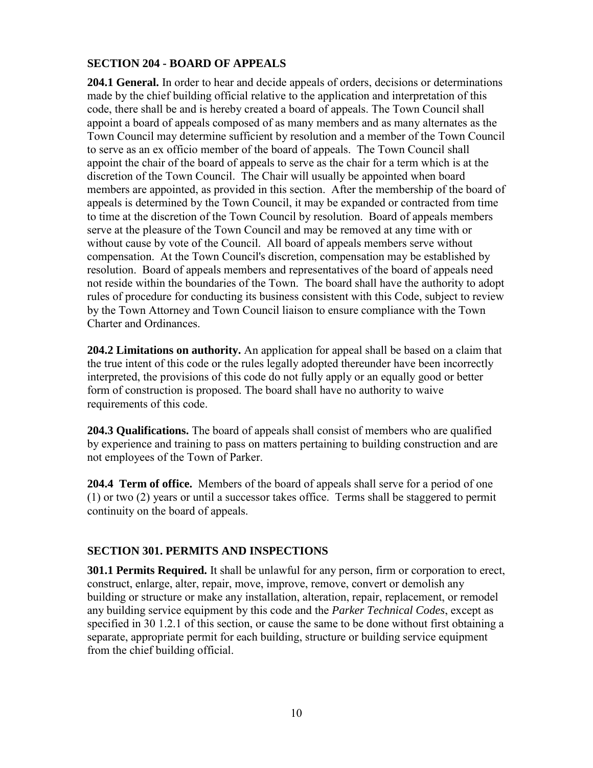## SECTION 204 - BOARD OF APPEALS

**204.1 General.** In order to hear and decide appeals of orders, decisions or determinations made by the chief building official relative to the application and interpretation of this code, there shall be and is hereby created a board of appeals. The Town Council shall appoint a board of appeals composed of as many members and as many alternates as the Town Council may determine sufficient by resolution and a member of the Town Council to serve as an ex officio member of the board of appeals. The Town Council shall appoint the chair of the board of appeals to serve as the chair for a term which is at the discretion of the Town Council. The Chair will usually be appointed when board members are appointed, as provided in this section. After the membership of the board of appeals is determined by the Town Council, it may be expanded or contracted from time to time at the discretion of the Town Council by resolution. Board of appeals members serve at the pleasure of the Town Council and may be removed at any time with or without cause by vote of the Council. All board of appeals members serve without compensation. At the Town Council's discretion, compensation may be established by resolution. Board of appeals members and representatives of the board of appeals need not reside within the boundaries of the Town. The board shall have the authority to adopt rules of procedure for conducting its business consistent with this Code, subject to review by the Town Attorney and Town Council liaison to ensure compliance with the Town Charter and Ordinances.

**204.2 Limitations on authority.** An application for appeal shall be based on a claim that the true intent of this code or the rules legally adopted thereunder have been incorrectly interpreted, the provisions of this code do not fully apply or an equally good or better form of construction is proposed. The board shall have no authority to waive requirements of this code.

**204.3 Qualifications.** The board of appeals shall consist of members who are qualified by experience and training to pass on matters pertaining to building construction and are not employees of the Town of Parker.

**204.4 Term of office.** Members of the board of appeals shall serve for a period of one (1) or two (2) years or until a successor takes office. Terms shall be staggered to permit continuity on the board of appeals.

## SECTION 301. PERMITS AND INSPECTIONS

**301.1 Permits Required.** It shall be unlawful for any person, firm or corporation to erect, construct, enlarge, alter, repair, move, improve, remove, convert or demolish any building or structure or make any installation, alteration, repair, replacement, or remodel any building service equipment by this code and the *Parker Technical Codes*, except as specified in 30 1.2.1 of this section, or cause the same to be done without first obtaining a separate, appropriate permit for each building, structure or building service equipment from the chief building official.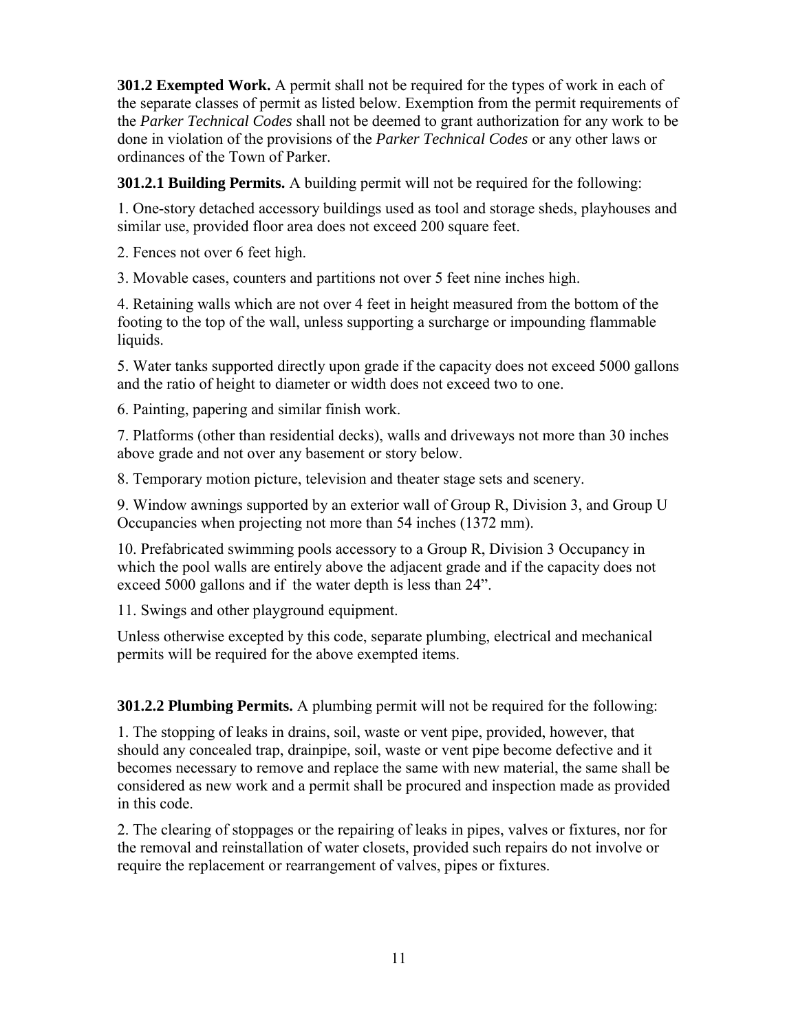**301.2 Exempted Work.** A permit shall not be required for the types of work in each of the separate classes of permit as listed below. Exemption from the permit requirements of the *Parker Technical Codes* shall not be deemed to grant authorization for any work to be done in violation of the provisions of the *Parker Technical Codes* or any other laws or ordinances of the Town of Parker.

**301.2.1 Building Permits.** A building permit will not be required for the following:

1. One-story detached accessory buildings used as tool and storage sheds, playhouses and similar use, provided floor area does not exceed 200 square feet.

2. Fences not over 6 feet high.

3. Movable cases, counters and partitions not over 5 feet nine inches high.

4. Retaining walls which are not over 4 feet in height measured from the bottom of the footing to the top of the wall, unless supporting a surcharge or impounding flammable liquids.

5. Water tanks supported directly upon grade if the capacity does not exceed 5000 gallons and the ratio of height to diameter or width does not exceed two to one.

6. Painting, papering and similar finish work.

7. Platforms (other than residential decks), walls and driveways not more than 30 inches above grade and not over any basement or story below.

8. Temporary motion picture, television and theater stage sets and scenery.

9. Window awnings supported by an exterior wall of Group R, Division 3, and Group U Occupancies when projecting not more than 54 inches (1372 mm).

10. Prefabricated swimming pools accessory to a Group R, Division 3 Occupancy in which the pool walls are entirely above the adjacent grade and if the capacity does not exceed 5000 gallons and if the water depth is less than 24".

11. Swings and other playground equipment.

Unless otherwise excepted by this code, separate plumbing, electrical and mechanical permits will be required for the above exempted items.

**301.2.2 Plumbing Permits.** A plumbing permit will not be required for the following:

1. The stopping of leaks in drains, soil, waste or vent pipe, provided, however, that should any concealed trap, drainpipe, soil, waste or vent pipe become defective and it becomes necessary to remove and replace the same with new material, the same shall be considered as new work and a permit shall be procured and inspection made as provided in this code.

2. The clearing of stoppages or the repairing of leaks in pipes, valves or fixtures, nor for the removal and reinstallation of water closets, provided such repairs do not involve or require the replacement or rearrangement of valves, pipes or fixtures.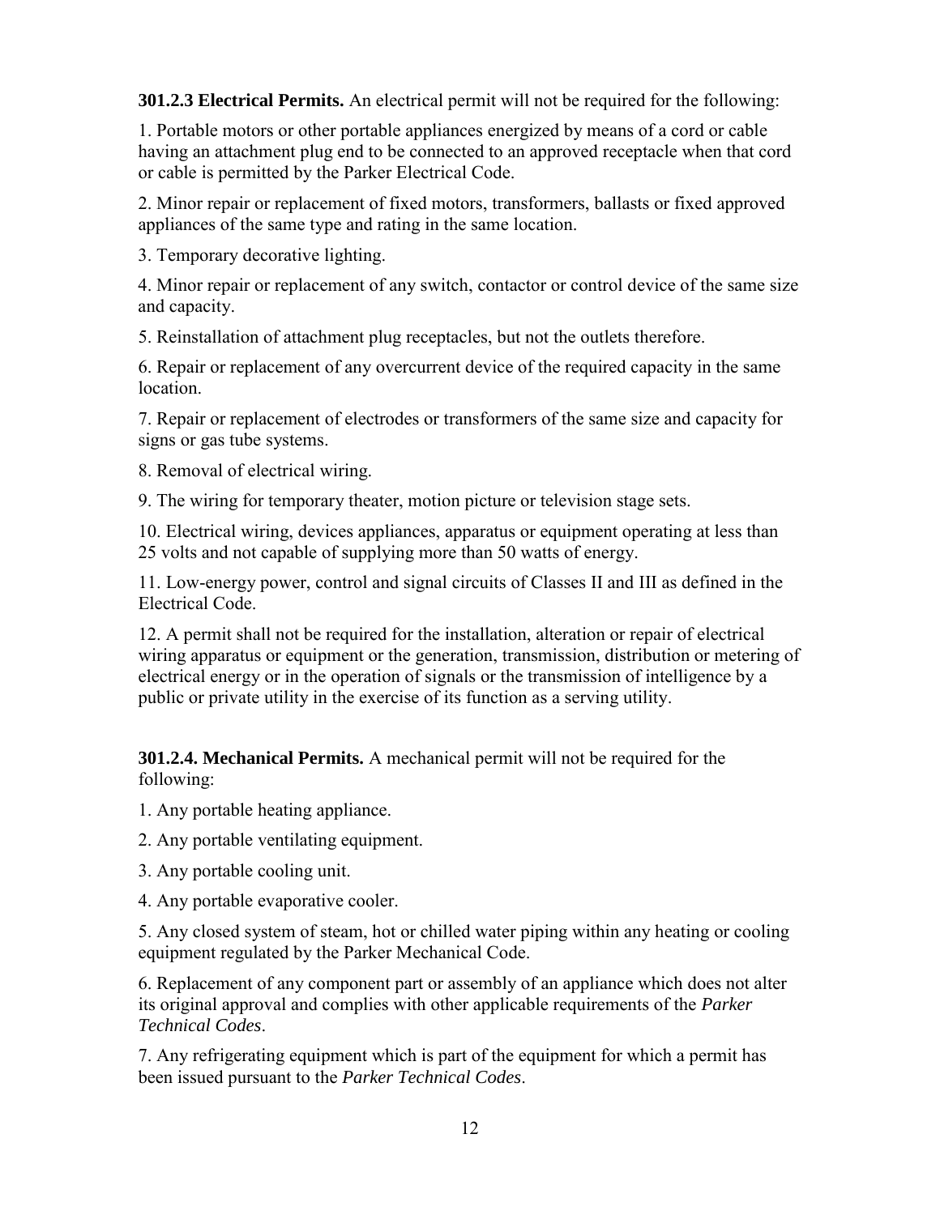**301.2.3 Electrical Permits.** An electrical permit will not be required for the following:

1. Portable motors or other portable appliances energized by means of a cord or cable having an attachment plug end to be connected to an approved receptacle when that cord or cable is permitted by the Parker Electrical Code.

2. Minor repair or replacement of fixed motors, transformers, ballasts or fixed approved appliances of the same type and rating in the same location.

3. Temporary decorative lighting.

4. Minor repair or replacement of any switch, contactor or control device of the same size and capacity.

5. Reinstallation of attachment plug receptacles, but not the outlets therefore.

6. Repair or replacement of any overcurrent device of the required capacity in the same location.

7. Repair or replacement of electrodes or transformers of the same size and capacity for signs or gas tube systems.

8. Removal of electrical wiring.

9. The wiring for temporary theater, motion picture or television stage sets.

10. Electrical wiring, devices appliances, apparatus or equipment operating at less than 25 volts and not capable of supplying more than 50 watts of energy.

11. Low-energy power, control and signal circuits of Classes II and III as defined in the Electrical Code.

12. A permit shall not be required for the installation, alteration or repair of electrical wiring apparatus or equipment or the generation, transmission, distribution or metering of electrical energy or in the operation of signals or the transmission of intelligence by a public or private utility in the exercise of its function as a serving utility.

**301.2.4. Mechanical Permits.** A mechanical permit will not be required for the following:

1. Any portable heating appliance.

2. Any portable ventilating equipment.

3. Any portable cooling unit.

4. Any portable evaporative cooler.

5. Any closed system of steam, hot or chilled water piping within any heating or cooling equipment regulated by the Parker Mechanical Code.

6. Replacement of any component part or assembly of an appliance which does not alter its original approval and complies with other applicable requirements of the *Parker Technical Codes*.

7. Any refrigerating equipment which is part of the equipment for which a permit has been issued pursuant to the *Parker Technical Codes*.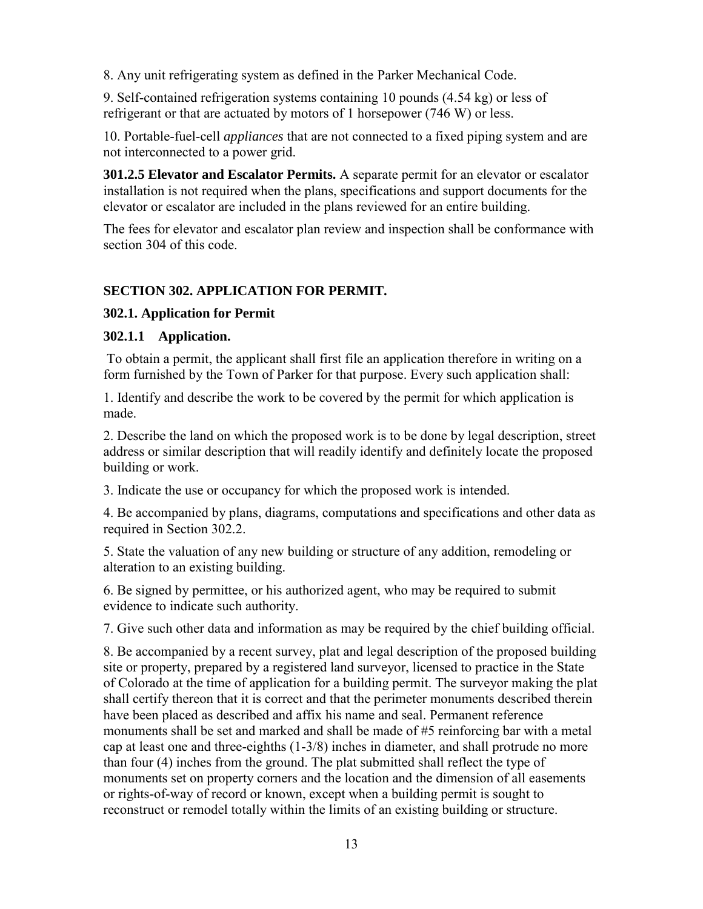8. Any unit refrigerating system as defined in the Parker Mechanical Code.

9. Self-contained refrigeration systems containing 10 pounds (4.54 kg) or less of refrigerant or that are actuated by motors of 1 horsepower (746 W) or less.

10. Portable-fuel-cell *appliances* that are not connected to a fixed piping system and are not interconnected to a power grid.

**301.2.5 Elevator and Escalator Permits.** A separate permit for an elevator or escalator installation is not required when the plans, specifications and support documents for the elevator or escalator are included in the plans reviewed for an entire building.

The fees for elevator and escalator plan review and inspection shall be conformance with section 304 of this code.

## SECTION 302. APPLICATION FOR PERMIT.

### 302.1. Application for Permit

#### 302.1.1 Application.

To obtain a permit, the applicant shall first file an application therefore in writing on a form furnished by the Town of Parker for that purpose. Every such application shall:

1. Identify and describe the work to be covered by the permit for which application is made.

2. Describe the land on which the proposed work is to be done by legal description, street address or similar description that will readily identify and definitely locate the proposed building or work.

3. Indicate the use or occupancy for which the proposed work is intended.

4. Be accompanied by plans, diagrams, computations and specifications and other data as required in Section 302.2.

5. State the valuation of any new building or structure of any addition, remodeling or alteration to an existing building.

6. Be signed by permittee, or his authorized agent, who may be required to submit evidence to indicate such authority.

7. Give such other data and information as may be required by the chief building official.

8. Be accompanied by a recent survey, plat and legal description of the proposed building site or property, prepared by a registered land surveyor, licensed to practice in the State of Colorado at the time of application for a building permit. The surveyor making the plat shall certify thereon that it is correct and that the perimeter monuments described therein have been placed as described and affix his name and seal. Permanent reference monuments shall be set and marked and shall be made of #5 reinforcing bar with a metal cap at least one and three-eighths (1-3/8) inches in diameter, and shall protrude no more than four (4) inches from the ground. The plat submitted shall reflect the type of monuments set on property corners and the location and the dimension of all easements or rights-of-way of record or known, except when a building permit is sought to reconstruct or remodel totally within the limits of an existing building or structure.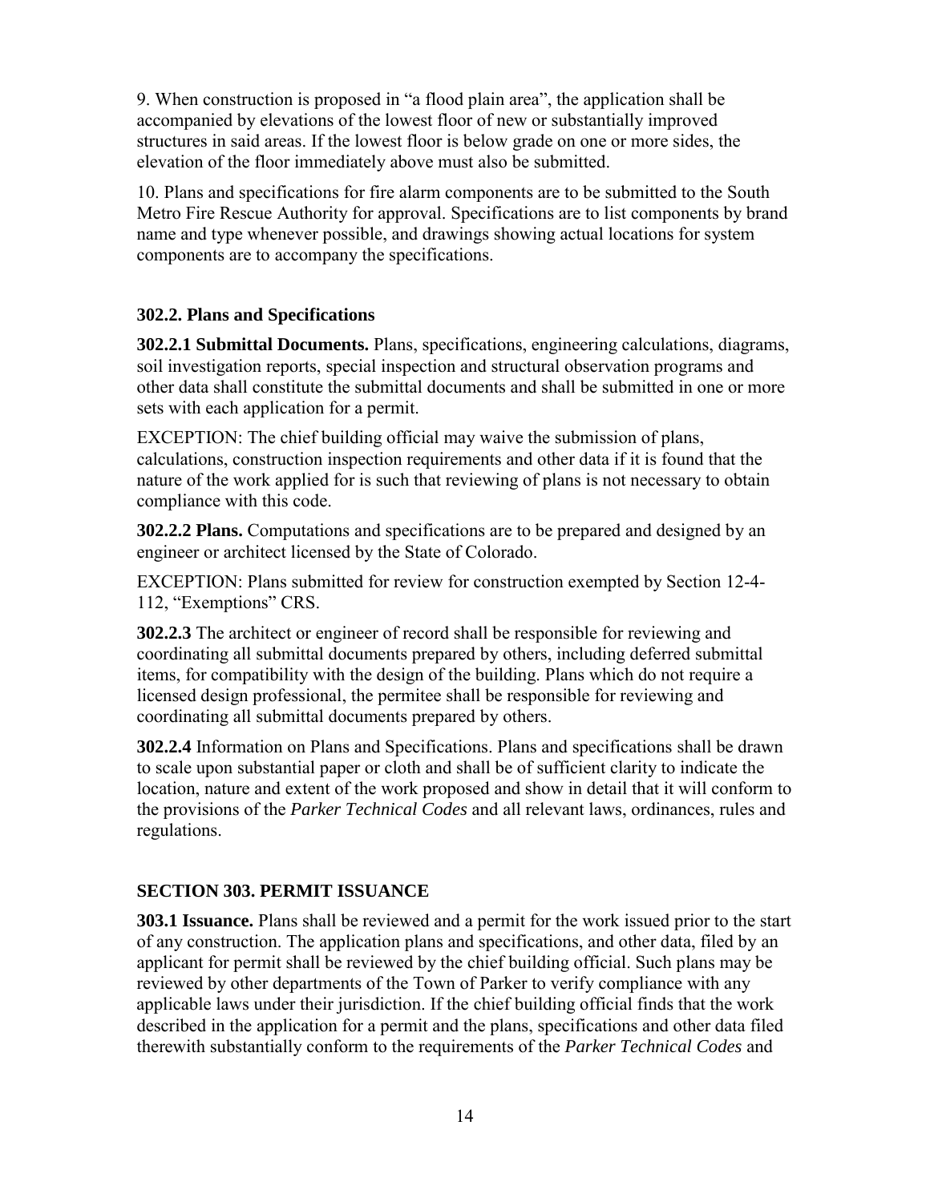9. When construction is proposed in “a flood plain area”, the application shall be accompanied by elevations of the lowest floor of new or substantially improved structures in said areas. If the lowest floor is below grade on one or more sides, the elevation of the floor immediately above must also be submitted.

10. Plans and specifications for fire alarm components are to be submitted to the South Metro Fire Rescue Authority for approval. Specifications are to list components by brand name and type whenever possible, and drawings showing actual locations for system components are to accompany the specifications.

### 302.2. Plans and Specifications

**302.2.1 Submittal Documents.** Plans, specifications, engineering calculations, diagrams, soil investigation reports, special inspection and structural observation programs and other data shall constitute the submittal documents and shall be submitted in one or more sets with each application for a permit.

EXCEPTION: The chief building official may waive the submission of plans, calculations, construction inspection requirements and other data if it is found that the nature of the work applied for is such that reviewing of plans is not necessary to obtain compliance with this code.

**302.2.2 Plans.** Computations and specifications are to be prepared and designed by an engineer or architect licensed by the State of Colorado.

EXCEPTION: Plans submitted for review for construction exempted by Section 12-4-112, “Exemptions” CRS.

**302.2.3** The architect or engineer of record shall be responsible for reviewing and coordinating all submittal documents prepared by others, including deferred submittal items, for compatibility with the design of the building. Plans which do not require a licensed design professional, the permitee shall be responsible for reviewing and coordinating all submittal documents prepared by others.

**302.2.4** Information on Plans and Specifications. Plans and specifications shall be drawn to scale upon substantial paper or cloth and shall be of sufficient clarity to indicate the location, nature and extent of the work proposed and show in detail that it will conform to the provisions of the *Parker Technical Codes* and all relevant laws, ordinances, rules and regulations.

## SECTION 303. PERMIT ISSUANCE

**303.1 Issuance.** Plans shall be reviewed and a permit for the work issued prior to the start of any construction. The application plans and specifications, and other data, filed by an applicant for permit shall be reviewed by the chief building official. Such plans may be reviewed by other departments of the Town of Parker to verify compliance with any applicable laws under their jurisdiction. If the chief building official finds that the work described in the application for a permit and the plans, specifications and other data filed therewith substantially conform to the requirements of the *Parker Technical Codes* and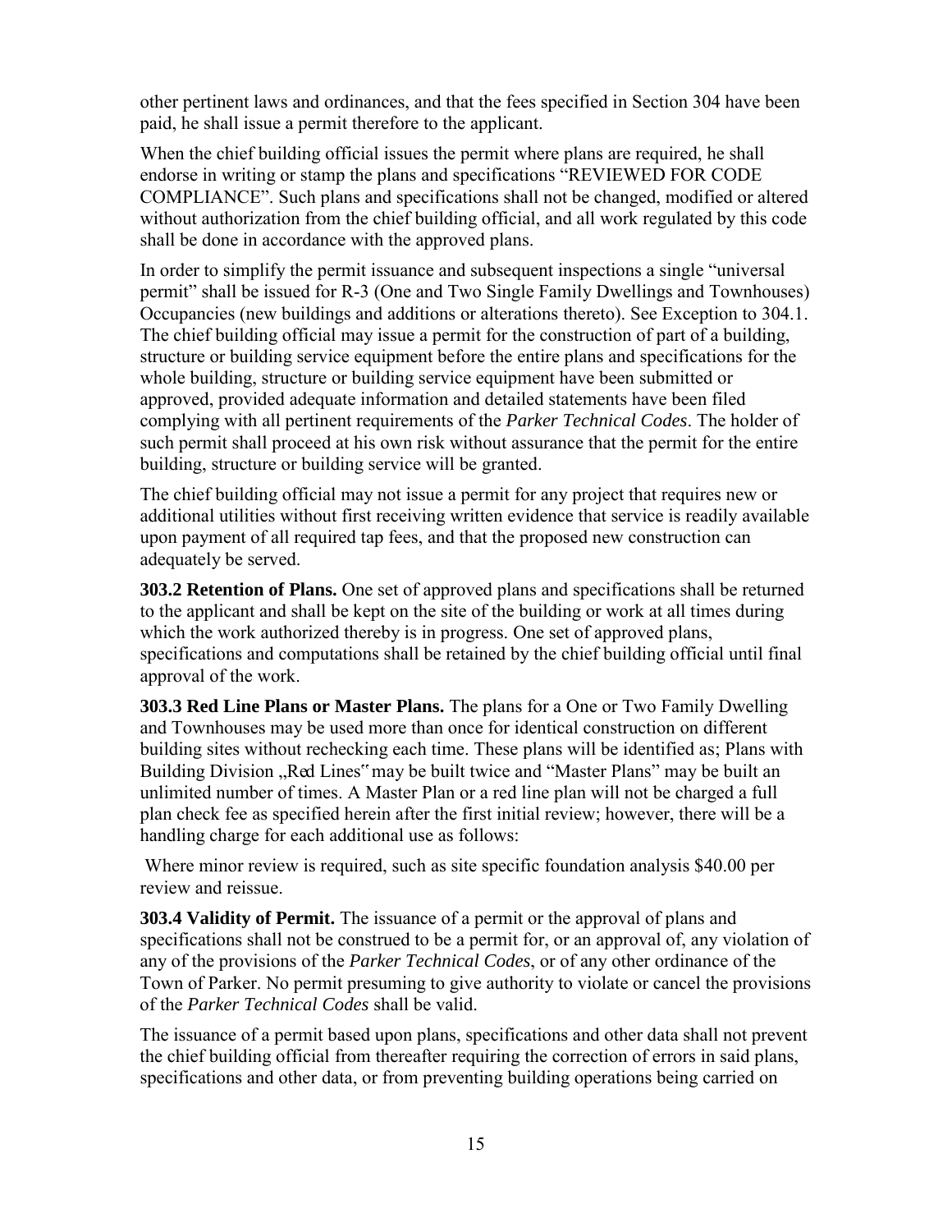other pertinent laws and ordinances, and that the fees specified in Section 304 have been paid, he shall issue a permit therefore to the applicant.

When the chief building official issues the permit where plans are required, he shall endorse in writing or stamp the plans and specifications "REVIEWED FOR CODE COMPLIANCE". Such plans and specifications shall not be changed, modified or altered without authorization from the chief building official, and all work regulated by this code shall be done in accordance with the approved plans.

In order to simplify the permit issuance and subsequent inspections a single "universal permit" shall be issued for R-3 (One and Two Single Family Dwellings and Townhouses) Occupancies (new buildings and additions or alterations thereto). See Exception to 304.1. The chief building official may issue a permit for the construction of part of a building, structure or building service equipment before the entire plans and specifications for the whole building, structure or building service equipment have been submitted or approved, provided adequate information and detailed statements have been filed complying with all pertinent requirements of the *Parker Technical Codes*. The holder of such permit shall proceed at his own risk without assurance that the permit for the entire building, structure or building service will be granted.

The chief building official may not issue a permit for any project that requires new or additional utilities without first receiving written evidence that service is readily available upon payment of all required tap fees, and that the proposed new construction can adequately be served.

**303.2 Retention of Plans.** One set of approved plans and specifications shall be returned to the applicant and shall be kept on the site of the building or work at all times during which the work authorized thereby is in progress. One set of approved plans, specifications and computations shall be retained by the chief building official until final approval of the work.

**303.3 Red Line Plans or Master Plans.** The plans for a One or Two Family Dwelling and Townhouses may be used more than once for identical construction on different building sites without rechecking each time. These plans will be identified as; Plans with Building Division „Red Lines" may be built twice and "Master Plans" may be built an unlimited number of times. A Master Plan or a red line plan will not be charged a full plan check fee as specified herein after the first initial review; however, there will be a handling charge for each additional use as follows:

Where minor review is required, such as site specific foundation analysis $40.00 per review and reissue.

**303.4 Validity of Permit.** The issuance of a permit or the approval of plans and specifications shall not be construed to be a permit for, or an approval of, any violation of any of the provisions of the *Parker Technical Codes*, or of any other ordinance of the Town of Parker. No permit presuming to give authority to violate or cancel the provisions of the *Parker Technical Codes* shall be valid.

The issuance of a permit based upon plans, specifications and other data shall not prevent the chief building official from thereafter requiring the correction of errors in said plans, specifications and other data, or from preventing building operations being carried on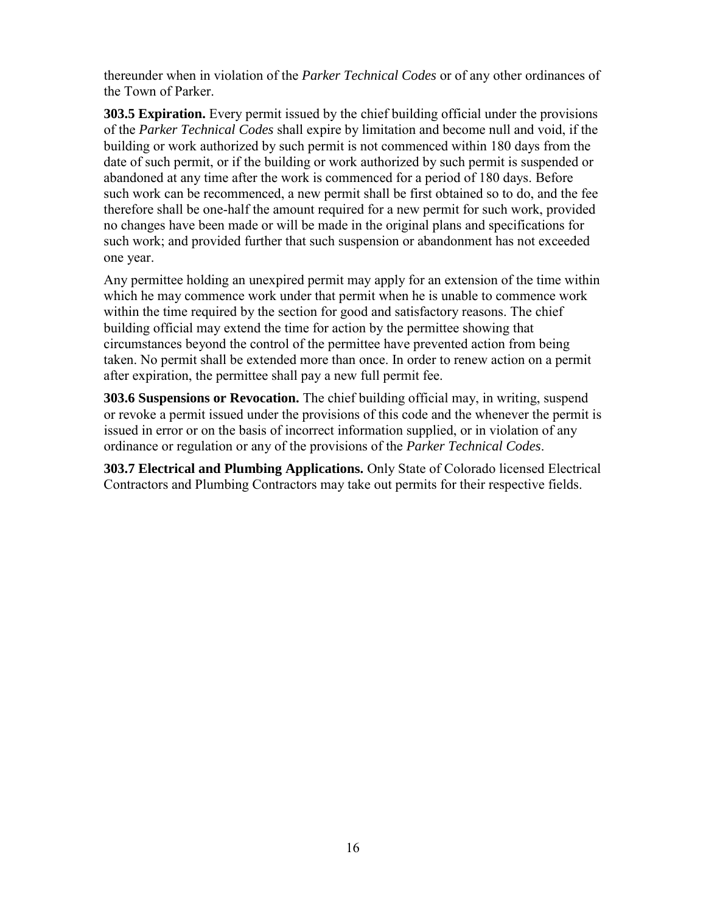thereunder when in violation of the *Parker Technical Codes* or of any other ordinances of the Town of Parker.

**303.5 Expiration.** Every permit issued by the chief building official under the provisions of the *Parker Technical Codes* shall expire by limitation and become null and void, if the building or work authorized by such permit is not commenced within 180 days from the date of such permit, or if the building or work authorized by such permit is suspended or abandoned at any time after the work is commenced for a period of 180 days. Before such work can be recommenced, a new permit shall be first obtained so to do, and the fee therefore shall be one-half the amount required for a new permit for such work, provided no changes have been made or will be made in the original plans and specifications for such work; and provided further that such suspension or abandonment has not exceeded one year.

Any permittee holding an unexpired permit may apply for an extension of the time within which he may commence work under that permit when he is unable to commence work within the time required by the section for good and satisfactory reasons. The chief building official may extend the time for action by the permittee showing that circumstances beyond the control of the permittee have prevented action from being taken. No permit shall be extended more than once. In order to renew action on a permit after expiration, the permittee shall pay a new full permit fee.

**303.6 Suspensions or Revocation.** The chief building official may, in writing, suspend or revoke a permit issued under the provisions of this code and the whenever the permit is issued in error or on the basis of incorrect information supplied, or in violation of any ordinance or regulation or any of the provisions of the *Parker Technical Codes*.

**303.7 Electrical and Plumbing Applications.** Only State of Colorado licensed Electrical Contractors and Plumbing Contractors may take out permits for their respective fields.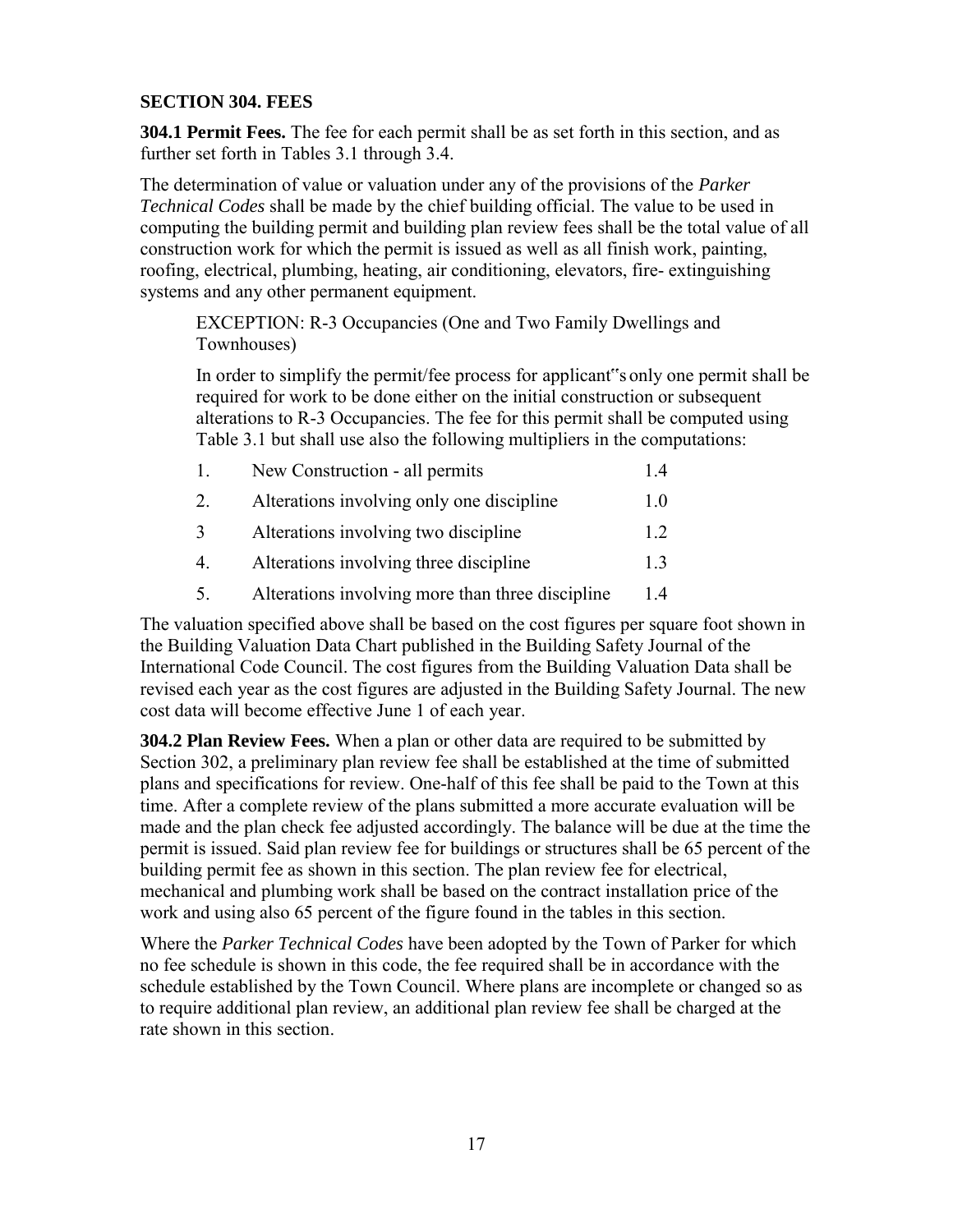## SECTION 304. FEES

**304.1 Permit Fees.** The fee for each permit shall be as set forth in this section, and as further set forth in Tables 3.1 through 3.4.

The determination of value or valuation under any of the provisions of the *Parker Technical Codes* shall be made by the chief building official. The value to be used in computing the building permit and building plan review fees shall be the total value of all construction work for which the permit is issued as well as all finish work, painting, roofing, electrical, plumbing, heating, air conditioning, elevators, fire- extinguishing systems and any other permanent equipment.

> EXCEPTION: R-3 Occupancies (One and Two Family Dwellings and Townhouses)
>
> In order to simplify the permit/fee process for applicant"s only one permit shall be required for work to be done either on the initial construction or subsequent alterations to R-3 Occupancies. The fee for this permit shall be computed using Table 3.1 but shall use also the following multipliers in the computations:

| | | |
|---|---|---|
| 1. | New Construction - all permits | 1.4 |
| 2. | Alterations involving only one discipline | 1.0 |
| 3 | Alterations involving two discipline | 1.2 |
| 4. | Alterations involving three discipline | 1.3 |
| 5. | Alterations involving more than three discipline | 1.4 |

The valuation specified above shall be based on the cost figures per square foot shown in the Building Valuation Data Chart published in the Building Safety Journal of the International Code Council. The cost figures from the Building Valuation Data shall be revised each year as the cost figures are adjusted in the Building Safety Journal. The new cost data will become effective June 1 of each year.

**304.2 Plan Review Fees.** When a plan or other data are required to be submitted by Section 302, a preliminary plan review fee shall be established at the time of submitted plans and specifications for review. One-half of this fee shall be paid to the Town at this time. After a complete review of the plans submitted a more accurate evaluation will be made and the plan check fee adjusted accordingly. The balance will be due at the time the permit is issued. Said plan review fee for buildings or structures shall be 65 percent of the building permit fee as shown in this section. The plan review fee for electrical, mechanical and plumbing work shall be based on the contract installation price of the work and using also 65 percent of the figure found in the tables in this section.

Where the *Parker Technical Codes* have been adopted by the Town of Parker for which no fee schedule is shown in this code, the fee required shall be in accordance with the schedule established by the Town Council. Where plans are incomplete or changed so as to require additional plan review, an additional plan review fee shall be charged at the rate shown in this section.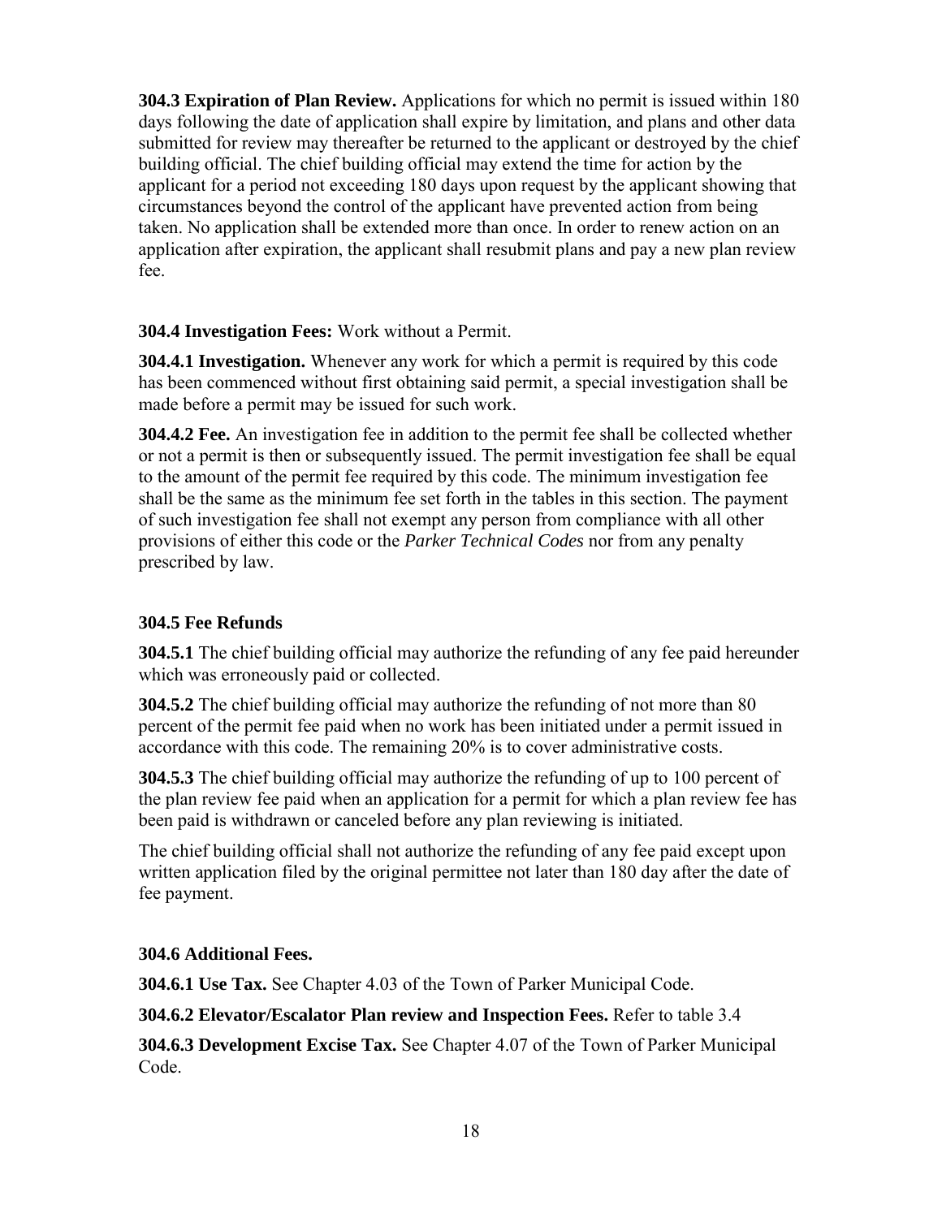**304.3 Expiration of Plan Review.** Applications for which no permit is issued within 180 days following the date of application shall expire by limitation, and plans and other data submitted for review may thereafter be returned to the applicant or destroyed by the chief building official. The chief building official may extend the time for action by the applicant for a period not exceeding 180 days upon request by the applicant showing that circumstances beyond the control of the applicant have prevented action from being taken. No application shall be extended more than once. In order to renew action on an application after expiration, the applicant shall resubmit plans and pay a new plan review fee.

**304.4 Investigation Fees:** Work without a Permit.

**304.4.1 Investigation.** Whenever any work for which a permit is required by this code has been commenced without first obtaining said permit, a special investigation shall be made before a permit may be issued for such work.

**304.4.2 Fee.** An investigation fee in addition to the permit fee shall be collected whether or not a permit is then or subsequently issued. The permit investigation fee shall be equal to the amount of the permit fee required by this code. The minimum investigation fee shall be the same as the minimum fee set forth in the tables in this section. The payment of such investigation fee shall not exempt any person from compliance with all other provisions of either this code or the *Parker Technical Codes* nor from any penalty prescribed by law.

**304.5 Fee Refunds**

**304.5.1** The chief building official may authorize the refunding of any fee paid hereunder which was erroneously paid or collected.

**304.5.2** The chief building official may authorize the refunding of not more than 80 percent of the permit fee paid when no work has been initiated under a permit issued in accordance with this code. The remaining 20% is to cover administrative costs.

**304.5.3** The chief building official may authorize the refunding of up to 100 percent of the plan review fee paid when an application for a permit for which a plan review fee has been paid is withdrawn or canceled before any plan reviewing is initiated.

The chief building official shall not authorize the refunding of any fee paid except upon written application filed by the original permittee not later than 180 day after the date of fee payment.

**304.6 Additional Fees.**

**304.6.1 Use Tax.** See Chapter 4.03 of the Town of Parker Municipal Code.

**304.6.2 Elevator/Escalator Plan review and Inspection Fees.** Refer to table 3.4

**304.6.3 Development Excise Tax.** See Chapter 4.07 of the Town of Parker Municipal Code.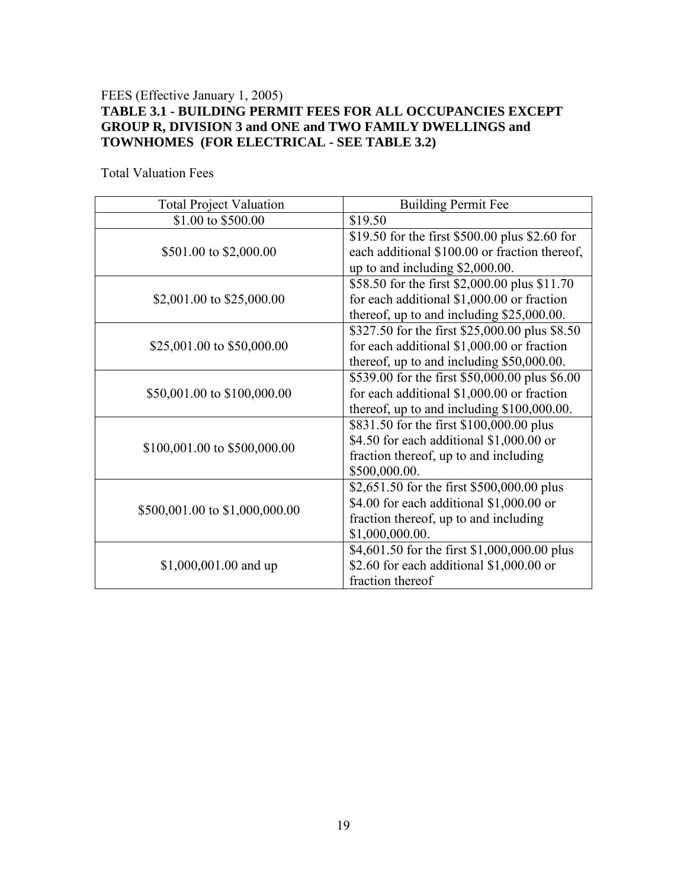FEES (Effective January 1, 2005)

**TABLE 3.1 - BUILDING PERMIT FEES FOR ALL OCCUPANCIES EXCEPT GROUP R, DIVISION 3 and ONE and TWO FAMILY DWELLINGS and TOWNHOMES (FOR ELECTRICAL - SEE TABLE 3.2)**

Total Valuation Fees

| Total Project Valuation | Building Permit Fee |
|---|---|
| $1.00 to $500.00 | $19.50 |
| $501.00 to $2,000.00 | $19.50 for the first $500.00 plus $2.60 for each additional $100.00 or fraction thereof, up to and including $2,000.00. |
| $2,001.00 to $25,000.00 | $58.50 for the first $2,000.00 plus $11.70 for each additional $1,000.00 or fraction thereof, up to and including $25,000.00. |
| $25,001.00 to $50,000.00 | $327.50 for the first $25,000.00 plus $8.50 for each additional $1,000.00 or fraction thereof, up to and including $50,000.00. |
| $50,001.00 to $100,000.00 | $539.00 for the first $50,000.00 plus $6.00 for each additional $1,000.00 or fraction thereof, up to and including $100,000.00. |
| $100,001.00 to $500,000.00 | $831.50 for the first $100,000.00 plus $4.50 for each additional $1,000.00 or fraction thereof, up to and including $500,000.00. |
| $500,001.00 to $1,000,000.00 | $2,651.50 for the first $500,000.00 plus $4.00 for each additional $1,000.00 or fraction thereof, up to and including $1,000,000.00. |
| $1,000,001.00 and up | $4,601.50 for the first $1,000,000.00 plus $2.60 for each additional $1,000.00 or fraction thereof |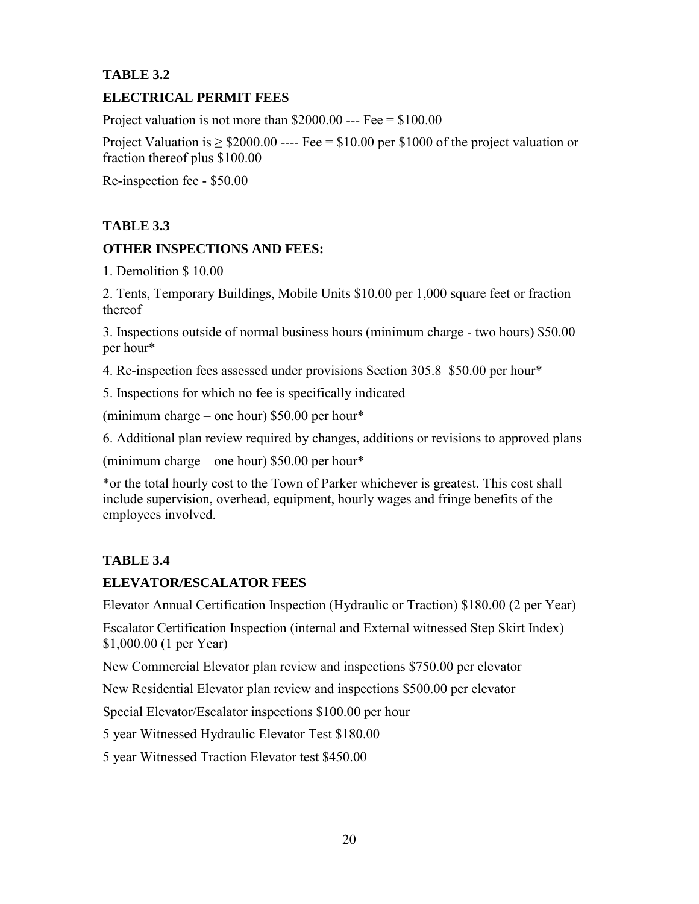**TABLE 3.2**

**ELECTRICAL PERMIT FEES**

Project valuation is not more than $2000.00 --- Fee = $100.00

Project Valuation is ≥ $2000.00 ---- Fee = $10.00 per $1000 of the project valuation or fraction thereof plus $100.00

Re-inspection fee - $50.00

**TABLE 3.3**

**OTHER INSPECTIONS AND FEES:**

1. Demolition $ 10.00

2. Tents, Temporary Buildings, Mobile Units $10.00 per 1,000 square feet or fraction thereof

3. Inspections outside of normal business hours (minimum charge - two hours) $50.00 per hour*

4. Re-inspection fees assessed under provisions Section 305.8 $50.00 per hour*

5. Inspections for which no fee is specifically indicated

(minimum charge – one hour) $50.00 per hour*

6. Additional plan review required by changes, additions or revisions to approved plans

(minimum charge – one hour) $50.00 per hour*

*or the total hourly cost to the Town of Parker whichever is greatest. This cost shall include supervision, overhead, equipment, hourly wages and fringe benefits of the employees involved.

**TABLE 3.4**

**ELEVATOR/ESCALATOR FEES**

Elevator Annual Certification Inspection (Hydraulic or Traction) $180.00 (2 per Year)

Escalator Certification Inspection (internal and External witnessed Step Skirt Index) $1,000.00 (1 per Year)

New Commercial Elevator plan review and inspections $750.00 per elevator

New Residential Elevator plan review and inspections $500.00 per elevator

Special Elevator/Escalator inspections $100.00 per hour

5 year Witnessed Hydraulic Elevator Test $180.00

5 year Witnessed Traction Elevator test $450.00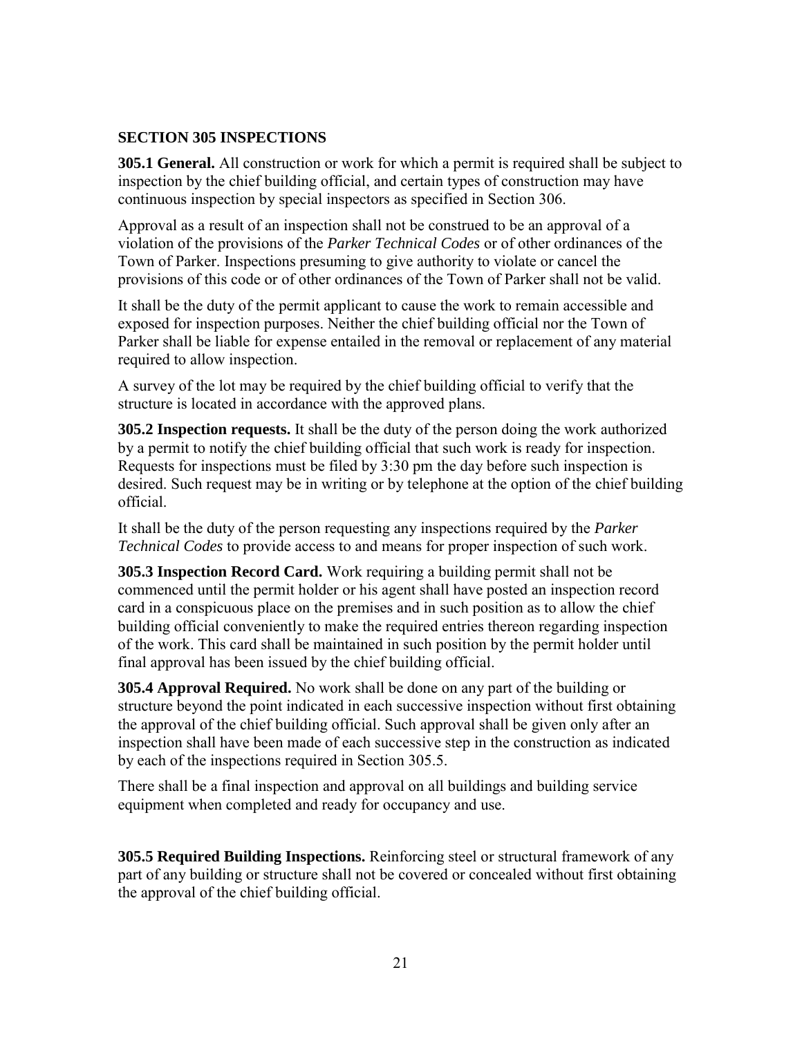## SECTION 305 INSPECTIONS

**305.1 General.** All construction or work for which a permit is required shall be subject to inspection by the chief building official, and certain types of construction may have continuous inspection by special inspectors as specified in Section 306.

Approval as a result of an inspection shall not be construed to be an approval of a violation of the provisions of the *Parker Technical Codes* or of other ordinances of the Town of Parker. Inspections presuming to give authority to violate or cancel the provisions of this code or of other ordinances of the Town of Parker shall not be valid.

It shall be the duty of the permit applicant to cause the work to remain accessible and exposed for inspection purposes. Neither the chief building official nor the Town of Parker shall be liable for expense entailed in the removal or replacement of any material required to allow inspection.

A survey of the lot may be required by the chief building official to verify that the structure is located in accordance with the approved plans.

**305.2 Inspection requests.** It shall be the duty of the person doing the work authorized by a permit to notify the chief building official that such work is ready for inspection. Requests for inspections must be filed by 3:30 pm the day before such inspection is desired. Such request may be in writing or by telephone at the option of the chief building official.

It shall be the duty of the person requesting any inspections required by the *Parker Technical Codes* to provide access to and means for proper inspection of such work.

**305.3 Inspection Record Card.** Work requiring a building permit shall not be commenced until the permit holder or his agent shall have posted an inspection record card in a conspicuous place on the premises and in such position as to allow the chief building official conveniently to make the required entries thereon regarding inspection of the work. This card shall be maintained in such position by the permit holder until final approval has been issued by the chief building official.

**305.4 Approval Required.** No work shall be done on any part of the building or structure beyond the point indicated in each successive inspection without first obtaining the approval of the chief building official. Such approval shall be given only after an inspection shall have been made of each successive step in the construction as indicated by each of the inspections required in Section 305.5.

There shall be a final inspection and approval on all buildings and building service equipment when completed and ready for occupancy and use.

**305.5 Required Building Inspections.** Reinforcing steel or structural framework of any part of any building or structure shall not be covered or concealed without first obtaining the approval of the chief building official.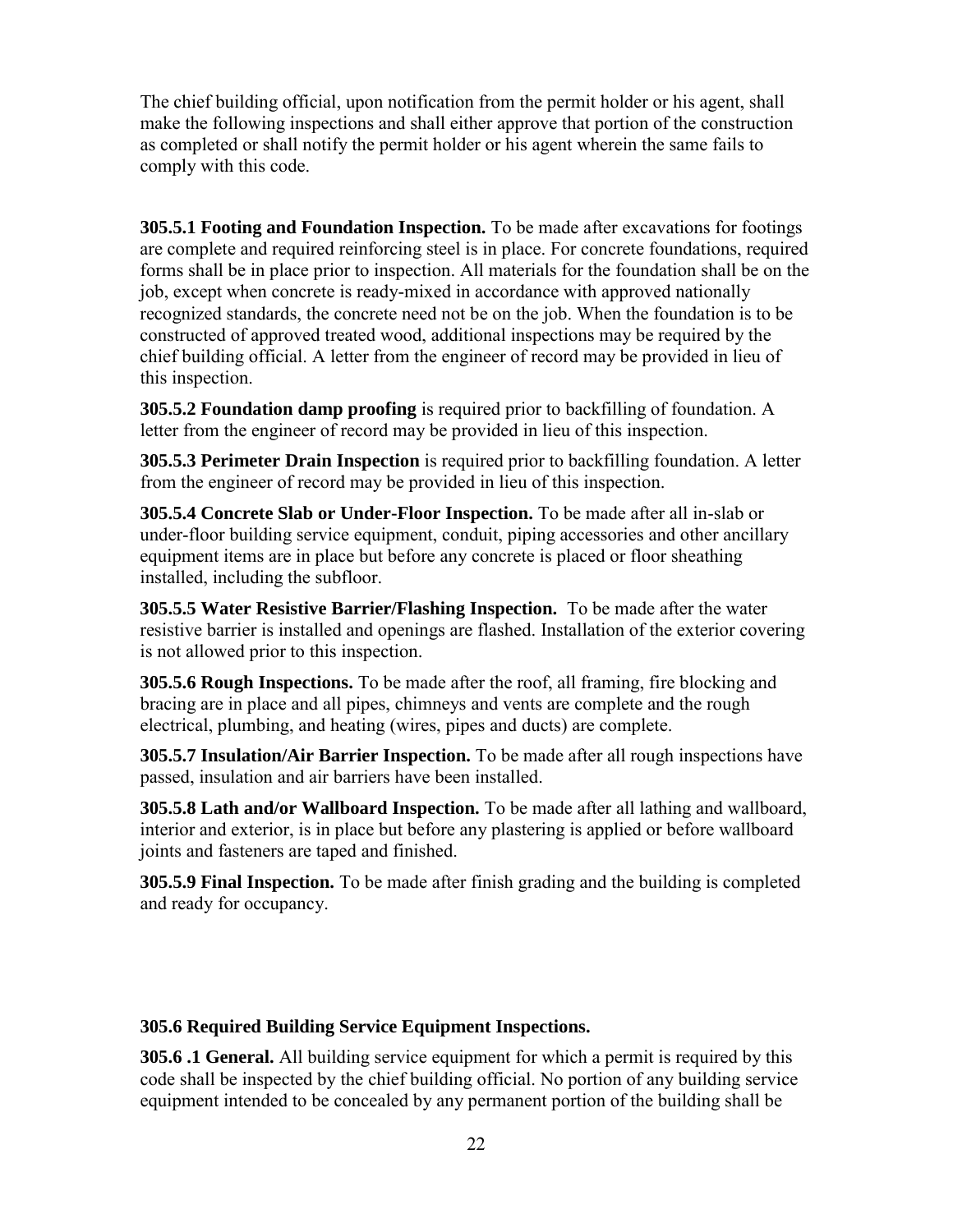The chief building official, upon notification from the permit holder or his agent, shall make the following inspections and shall either approve that portion of the construction as completed or shall notify the permit holder or his agent wherein the same fails to comply with this code.

**305.5.1 Footing and Foundation Inspection.** To be made after excavations for footings are complete and required reinforcing steel is in place. For concrete foundations, required forms shall be in place prior to inspection. All materials for the foundation shall be on the job, except when concrete is ready-mixed in accordance with approved nationally recognized standards, the concrete need not be on the job. When the foundation is to be constructed of approved treated wood, additional inspections may be required by the chief building official. A letter from the engineer of record may be provided in lieu of this inspection.

**305.5.2 Foundation damp proofing** is required prior to backfilling of foundation. A letter from the engineer of record may be provided in lieu of this inspection.

**305.5.3 Perimeter Drain Inspection** is required prior to backfilling foundation. A letter from the engineer of record may be provided in lieu of this inspection.

**305.5.4 Concrete Slab or Under-Floor Inspection.** To be made after all in-slab or under-floor building service equipment, conduit, piping accessories and other ancillary equipment items are in place but before any concrete is placed or floor sheathing installed, including the subfloor.

**305.5.5 Water Resistive Barrier/Flashing Inspection.** To be made after the water resistive barrier is installed and openings are flashed. Installation of the exterior covering is not allowed prior to this inspection.

**305.5.6 Rough Inspections.** To be made after the roof, all framing, fire blocking and bracing are in place and all pipes, chimneys and vents are complete and the rough electrical, plumbing, and heating (wires, pipes and ducts) are complete.

**305.5.7 Insulation/Air Barrier Inspection.** To be made after all rough inspections have passed, insulation and air barriers have been installed.

**305.5.8 Lath and/or Wallboard Inspection.** To be made after all lathing and wallboard, interior and exterior, is in place but before any plastering is applied or before wallboard joints and fasteners are taped and finished.

**305.5.9 Final Inspection.** To be made after finish grading and the building is completed and ready for occupancy.

**305.6 Required Building Service Equipment Inspections.**

**305.6 .1 General.** All building service equipment for which a permit is required by this code shall be inspected by the chief building official. No portion of any building service equipment intended to be concealed by any permanent portion of the building shall be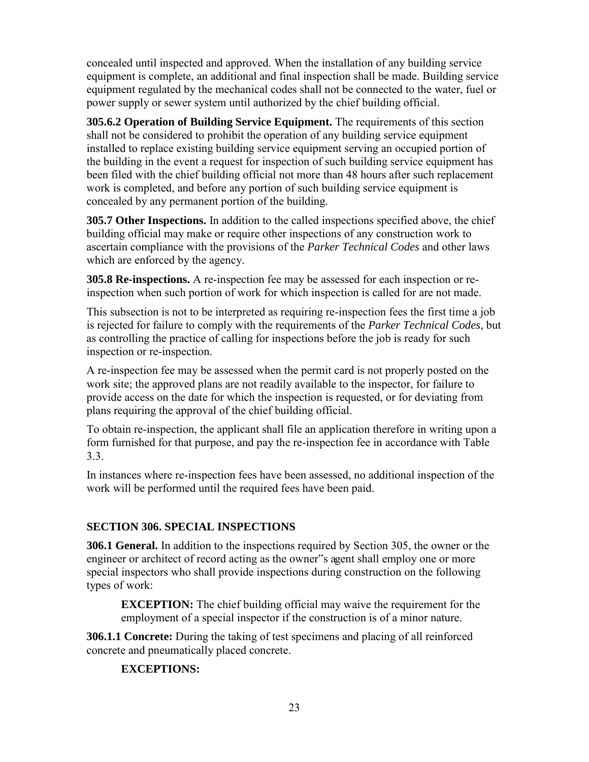concealed until inspected and approved. When the installation of any building service equipment is complete, an additional and final inspection shall be made. Building service equipment regulated by the mechanical codes shall not be connected to the water, fuel or power supply or sewer system until authorized by the chief building official.

**305.6.2 Operation of Building Service Equipment.** The requirements of this section shall not be considered to prohibit the operation of any building service equipment installed to replace existing building service equipment serving an occupied portion of the building in the event a request for inspection of such building service equipment has been filed with the chief building official not more than 48 hours after such replacement work is completed, and before any portion of such building service equipment is concealed by any permanent portion of the building.

**305.7 Other Inspections.** In addition to the called inspections specified above, the chief building official may make or require other inspections of any construction work to ascertain compliance with the provisions of the *Parker Technical Codes* and other laws which are enforced by the agency.

**305.8 Re-inspections.** A re-inspection fee may be assessed for each inspection or re-inspection when such portion of work for which inspection is called for are not made.

This subsection is not to be interpreted as requiring re-inspection fees the first time a job is rejected for failure to comply with the requirements of the *Parker Technical Codes*, but as controlling the practice of calling for inspections before the job is ready for such inspection or re-inspection.

A re-inspection fee may be assessed when the permit card is not properly posted on the work site; the approved plans are not readily available to the inspector, for failure to provide access on the date for which the inspection is requested, or for deviating from plans requiring the approval of the chief building official.

To obtain re-inspection, the applicant shall file an application therefore in writing upon a form furnished for that purpose, and pay the re-inspection fee in accordance with Table 3.3.

In instances where re-inspection fees have been assessed, no additional inspection of the work will be performed until the required fees have been paid.

## SECTION 306. SPECIAL INSPECTIONS

**306.1 General.** In addition to the inspections required by Section 305, the owner or the engineer or architect of record acting as the owner"s agent shall employ one or more special inspectors who shall provide inspections during construction on the following types of work:

> **EXCEPTION:** The chief building official may waive the requirement for the employment of a special inspector if the construction is of a minor nature.

**306.1.1 Concrete:** During the taking of test specimens and placing of all reinforced concrete and pneumatically placed concrete.

> **EXCEPTIONS:**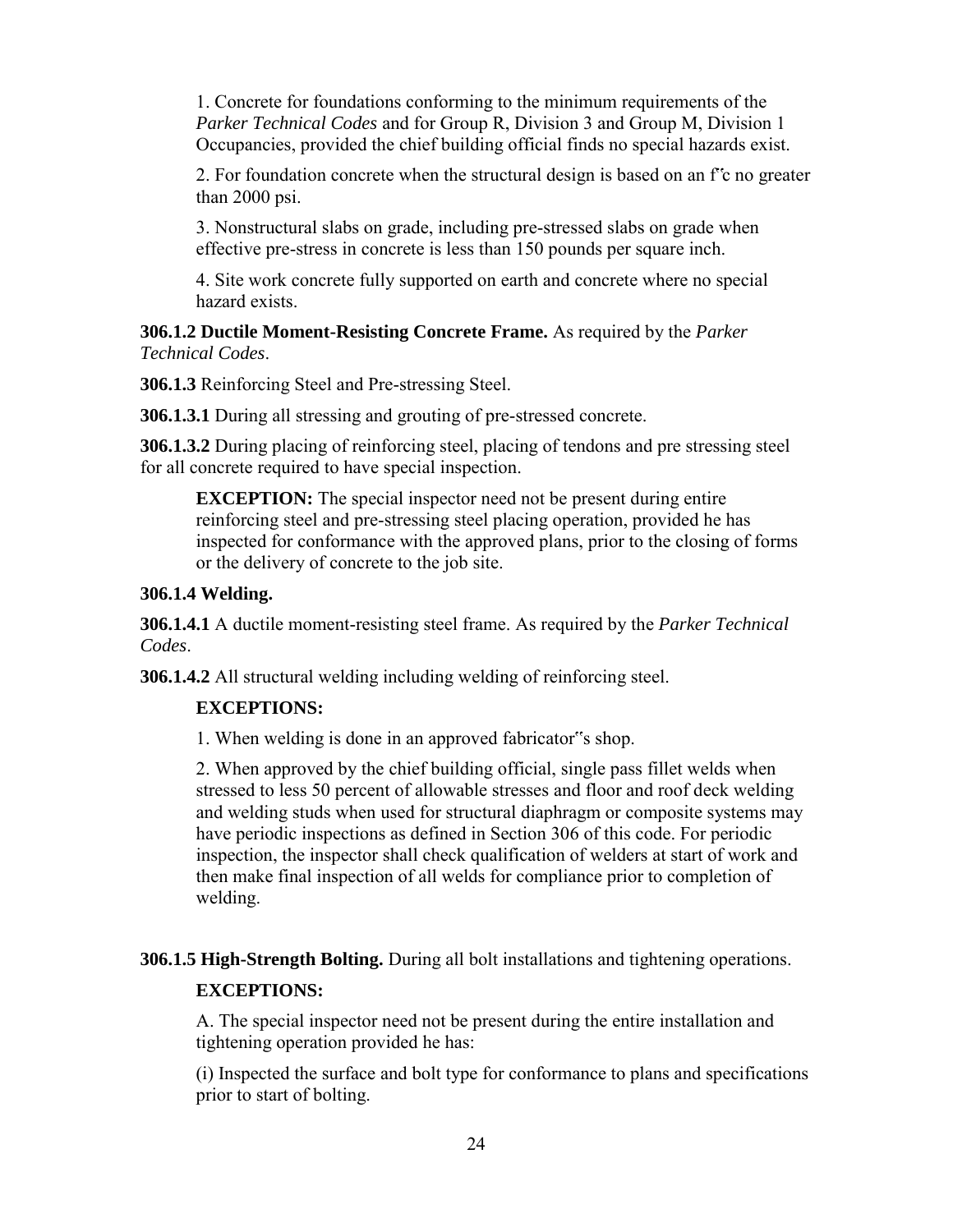1. Concrete for foundations conforming to the minimum requirements of the *Parker Technical Codes* and for Group R, Division 3 and Group M, Division 1 Occupancies, provided the chief building official finds no special hazards exist.

2. For foundation concrete when the structural design is based on an f'c no greater than 2000 psi.

3. Nonstructural slabs on grade, including pre-stressed slabs on grade when effective pre-stress in concrete is less than 150 pounds per square inch.

4. Site work concrete fully supported on earth and concrete where no special hazard exists.

**306.1.2 Ductile Moment-Resisting Concrete Frame.** As required by the *Parker Technical Codes*.

**306.1.3** Reinforcing Steel and Pre-stressing Steel.

**306.1.3.1** During all stressing and grouting of pre-stressed concrete.

**306.1.3.2** During placing of reinforcing steel, placing of tendons and pre stressing steel for all concrete required to have special inspection.

**EXCEPTION:** The special inspector need not be present during entire reinforcing steel and pre-stressing steel placing operation, provided he has inspected for conformance with the approved plans, prior to the closing of forms or the delivery of concrete to the job site.

**306.1.4 Welding.**

**306.1.4.1** A ductile moment-resisting steel frame. As required by the *Parker Technical Codes*.

**306.1.4.2** All structural welding including welding of reinforcing steel.

**EXCEPTIONS:**

1. When welding is done in an approved fabricator's shop.

2. When approved by the chief building official, single pass fillet welds when stressed to less 50 percent of allowable stresses and floor and roof deck welding and welding studs when used for structural diaphragm or composite systems may have periodic inspections as defined in Section 306 of this code. For periodic inspection, the inspector shall check qualification of welders at start of work and then make final inspection of all welds for compliance prior to completion of welding.

**306.1.5 High-Strength Bolting.** During all bolt installations and tightening operations.

**EXCEPTIONS:**

A. The special inspector need not be present during the entire installation and tightening operation provided he has:

(i) Inspected the surface and bolt type for conformance to plans and specifications prior to start of bolting.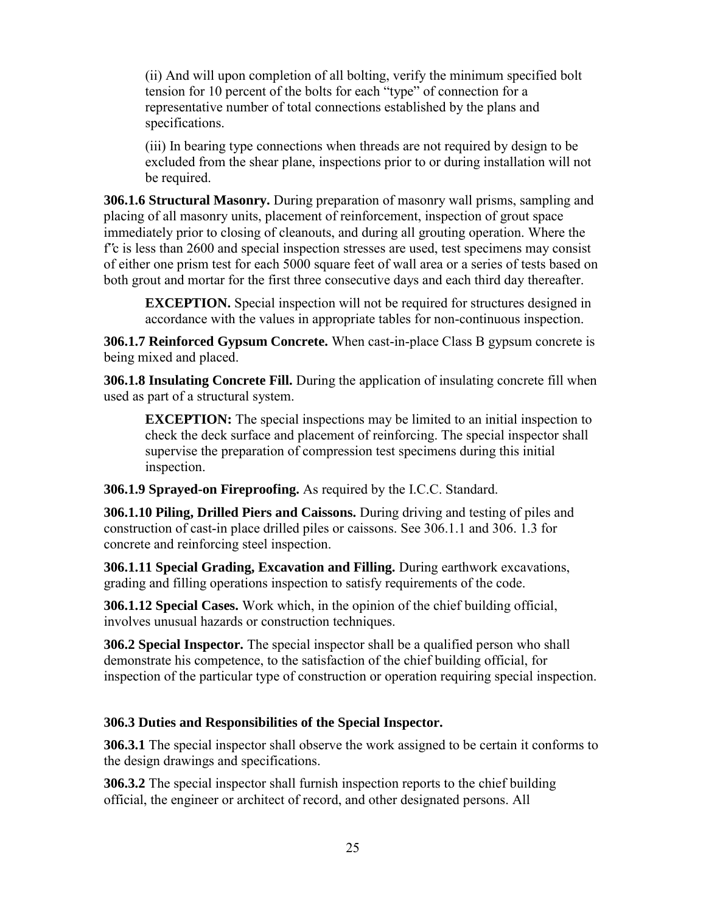(ii) And will upon completion of all bolting, verify the minimum specified bolt tension for 10 percent of the bolts for each "type" of connection for a representative number of total connections established by the plans and specifications.

(iii) In bearing type connections when threads are not required by design to be excluded from the shear plane, inspections prior to or during installation will not be required.

**306.1.6 Structural Masonry.** During preparation of masonry wall prisms, sampling and placing of all masonry units, placement of reinforcement, inspection of grout space immediately prior to closing of cleanouts, and during all grouting operation. Where the f"c is less than 2600 and special inspection stresses are used, test specimens may consist of either one prism test for each 5000 square feet of wall area or a series of tests based on both grout and mortar for the first three consecutive days and each third day thereafter.

> **EXCEPTION.** Special inspection will not be required for structures designed in accordance with the values in appropriate tables for non-continuous inspection.

**306.1.7 Reinforced Gypsum Concrete.** When cast-in-place Class B gypsum concrete is being mixed and placed.

**306.1.8 Insulating Concrete Fill.** During the application of insulating concrete fill when used as part of a structural system.

> **EXCEPTION:** The special inspections may be limited to an initial inspection to check the deck surface and placement of reinforcing. The special inspector shall supervise the preparation of compression test specimens during this initial inspection.

**306.1.9 Sprayed-on Fireproofing.** As required by the I.C.C. Standard.

**306.1.10 Piling, Drilled Piers and Caissons.** During driving and testing of piles and construction of cast-in place drilled piles or caissons. See 306.1.1 and 306. 1.3 for concrete and reinforcing steel inspection.

**306.1.11 Special Grading, Excavation and Filling.** During earthwork excavations, grading and filling operations inspection to satisfy requirements of the code.

**306.1.12 Special Cases.** Work which, in the opinion of the chief building official, involves unusual hazards or construction techniques.

**306.2 Special Inspector.** The special inspector shall be a qualified person who shall demonstrate his competence, to the satisfaction of the chief building official, for inspection of the particular type of construction or operation requiring special inspection.

**306.3 Duties and Responsibilities of the Special Inspector.**

**306.3.1** The special inspector shall observe the work assigned to be certain it conforms to the design drawings and specifications.

**306.3.2** The special inspector shall furnish inspection reports to the chief building official, the engineer or architect of record, and other designated persons. All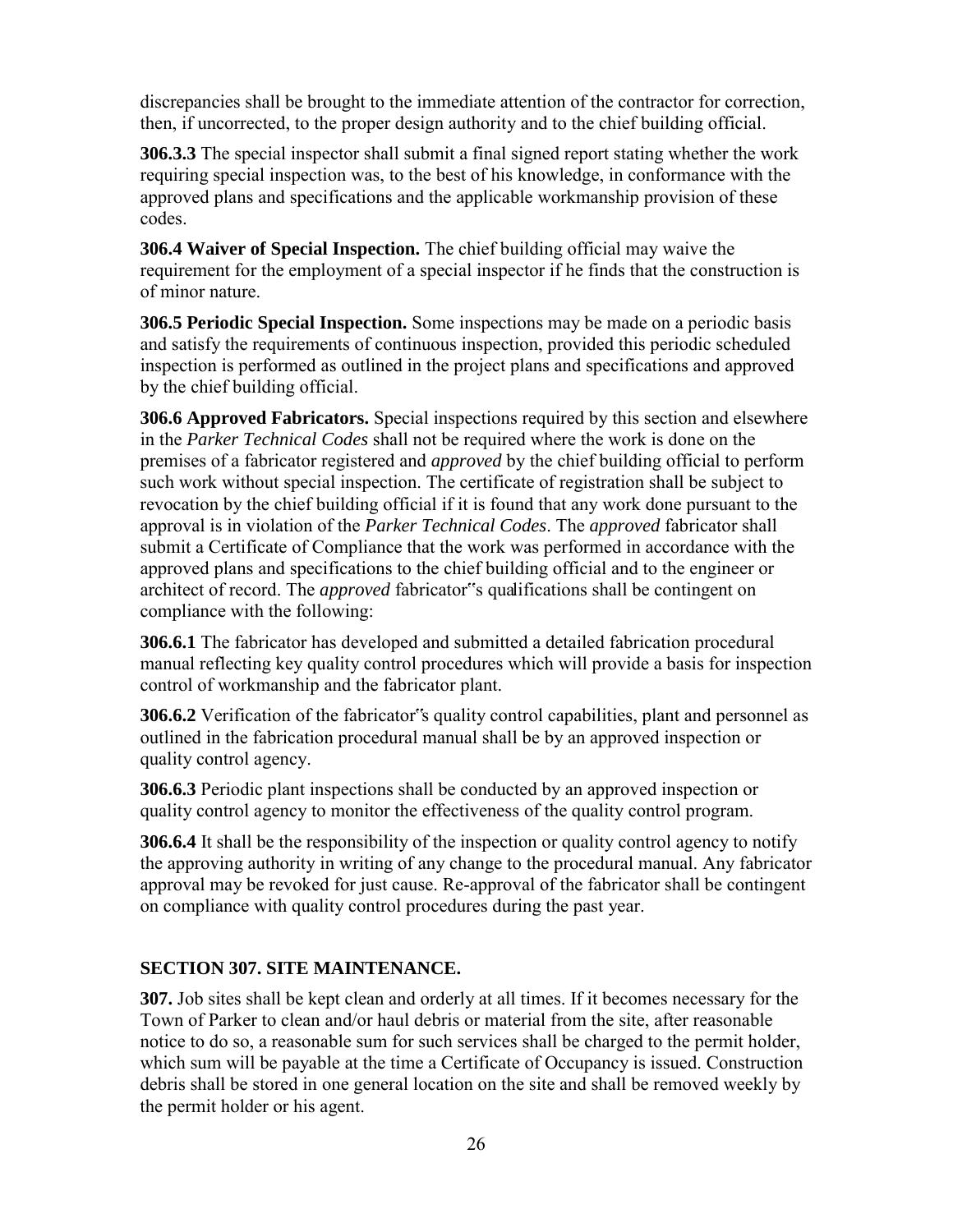discrepancies shall be brought to the immediate attention of the contractor for correction, then, if uncorrected, to the proper design authority and to the chief building official.

**306.3.3** The special inspector shall submit a final signed report stating whether the work requiring special inspection was, to the best of his knowledge, in conformance with the approved plans and specifications and the applicable workmanship provision of these codes.

**306.4 Waiver of Special Inspection.** The chief building official may waive the requirement for the employment of a special inspector if he finds that the construction is of minor nature.

**306.5 Periodic Special Inspection.** Some inspections may be made on a periodic basis and satisfy the requirements of continuous inspection, provided this periodic scheduled inspection is performed as outlined in the project plans and specifications and approved by the chief building official.

**306.6 Approved Fabricators.** Special inspections required by this section and elsewhere in the *Parker Technical Codes* shall not be required where the work is done on the premises of a fabricator registered and *approved* by the chief building official to perform such work without special inspection. The certificate of registration shall be subject to revocation by the chief building official if it is found that any work done pursuant to the approval is in violation of the *Parker Technical Codes*. The *approved* fabricator shall submit a Certificate of Compliance that the work was performed in accordance with the approved plans and specifications to the chief building official and to the engineer or architect of record. The *approved* fabricator"s qualifications shall be contingent on compliance with the following:

**306.6.1** The fabricator has developed and submitted a detailed fabrication procedural manual reflecting key quality control procedures which will provide a basis for inspection control of workmanship and the fabricator plant.

**306.6.2** Verification of the fabricator"s quality control capabilities, plant and personnel as outlined in the fabrication procedural manual shall be by an approved inspection or quality control agency.

**306.6.3** Periodic plant inspections shall be conducted by an approved inspection or quality control agency to monitor the effectiveness of the quality control program.

**306.6.4** It shall be the responsibility of the inspection or quality control agency to notify the approving authority in writing of any change to the procedural manual. Any fabricator approval may be revoked for just cause. Re-approval of the fabricator shall be contingent on compliance with quality control procedures during the past year.

## SECTION 307. SITE MAINTENANCE.

**307.** Job sites shall be kept clean and orderly at all times. If it becomes necessary for the Town of Parker to clean and/or haul debris or material from the site, after reasonable notice to do so, a reasonable sum for such services shall be charged to the permit holder, which sum will be payable at the time a Certificate of Occupancy is issued. Construction debris shall be stored in one general location on the site and shall be removed weekly by the permit holder or his agent.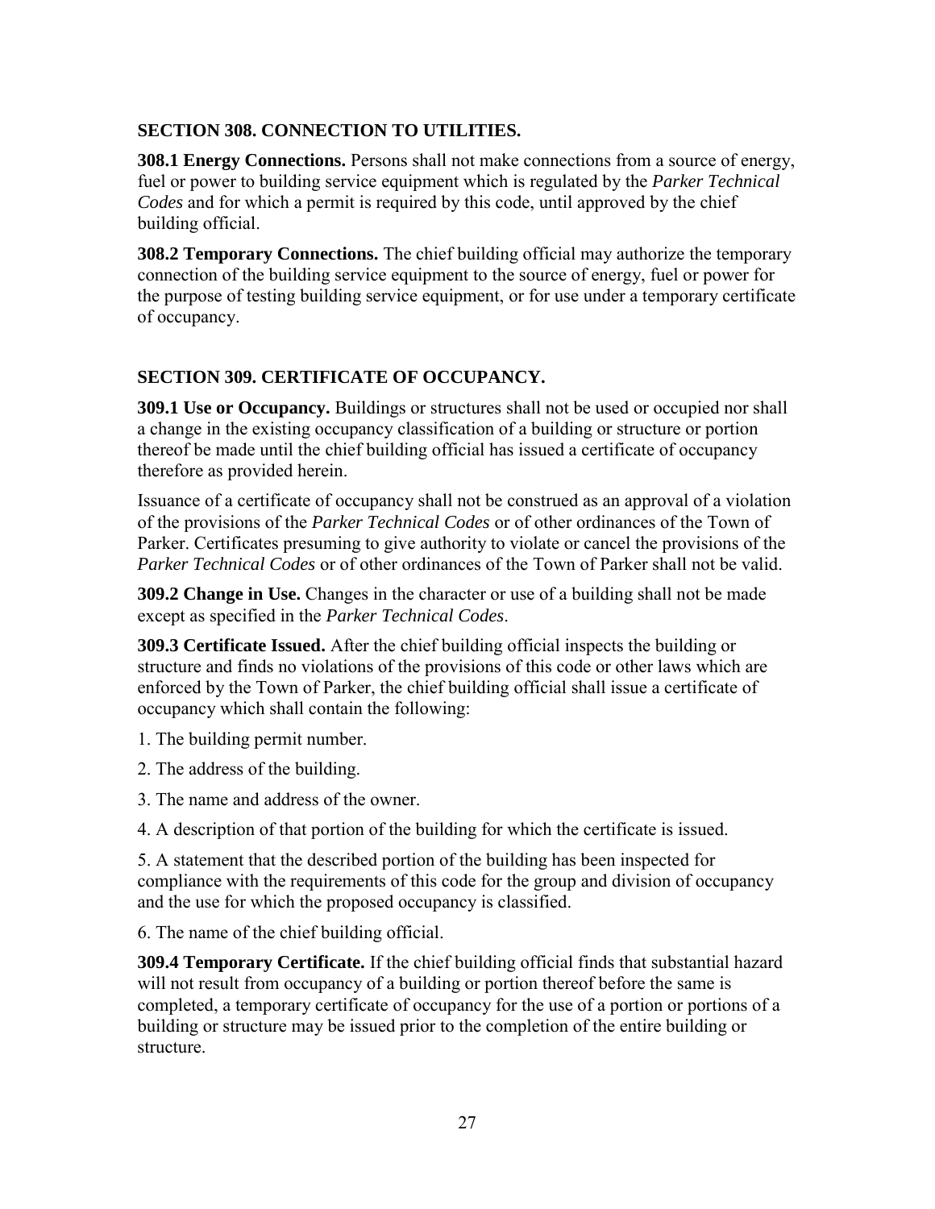## SECTION 308. CONNECTION TO UTILITIES.

**308.1 Energy Connections.** Persons shall not make connections from a source of energy, fuel or power to building service equipment which is regulated by the *Parker Technical Codes* and for which a permit is required by this code, until approved by the chief building official.

**308.2 Temporary Connections.** The chief building official may authorize the temporary connection of the building service equipment to the source of energy, fuel or power for the purpose of testing building service equipment, or for use under a temporary certificate of occupancy.

## SECTION 309. CERTIFICATE OF OCCUPANCY.

**309.1 Use or Occupancy.** Buildings or structures shall not be used or occupied nor shall a change in the existing occupancy classification of a building or structure or portion thereof be made until the chief building official has issued a certificate of occupancy therefore as provided herein.

Issuance of a certificate of occupancy shall not be construed as an approval of a violation of the provisions of the *Parker Technical Codes* or of other ordinances of the Town of Parker. Certificates presuming to give authority to violate or cancel the provisions of the *Parker Technical Codes* or of other ordinances of the Town of Parker shall not be valid.

**309.2 Change in Use.** Changes in the character or use of a building shall not be made except as specified in the *Parker Technical Codes*.

**309.3 Certificate Issued.** After the chief building official inspects the building or structure and finds no violations of the provisions of this code or other laws which are enforced by the Town of Parker, the chief building official shall issue a certificate of occupancy which shall contain the following:

1. The building permit number.

2. The address of the building.

3. The name and address of the owner.

4. A description of that portion of the building for which the certificate is issued.

5. A statement that the described portion of the building has been inspected for compliance with the requirements of this code for the group and division of occupancy and the use for which the proposed occupancy is classified.

6. The name of the chief building official.

**309.4 Temporary Certificate.** If the chief building official finds that substantial hazard will not result from occupancy of a building or portion thereof before the same is completed, a temporary certificate of occupancy for the use of a portion or portions of a building or structure may be issued prior to the completion of the entire building or structure.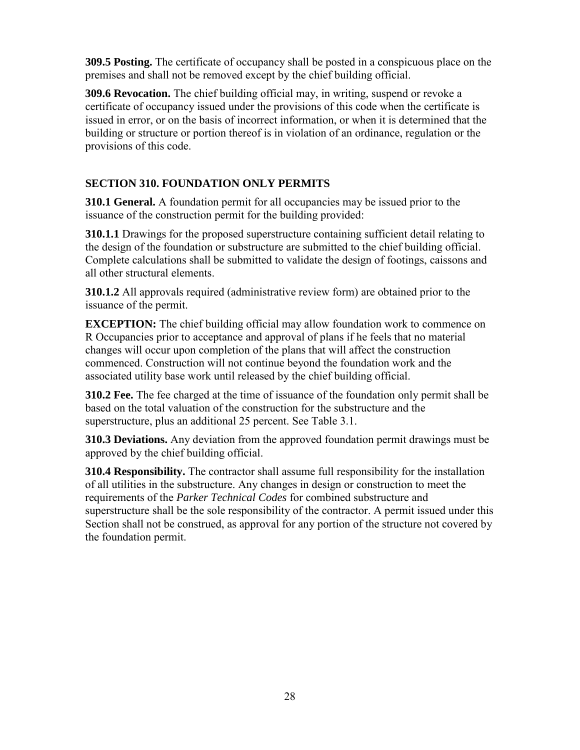**309.5 Posting.** The certificate of occupancy shall be posted in a conspicuous place on the premises and shall not be removed except by the chief building official.

**309.6 Revocation.** The chief building official may, in writing, suspend or revoke a certificate of occupancy issued under the provisions of this code when the certificate is issued in error, or on the basis of incorrect information, or when it is determined that the building or structure or portion thereof is in violation of an ordinance, regulation or the provisions of this code.

## SECTION 310. FOUNDATION ONLY PERMITS

**310.1 General.** A foundation permit for all occupancies may be issued prior to the issuance of the construction permit for the building provided:

**310.1.1** Drawings for the proposed superstructure containing sufficient detail relating to the design of the foundation or substructure are submitted to the chief building official. Complete calculations shall be submitted to validate the design of footings, caissons and all other structural elements.

**310.1.2** All approvals required (administrative review form) are obtained prior to the issuance of the permit.

**EXCEPTION:** The chief building official may allow foundation work to commence on R Occupancies prior to acceptance and approval of plans if he feels that no material changes will occur upon completion of the plans that will affect the construction commenced. Construction will not continue beyond the foundation work and the associated utility base work until released by the chief building official.

**310.2 Fee.** The fee charged at the time of issuance of the foundation only permit shall be based on the total valuation of the construction for the substructure and the superstructure, plus an additional 25 percent. See Table 3.1.

**310.3 Deviations.** Any deviation from the approved foundation permit drawings must be approved by the chief building official.

**310.4 Responsibility.** The contractor shall assume full responsibility for the installation of all utilities in the substructure. Any changes in design or construction to meet the requirements of the *Parker Technical Codes* for combined substructure and superstructure shall be the sole responsibility of the contractor. A permit issued under this Section shall not be construed, as approval for any portion of the structure not covered by the foundation permit.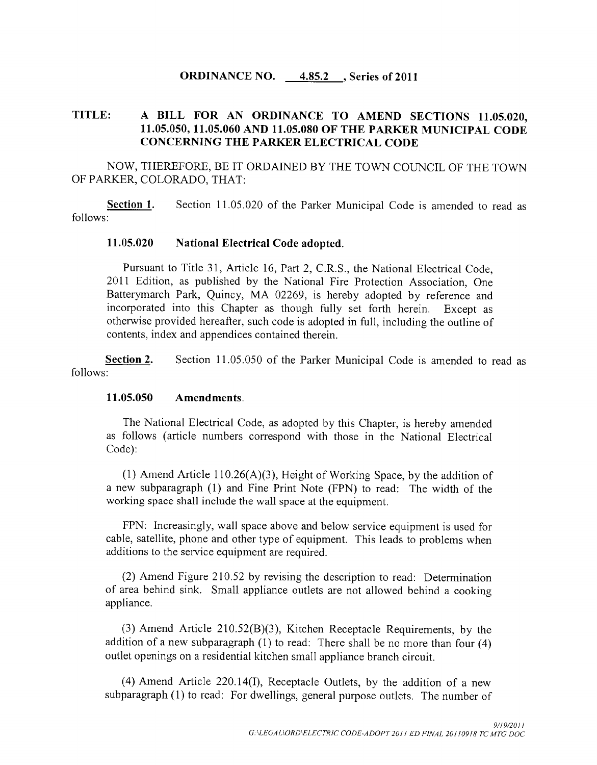**ORDINANCE NO. 4.85.2 , Series of 2011**

**TITLE: A BILL FOR AN ORDINANCE TO AMEND SECTIONS 11.05.020, 11.05.050, 11.05.060 AND 11.05.080 OF THE PARKER MUNICIPAL CODE CONCERNING THE PARKER ELECTRICAL CODE**

NOW, THEREFORE, BE IT ORDAINED BY THE TOWN COUNCIL OF THE TOWN OF PARKER, COLORADO, THAT:

**Section 1.** Section 11.05.020 of the Parker Municipal Code is amended to read as follows:

**11.05.020 National Electrical Code adopted.**

Pursuant to Title 31, Article 16, Part 2, C.R.S., the National Electrical Code, 2011 Edition, as published by the National Fire Protection Association, One Batterymarch Park, Quincy, MA 02269, is hereby adopted by reference and incorporated into this Chapter as though fully set forth herein. Except as otherwise provided hereafter, such code is adopted in full, including the outline of contents, index and appendices contained therein.

**Section 2.** Section 11.05.050 of the Parker Municipal Code is amended to read as follows:

**11.05.050 Amendments.**

The National Electrical Code, as adopted by this Chapter, is hereby amended as follows (article numbers correspond with those in the National Electrical Code):

(1) Amend Article 110.26(A)(3), Height of Working Space, by the addition of a new subparagraph (1) and Fine Print Note (FPN) to read: The width of the working space shall include the wall space at the equipment.

FPN: Increasingly, wall space above and below service equipment is used for cable, satellite, phone and other type of equipment. This leads to problems when additions to the service equipment are required.

(2) Amend Figure 210.52 by revising the description to read: Determination of area behind sink. Small appliance outlets are not allowed behind a cooking appliance.

(3) Amend Article 210.52(B)(3), Kitchen Receptacle Requirements, by the addition of a new subparagraph (1) to read: There shall be no more than four (4) outlet openings on a residential kitchen small appliance branch circuit.

(4) Amend Article 220.14(I), Receptacle Outlets, by the addition of a new subparagraph (1) to read: For dwellings, general purpose outlets. The number of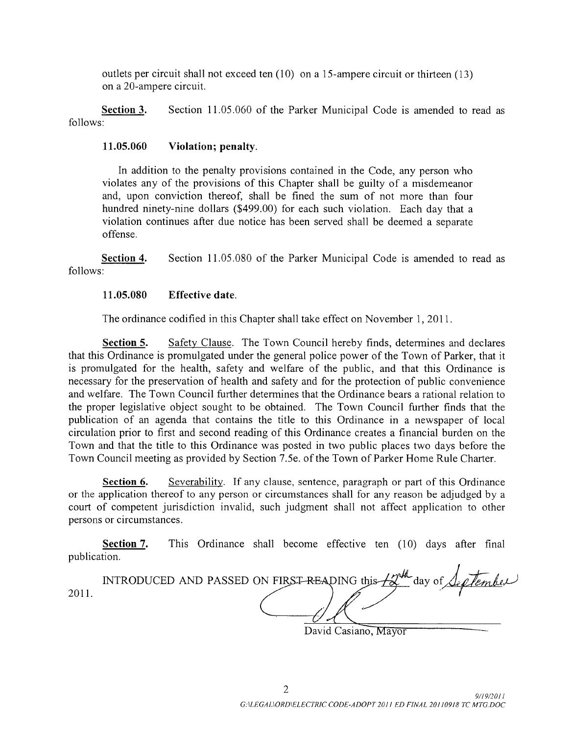outlets per circuit shall not exceed ten (10) on a 15-ampere circuit or thirteen (13) on a 20-ampere circuit.

**Section 3.** Section 11.05.060 of the Parker Municipal Code is amended to read as follows:

**11.05.060 Violation; penalty.**

In addition to the penalty provisions contained in the Code, any person who violates any of the provisions of this Chapter shall be guilty of a misdemeanor and, upon conviction thereof, shall be fined the sum of not more than four hundred ninety-nine dollars ($499.00) for each such violation. Each day that a violation continues after due notice has been served shall be deemed a separate offense.

**Section 4.** Section 11.05.080 of the Parker Municipal Code is amended to read as follows:

**11.05.080 Effective date.**

The ordinance codified in this Chapter shall take effect on November 1, 2011.

**Section 5.** Safety Clause. The Town Council hereby finds, determines and declares that this Ordinance is promulgated under the general police power of the Town of Parker, that it is promulgated for the health, safety and welfare of the public, and that this Ordinance is necessary for the preservation of health and safety and for the protection of public convenience and welfare. The Town Council further determines that the Ordinance bears a rational relation to the proper legislative object sought to be obtained. The Town Council further finds that the publication of an agenda that contains the title to this Ordinance in a newspaper of local circulation prior to first and second reading of this Ordinance creates a financial burden on the Town and that the title to this Ordinance was posted in two public places two days before the Town Council meeting as provided by Section 7.5e. of the Town of Parker Home Rule Charter.

**Section 6.** Severability. If any clause, sentence, paragraph or part of this Ordinance or the application thereof to any person or circumstances shall for any reason be adjudged by a court of competent jurisdiction invalid, such judgment shall not affect application to other persons or circumstances.

**Section 7.** This Ordinance shall become effective ten (10) days after final publication.

INTRODUCED AND PASSED ON FIRST READING this 12th day of September 2011.

David Casiano, Mayor

9/19/2011
G:\LEGAL\ORD\ELECTRIC CODE-ADOPT 2011 ED FINAL 20110918 TC MTG.DOC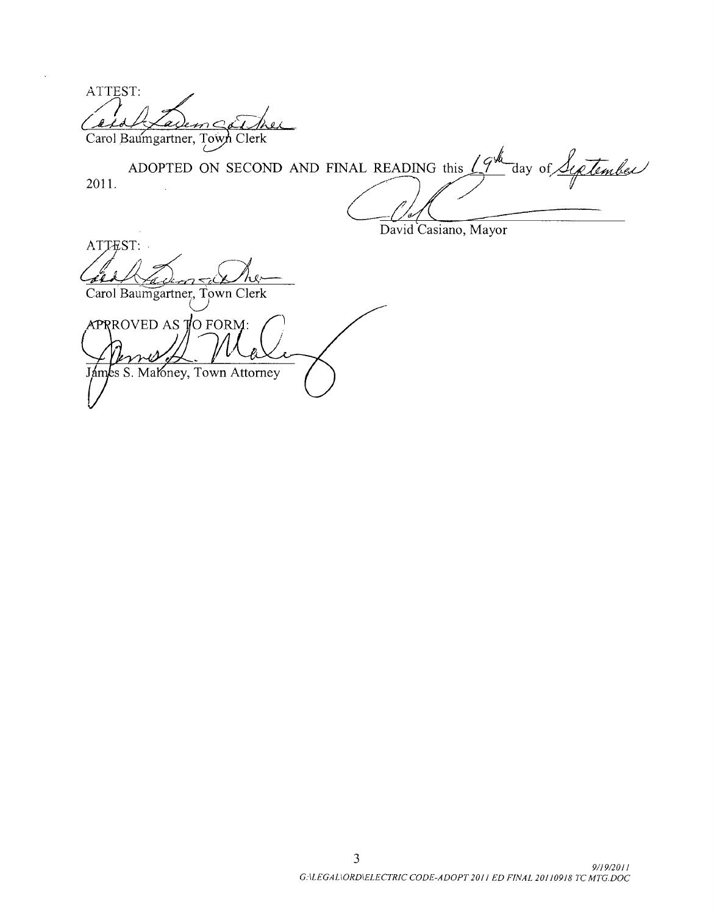ATTEST:

Carol Baumgartner, Town Clerk

ADOPTED ON SECOND AND FINAL READING this 19th day of September 2011.

David Casiano, Mayor

ATTEST:

Carol Baumgartner, Town Clerk

APPROVED AS TO FORM:

James S. Maloney, Town Attorney

9/19/2011
G:\LEGAL\ORD\ELECTRIC CODE-ADOPT 2011 ED FINAL 20110918 TC MTG.DOC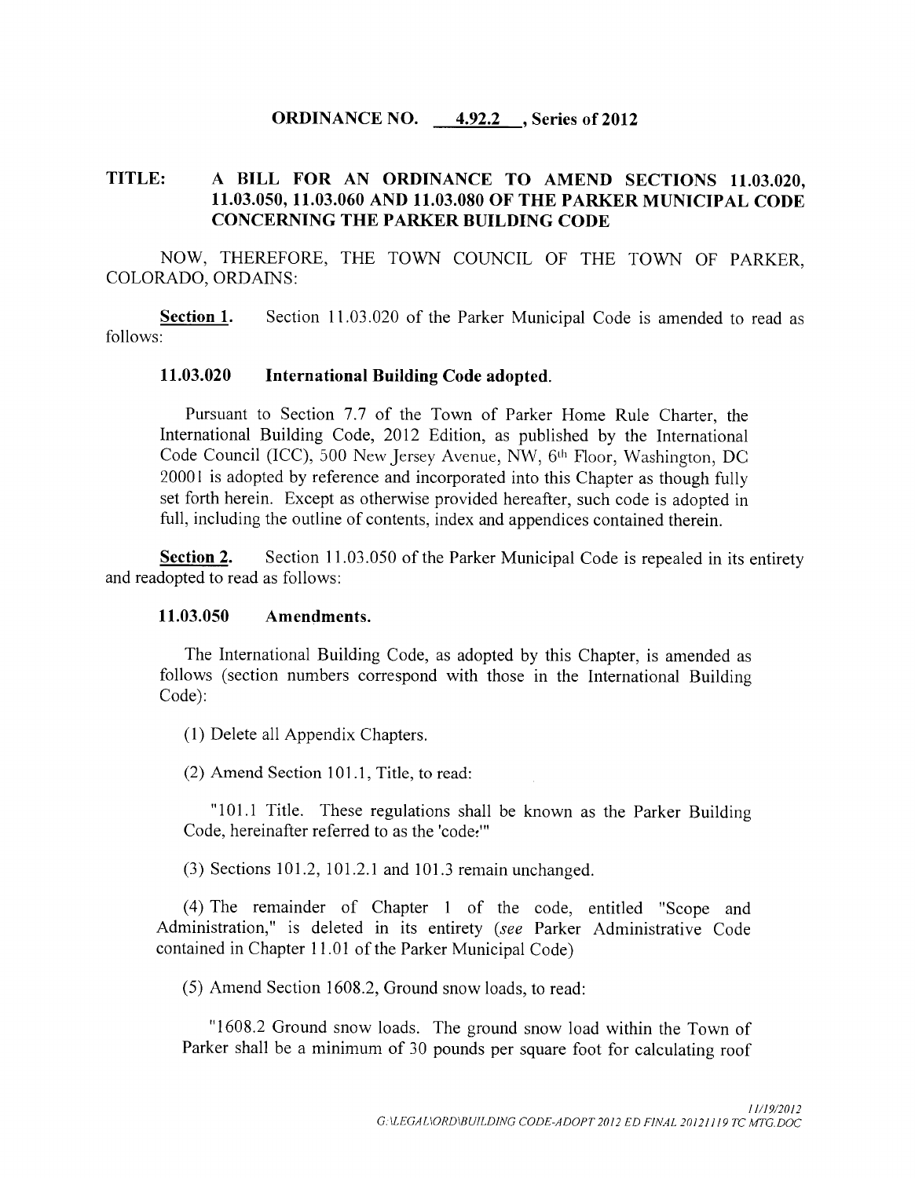**ORDINANCE NO. 4.92.2, Series of 2012**

**TITLE: A BILL FOR AN ORDINANCE TO AMEND SECTIONS 11.03.020, 11.03.050, 11.03.060 AND 11.03.080 OF THE PARKER MUNICIPAL CODE CONCERNING THE PARKER BUILDING CODE**

NOW, THEREFORE, THE TOWN COUNCIL OF THE TOWN OF PARKER, COLORADO, ORDAINS:

**Section 1.** Section 11.03.020 of the Parker Municipal Code is amended to read as follows:

**11.03.020 International Building Code adopted.**

Pursuant to Section 7.7 of the Town of Parker Home Rule Charter, the International Building Code, 2012 Edition, as published by the International Code Council (ICC), 500 New Jersey Avenue, NW, 6th Floor, Washington, DC 20001 is adopted by reference and incorporated into this Chapter as though fully set forth herein. Except as otherwise provided hereafter, such code is adopted in full, including the outline of contents, index and appendices contained therein.

**Section 2.** Section 11.03.050 of the Parker Municipal Code is repealed in its entirety and readopted to read as follows:

**11.03.050 Amendments.**

The International Building Code, as adopted by this Chapter, is amended as follows (section numbers correspond with those in the International Building Code):

(1) Delete all Appendix Chapters.

(2) Amend Section 101.1, Title, to read:

"101.1 Title. These regulations shall be known as the Parker Building Code, hereinafter referred to as the 'code.'"

(3) Sections 101.2, 101.2.1 and 101.3 remain unchanged.

(4) The remainder of Chapter 1 of the code, entitled "Scope and Administration," is deleted in its entirety (*see* Parker Administrative Code contained in Chapter 11.01 of the Parker Municipal Code)

(5) Amend Section 1608.2, Ground snow loads, to read:

"1608.2 Ground snow loads. The ground snow load within the Town of Parker shall be a minimum of 30 pounds per square foot for calculating roof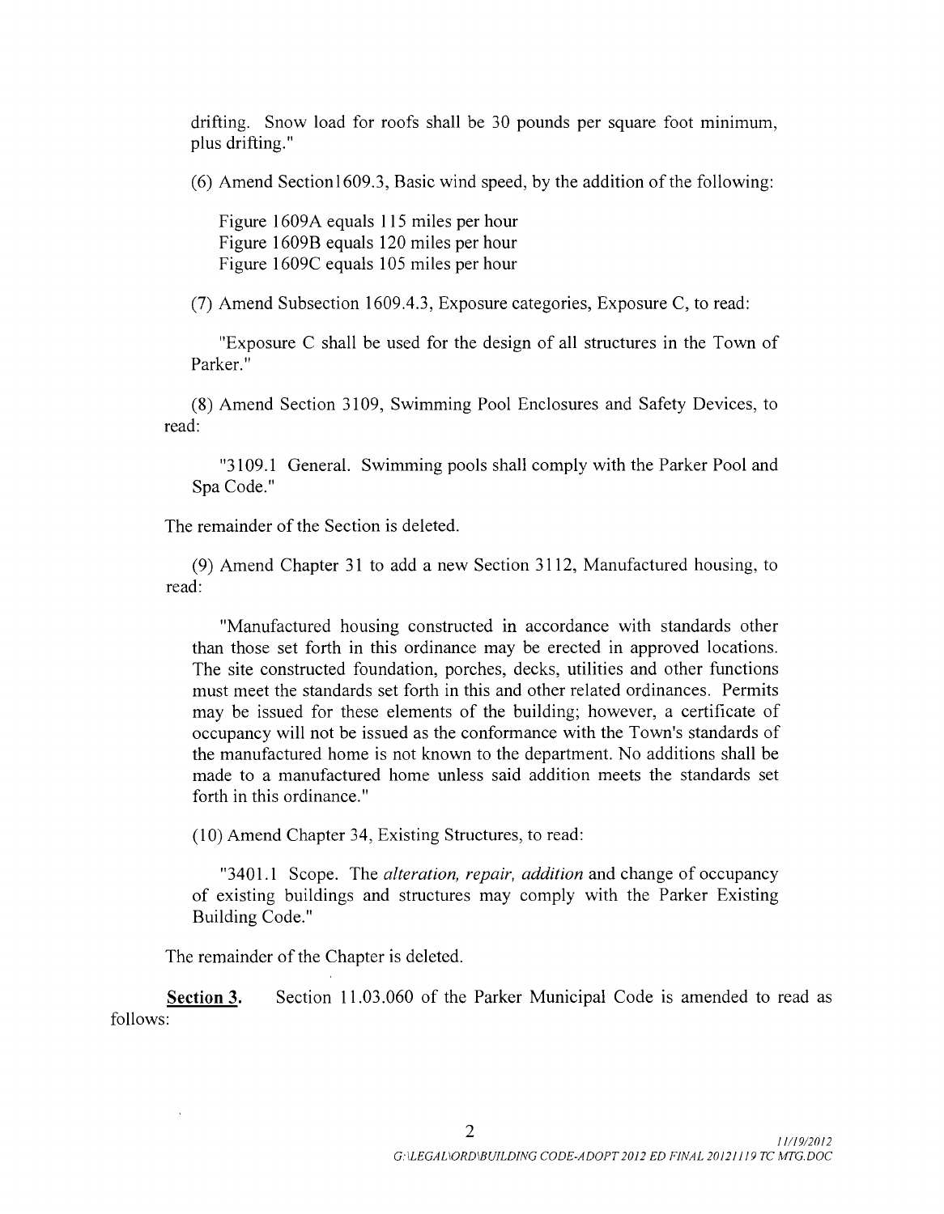drifting. Snow load for roofs shall be 30 pounds per square foot minimum, plus drifting."

(6) Amend Section1609.3, Basic wind speed, by the addition of the following:

Figure 1609A equals 115 miles per hour
Figure 1609B equals 120 miles per hour
Figure 1609C equals 105 miles per hour

(7) Amend Subsection 1609.4.3, Exposure categories, Exposure C, to read:

"Exposure C shall be used for the design of all structures in the Town of Parker."

(8) Amend Section 3109, Swimming Pool Enclosures and Safety Devices, to read:

"3109.1 General. Swimming pools shall comply with the Parker Pool and Spa Code."

The remainder of the Section is deleted.

(9) Amend Chapter 31 to add a new Section 3112, Manufactured housing, to read:

"Manufactured housing constructed in accordance with standards other than those set forth in this ordinance may be erected in approved locations. The site constructed foundation, porches, decks, utilities and other functions must meet the standards set forth in this and other related ordinances. Permits may be issued for these elements of the building; however, a certificate of occupancy will not be issued as the conformance with the Town's standards of the manufactured home is not known to the department. No additions shall be made to a manufactured home unless said addition meets the standards set forth in this ordinance."

(10) Amend Chapter 34, Existing Structures, to read:

"3401.1 Scope. The *alteration, repair, addition* and change of occupancy of existing buildings and structures may comply with the Parker Existing Building Code."

The remainder of the Chapter is deleted.

**Section 3.** Section 11.03.060 of the Parker Municipal Code is amended to read as follows: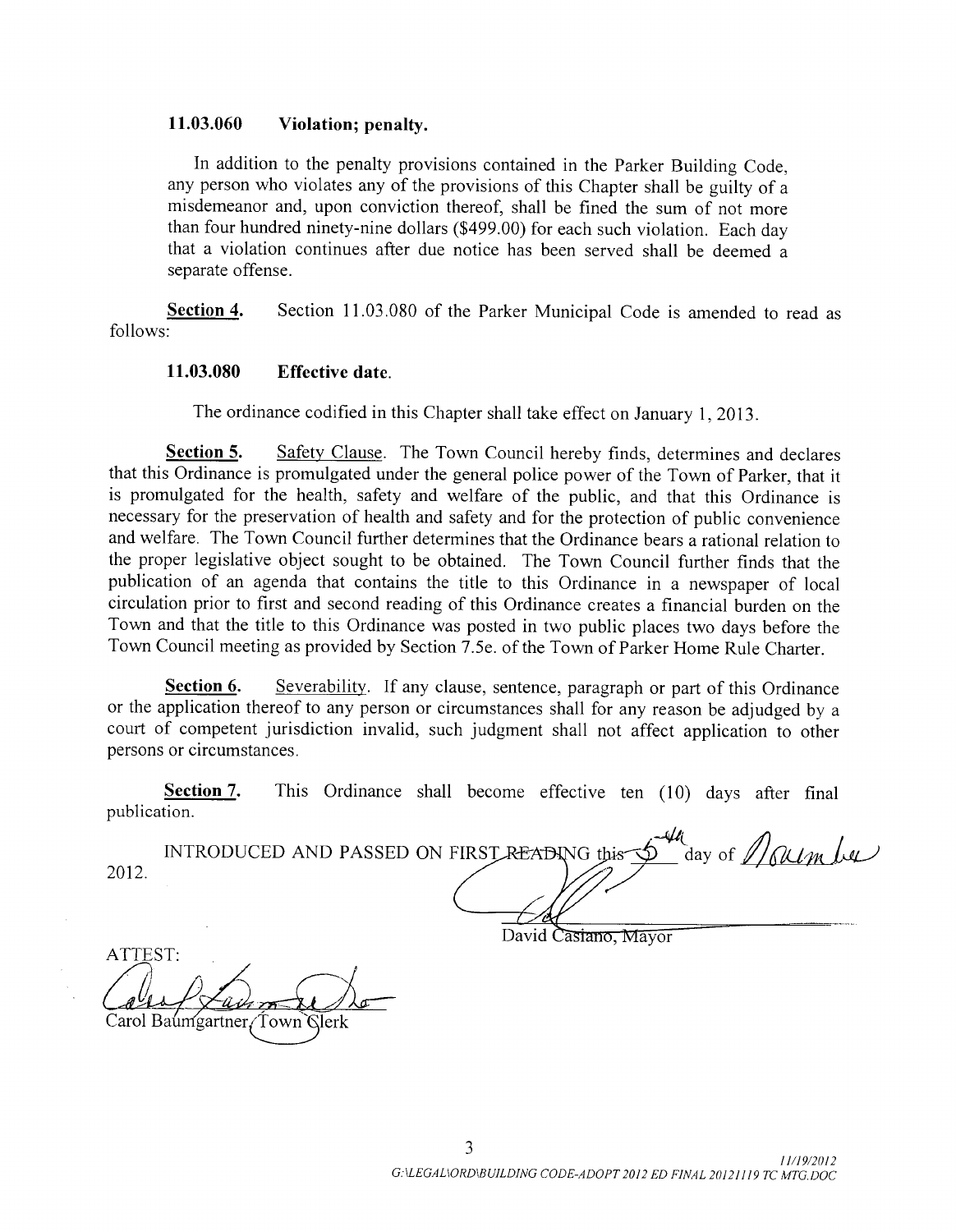**11.03.060 Violation; penalty.**

In addition to the penalty provisions contained in the Parker Building Code, any person who violates any of the provisions of this Chapter shall be guilty of a misdemeanor and, upon conviction thereof, shall be fined the sum of not more than four hundred ninety-nine dollars ($499.00) for each such violation. Each day that a violation continues after due notice has been served shall be deemed a separate offense.

**Section 4.** Section 11.03.080 of the Parker Municipal Code is amended to read as follows:

**11.03.080 Effective date.**

The ordinance codified in this Chapter shall take effect on January 1, 2013.

**Section 5.** Safety Clause. The Town Council hereby finds, determines and declares that this Ordinance is promulgated under the general police power of the Town of Parker, that it is promulgated for the health, safety and welfare of the public, and that this Ordinance is necessary for the preservation of health and safety and for the protection of public convenience and welfare. The Town Council further determines that the Ordinance bears a rational relation to the proper legislative object sought to be obtained. The Town Council further finds that the publication of an agenda that contains the title to this Ordinance in a newspaper of local circulation prior to first and second reading of this Ordinance creates a financial burden on the Town and that the title to this Ordinance was posted in two public places two days before the Town Council meeting as provided by Section 7.5e. of the Town of Parker Home Rule Charter.

**Section 6.** Severability. If any clause, sentence, paragraph or part of this Ordinance or the application thereof to any person or circumstances shall for any reason be adjudged by a court of competent jurisdiction invalid, such judgment shall not affect application to other persons or circumstances.

**Section 7.** This Ordinance shall become effective ten (10) days after final publication.

INTRODUCED AND PASSED ON FIRST READING this 5th day of November 2012.

David Casiano, Mayor

ATTEST:

Carol Baumgartner, Town Clerk

11/19/2012
G:\LEGAL\ORD\BUILDING CODE-ADOPT 2012 ED FINAL 20121119 TC MTG.DOC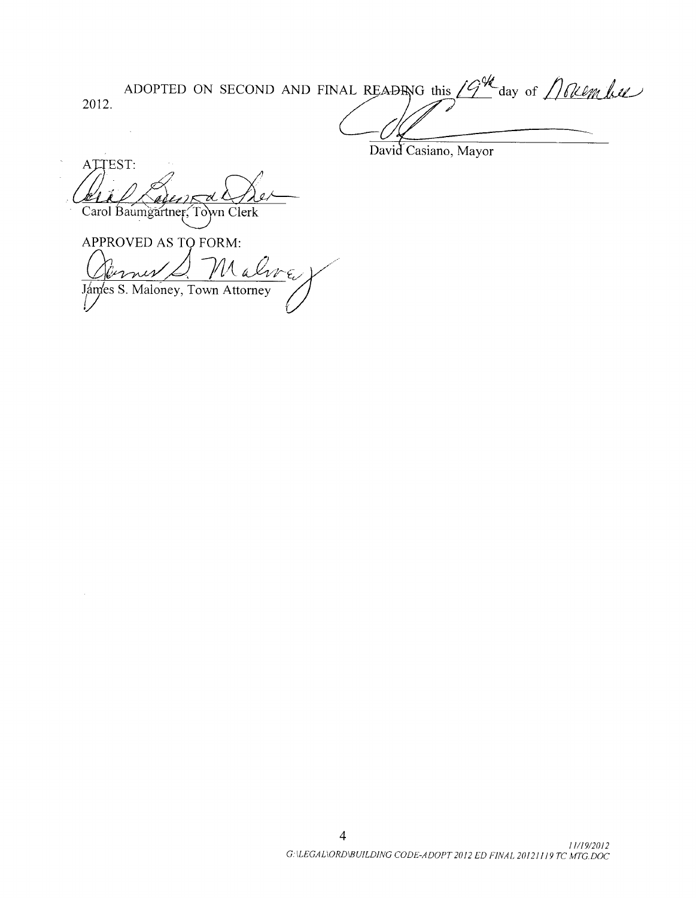ADOPTED ON SECOND AND FINAL READING this 19th day of November 2012.

David Casiano, Mayor

ATTEST:

Carol Baumgartner, Town Clerk

APPROVED AS TO FORM:

James S. Maloney, Town Attorney

11/19/2012
G:\LEGAL\ORD\BUILDING CODE-ADOPT 2012 ED FINAL 20121119 TC MTG.DOC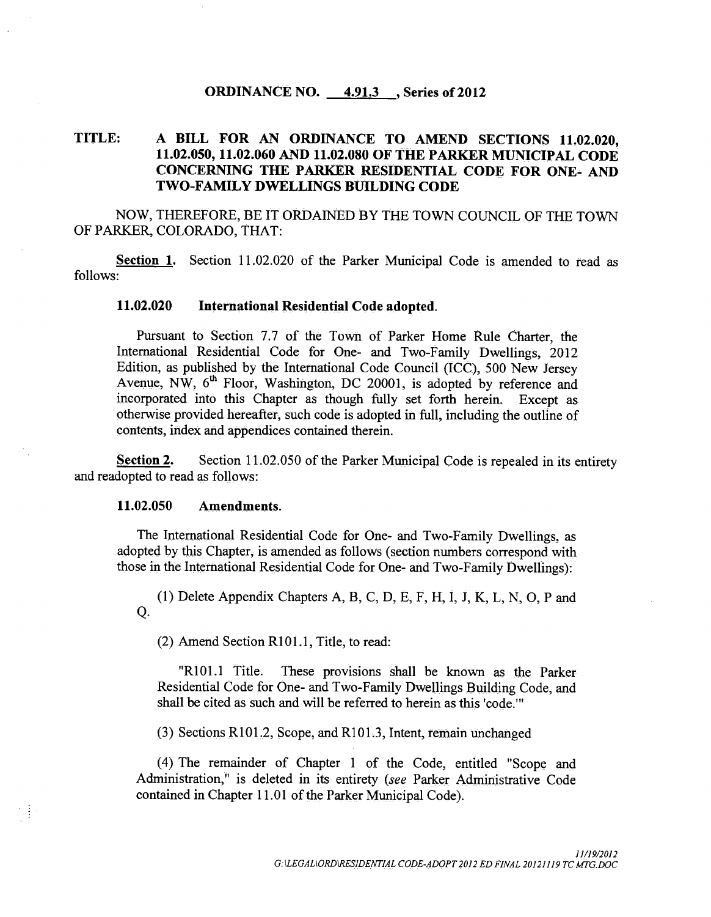**ORDINANCE NO. 4.91.3, Series of 2012**

**TITLE: A BILL FOR AN ORDINANCE TO AMEND SECTIONS 11.02.020, 11.02.050, 11.02.060 AND 11.02.080 OF THE PARKER MUNICIPAL CODE CONCERNING THE PARKER RESIDENTIAL CODE FOR ONE- AND TWO-FAMILY DWELLINGS BUILDING CODE**

NOW, THEREFORE, BE IT ORDAINED BY THE TOWN COUNCIL OF THE TOWN OF PARKER, COLORADO, THAT:

**Section 1.** Section 11.02.020 of the Parker Municipal Code is amended to read as follows:

**11.02.020 International Residential Code adopted.**

Pursuant to Section 7.7 of the Town of Parker Home Rule Charter, the International Residential Code for One- and Two-Family Dwellings, 2012 Edition, as published by the International Code Council (ICC), 500 New Jersey Avenue, NW, 6th Floor, Washington, DC 20001, is adopted by reference and incorporated into this Chapter as though fully set forth herein. Except as otherwise provided hereafter, such code is adopted in full, including the outline of contents, index and appendices contained therein.

**Section 2.** Section 11.02.050 of the Parker Municipal Code is repealed in its entirety and readopted to read as follows:

**11.02.050 Amendments.**

The International Residential Code for One- and Two-Family Dwellings, as adopted by this Chapter, is amended as follows (section numbers correspond with those in the International Residential Code for One- and Two-Family Dwellings):

(1) Delete Appendix Chapters A, B, C, D, E, F, H, I, J, K, L, N, O, P and Q.

(2) Amend Section R101.1, Title, to read:

"R101.1 Title. These provisions shall be known as the Parker Residential Code for One- and Two-Family Dwellings Building Code, and shall be cited as such and will be referred to herein as this 'code.'"

(3) Sections R101.2, Scope, and R101.3, Intent, remain unchanged

(4) The remainder of Chapter 1 of the Code, entitled "Scope and Administration," is deleted in its entirety (*see* Parker Administrative Code contained in Chapter 11.01 of the Parker Municipal Code).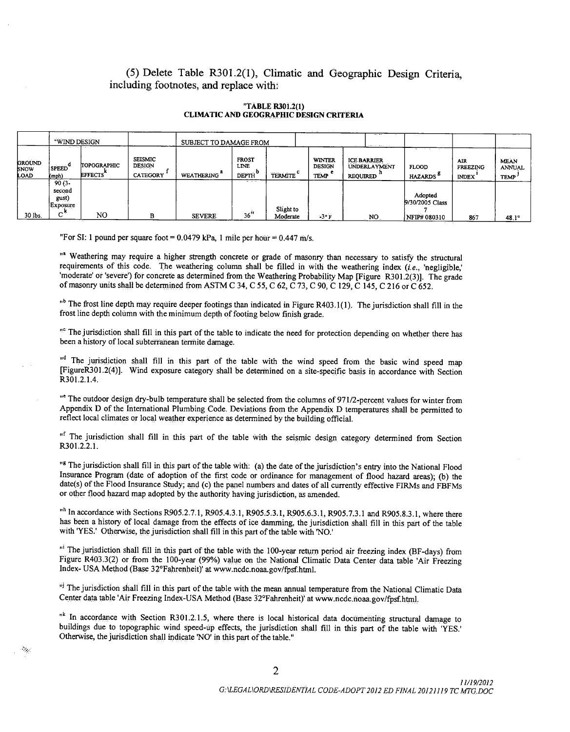(5) Delete Table R301.2(1), Climatic and Geographic Design Criteria, including footnotes, and replace with:

**"TABLE R301.2(1)**
**CLIMATIC AND GEOGRAPHIC DESIGN CRITERIA**

| | "WIND DESIGN | | | SUBJECT TO DAMAGE FROM | | | | | | | |
|---|---|---|---|---|---|---|---|---|---|---|---|
| GROUND SNOW LOAD | SPEED[d] (mph) | TOPOGRAPHIC EFFECTS[k] | SEISMIC DESIGN CATEGORY[f] | WEATHERING[a] | FROST LINE DEPTH[b] | TERMITE[c] | WINTER DESIGN TEMP[e] | ICE BARRIER UNDERLAYMENT REQUIRED[h] | FLOOD HAZARDS[g] | AIR FREEZING INDEX[i] | MEAN ANNUAL TEMP[j] |
| 30 lbs. | 90 (3-second gust) Exposure C[k] | NO | B | SEVERE | 36" | Slight to Moderate | -3° F | NO | Adopted 9/30/2005 Class 7 NFIP# 080310 | 867 | 48.1° |

"For SI: 1 pound per square foot = 0.0479 kPa, 1 mile per hour = 0.447 m/s.

"[a] Weathering may require a higher strength concrete or grade of masonry than necessary to satisfy the structural requirements of this code. The weathering column shall be filled in with the weathering index (*i.e.*, 'negligible,' 'moderate' or 'severe') for concrete as determined from the Weathering Probability Map [Figure R301.2(3)]. The grade of masonry units shall be determined from ASTM C 34, C 55, C 62, C 73, C 90, C 129, C 145, C 216 or C 652.

"[b] The frost line depth may require deeper footings than indicated in Figure R403.1(1). The jurisdiction shall fill in the frost line depth column with the minimum depth of footing below finish grade.

"[c] The jurisdiction shall fill in this part of the table to indicate the need for protection depending on whether there has been a history of local subterranean termite damage.

"[d] The jurisdiction shall fill in this part of the table with the wind speed from the basic wind speed map [FigureR301.2(4)]. Wind exposure category shall be determined on a site-specific basis in accordance with Section R301.2.1.4.

"[e] The outdoor design dry-bulb temperature shall be selected from the columns of 971/2-percent values for winter from Appendix D of the International Plumbing Code. Deviations from the Appendix D temperatures shall be permitted to reflect local climates or local weather experience as determined by the building official.

"[f] The jurisdiction shall fill in this part of the table with the seismic design category determined from Section R301.2.2.1.

"[g] The jurisdiction shall fill in this part of the table with: (a) the date of the jurisdiction's entry into the National Flood Insurance Program (date of adoption of the first code or ordinance for management of flood hazard areas); (b) the date(s) of the Flood Insurance Study; and (c) the panel numbers and dates of all currently effective FIRMs and FBFMs or other flood hazard map adopted by the authority having jurisdiction, as amended.

"[h] In accordance with Sections R905.2.7.1, R905.4.3.1, R905.5.3.1, R905.6.3.1, R905.7.3.1 and R905.8.3.1, where there has been a history of local damage from the effects of ice damming, the jurisdiction shall fill in this part of the table with 'YES.' Otherwise, the jurisdiction shall fill in this part of the table with 'NO.'

"[i] The jurisdiction shall fill in this part of the table with the 100-year return period air freezing index (BF-days) from Figure R403.3(2) or from the 100-year (99%) value on the National Climatic Data Center data table 'Air Freezing Index- USA Method (Base 32°Fahrenheit)' at www.ncdc.noaa.gov/fpsf.html.

"[j] The jurisdiction shall fill in this part of the table with the mean annual temperature from the National Climatic Data Center data table 'Air Freezing Index-USA Method (Base 32°Fahrenheit)' at www.ncdc.noaa.gov/fpsf.html.

"[k] In accordance with Section R301.2.1.5, where there is local historical data documenting structural damage to buildings due to topographic wind speed-up effects, the jurisdiction shall fill in this part of the table with 'YES.' Otherwise, the jurisdiction shall indicate 'NO' in this part of the table."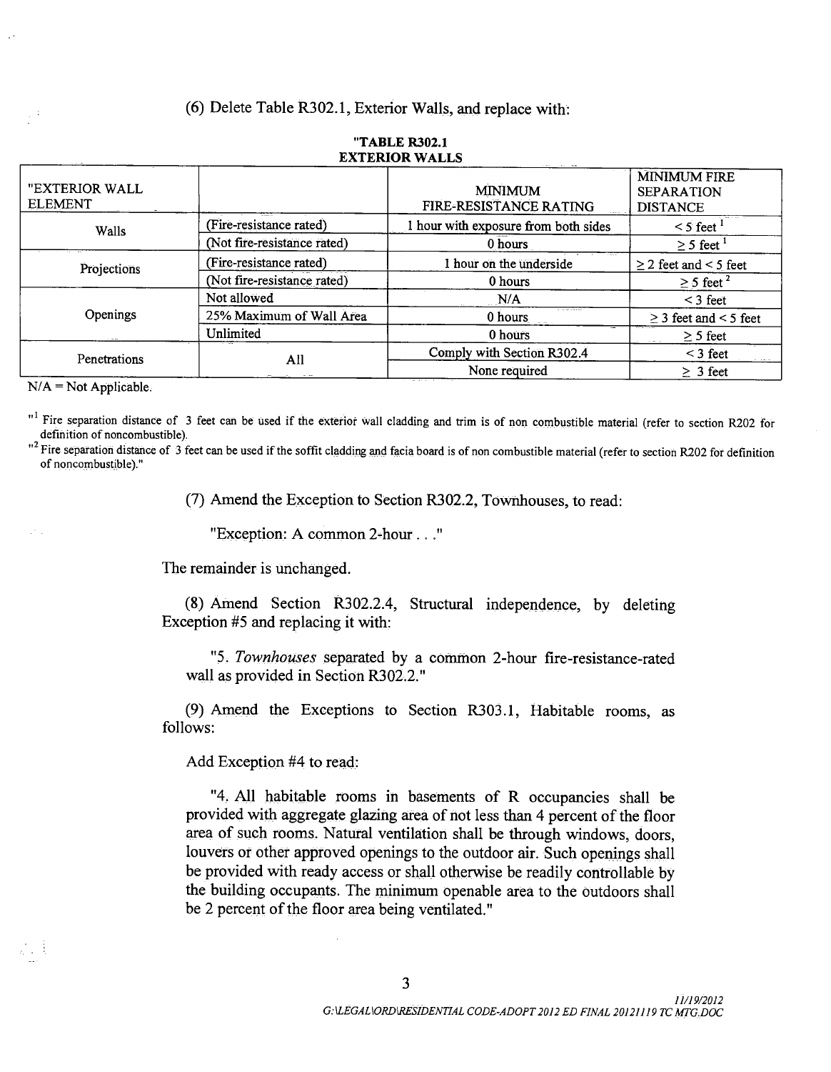(6) Delete Table R302.1, Exterior Walls, and replace with:

"TABLE R302.1
EXTERIOR WALLS

| "EXTERIOR WALL ELEMENT | | MINIMUM FIRE-RESISTANCE RATING | MINIMUM FIRE SEPARATION DISTANCE |
|---|---|---|---|
| Walls | (Fire-resistance rated) | 1 hour with exposure from both sides | < 5 feet [1] |
| | (Not fire-resistance rated) | 0 hours | ≥ 5 feet [1] |
| Projections | (Fire-resistance rated) | 1 hour on the underside | ≥ 2 feet and < 5 feet |
| | (Not fire-resistance rated) | 0 hours | ≥ 5 feet [2] |
| Openings | Not allowed | N/A | < 3 feet |
| | 25% Maximum of Wall Area | 0 hours | ≥ 3 feet and < 5 feet |
| | Unlimited | 0 hours | ≥ 5 feet |
| Penetrations | All | Comply with Section R302.4 | < 3 feet |
| | | None required | ≥ 3 feet |

N/A = Not Applicable.

"[1] Fire separation distance of 3 feet can be used if the exterior wall cladding and trim is of non combustible material (refer to section R202 for definition of noncombustible).

"[2] Fire separation distance of 3 feet can be used if the soffit cladding and facia board is of non combustible material (refer to section R202 for definition of noncombustible)."

(7) Amend the Exception to Section R302.2, Townhouses, to read:

"Exception: A common 2-hour . . ."

The remainder is unchanged.

(8) Amend Section R302.2.4, Structural independence, by deleting Exception #5 and replacing it with:

"5. *Townhouses* separated by a common 2-hour fire-resistance-rated wall as provided in Section R302.2."

(9) Amend the Exceptions to Section R303.1, Habitable rooms, as follows:

Add Exception #4 to read:

"4. All habitable rooms in basements of R occupancies shall be provided with aggregate glazing area of not less than 4 percent of the floor area of such rooms. Natural ventilation shall be through windows, doors, louvers or other approved openings to the outdoor air. Such openings shall be provided with ready access or shall otherwise be readily controllable by the building occupants. The minimum openable area to the outdoors shall be 2 percent of the floor area being ventilated."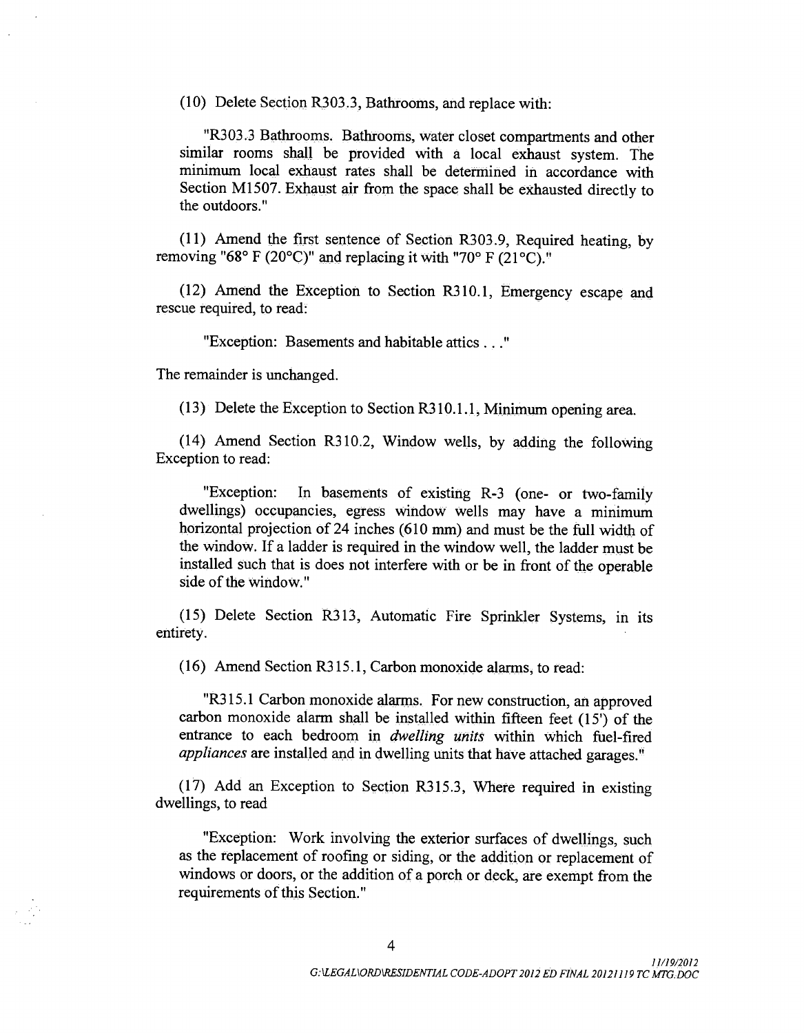(10) Delete Section R303.3, Bathrooms, and replace with:

> "R303.3 Bathrooms. Bathrooms, water closet compartments and other similar rooms shall be provided with a local exhaust system. The minimum local exhaust rates shall be determined in accordance with Section M1507. Exhaust air from the space shall be exhausted directly to the outdoors."

(11) Amend the first sentence of Section R303.9, Required heating, by removing "68° F (20°C)" and replacing it with "70° F (21°C)."

(12) Amend the Exception to Section R310.1, Emergency escape and rescue required, to read:

> "Exception: Basements and habitable attics . . ."

The remainder is unchanged.

(13) Delete the Exception to Section R310.1.1, Minimum opening area.

(14) Amend Section R310.2, Window wells, by adding the following Exception to read:

> "Exception: In basements of existing R-3 (one- or two-family dwellings) occupancies, egress window wells may have a minimum horizontal projection of 24 inches (610 mm) and must be the full width of the window. If a ladder is required in the window well, the ladder must be installed such that is does not interfere with or be in front of the operable side of the window."

(15) Delete Section R313, Automatic Fire Sprinkler Systems, in its entirety.

(16) Amend Section R315.1, Carbon monoxide alarms, to read:

> "R315.1 Carbon monoxide alarms. For new construction, an approved carbon monoxide alarm shall be installed within fifteen feet (15') of the entrance to each bedroom in *dwelling units* within which fuel-fired *appliances* are installed and in dwelling units that have attached garages."

(17) Add an Exception to Section R315.3, Where required in existing dwellings, to read

> "Exception: Work involving the exterior surfaces of dwellings, such as the replacement of roofing or siding, or the addition or replacement of windows or doors, or the addition of a porch or deck, are exempt from the requirements of this Section."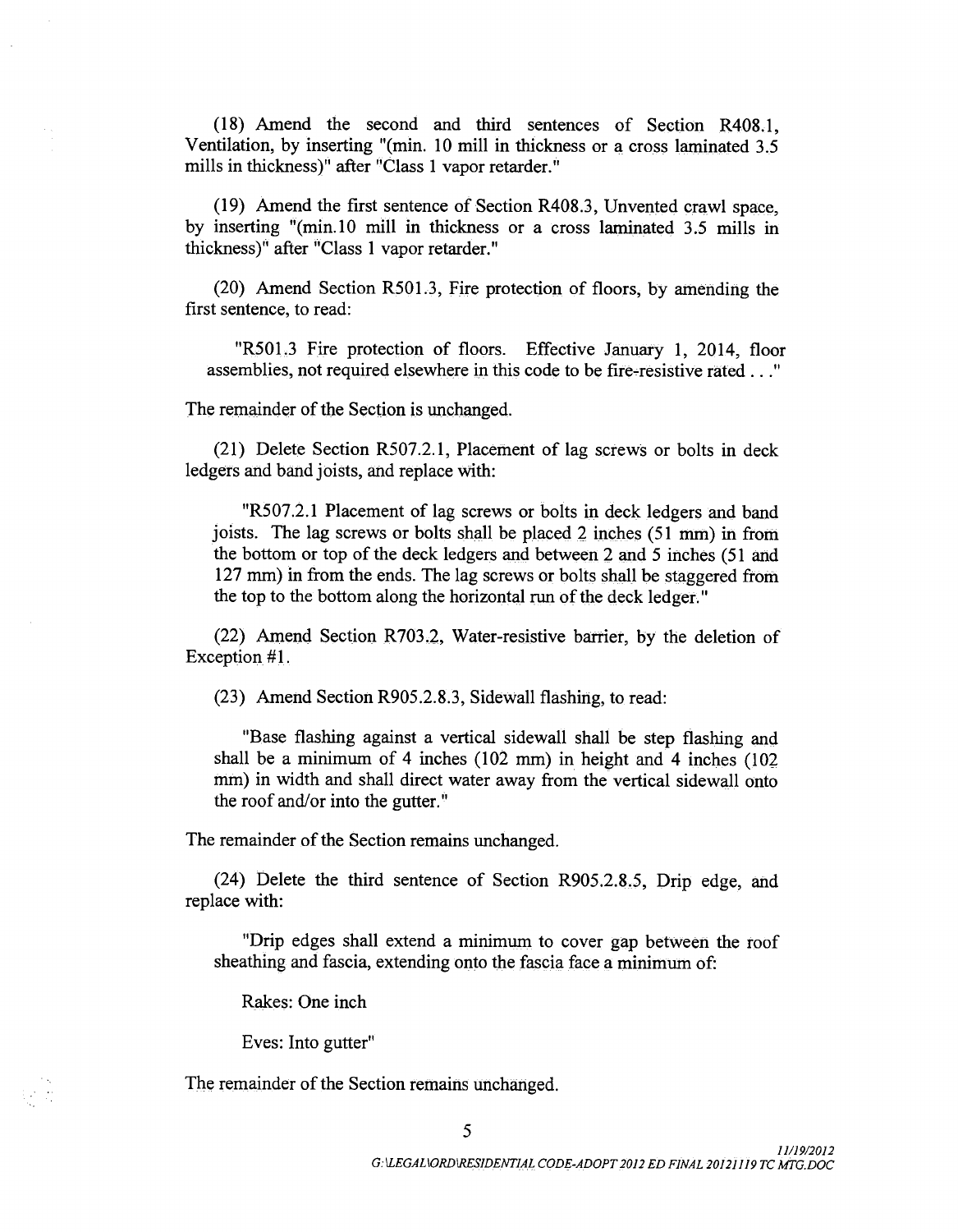(18) Amend the second and third sentences of Section R408.1, Ventilation, by inserting "(min. 10 mill in thickness or a cross laminated 3.5 mills in thickness)" after "Class 1 vapor retarder."

(19) Amend the first sentence of Section R408.3, Unvented crawl space, by inserting "(min.10 mill in thickness or a cross laminated 3.5 mills in thickness)" after "Class 1 vapor retarder."

(20) Amend Section R501.3, Fire protection of floors, by amending the first sentence, to read:

> "R501.3 Fire protection of floors. Effective January 1, 2014, floor assemblies, not required elsewhere in this code to be fire-resistive rated . . ."

The remainder of the Section is unchanged.

(21) Delete Section R507.2.1, Placement of lag screws or bolts in deck ledgers and band joists, and replace with:

> "R507.2.1 Placement of lag screws or bolts in deck ledgers and band joists. The lag screws or bolts shall be placed 2 inches (51 mm) in from the bottom or top of the deck ledgers and between 2 and 5 inches (51 and 127 mm) in from the ends. The lag screws or bolts shall be staggered from the top to the bottom along the horizontal run of the deck ledger."

(22) Amend Section R703.2, Water-resistive barrier, by the deletion of Exception #1.

(23) Amend Section R905.2.8.3, Sidewall flashing, to read:

> "Base flashing against a vertical sidewall shall be step flashing and shall be a minimum of 4 inches (102 mm) in height and 4 inches (102 mm) in width and shall direct water away from the vertical sidewall onto the roof and/or into the gutter."

The remainder of the Section remains unchanged.

(24) Delete the third sentence of Section R905.2.8.5, Drip edge, and replace with:

> "Drip edges shall extend a minimum to cover gap between the roof sheathing and fascia, extending onto the fascia face a minimum of:
>
> Rakes: One inch
>
> Eves: Into gutter"

The remainder of the Section remains unchanged.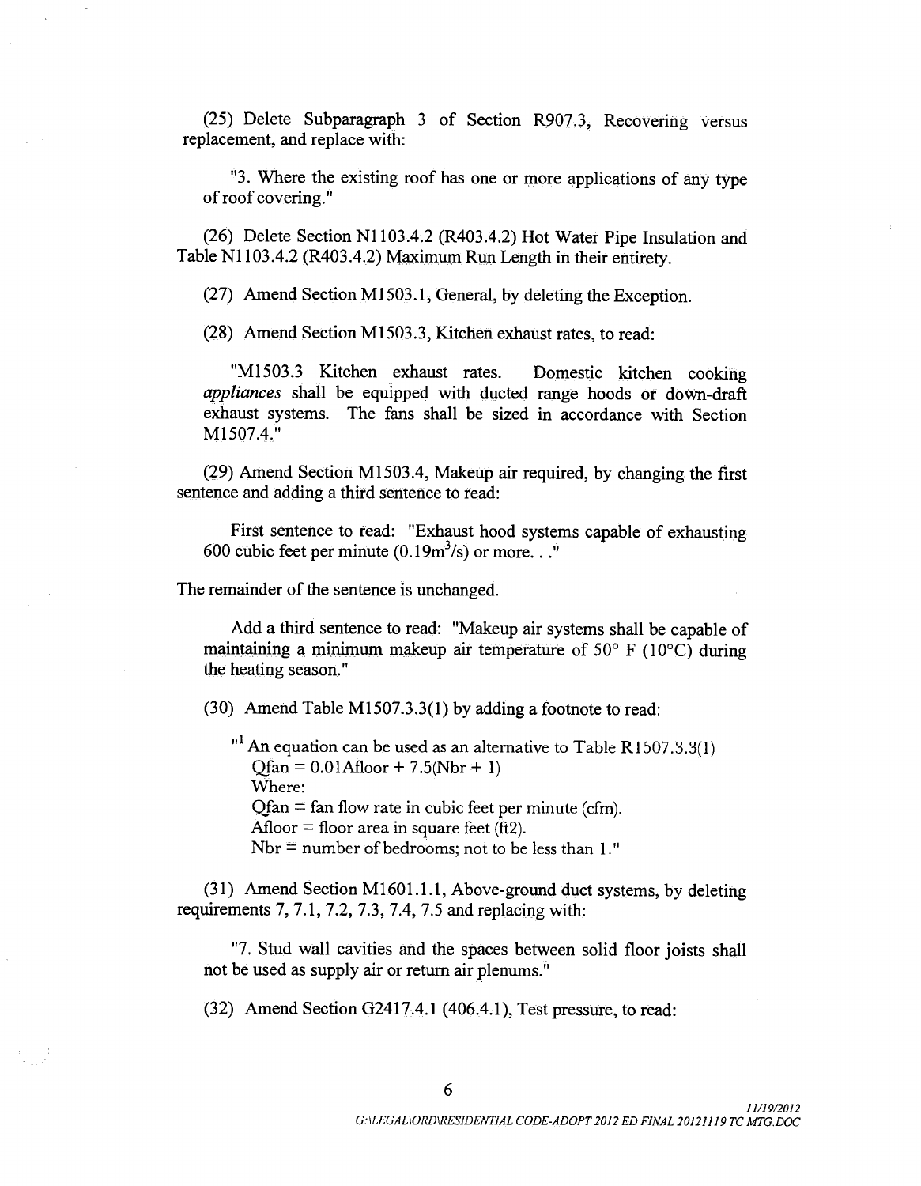(25) Delete Subparagraph 3 of Section R907.3, Recovering versus replacement, and replace with:

"3. Where the existing roof has one or more applications of any type of roof covering."

(26) Delete Section N1103.4.2 (R403.4.2) Hot Water Pipe Insulation and Table N1103.4.2 (R403.4.2) Maximum Run Length in their entirety.

(27) Amend Section M1503.1, General, by deleting the Exception.

(28) Amend Section M1503.3, Kitchen exhaust rates, to read:

"M1503.3 Kitchen exhaust rates. Domestic kitchen cooking *appliances* shall be equipped with ducted range hoods or down-draft exhaust systems. The fans shall be sized in accordance with Section M1507.4."

(29) Amend Section M1503.4, Makeup air required, by changing the first sentence and adding a third sentence to read:

First sentence to read: "Exhaust hood systems capable of exhausting 600 cubic feet per minute ($0.19 m^3/s$) or more. . ."

The remainder of the sentence is unchanged.

Add a third sentence to read: "Makeup air systems shall be capable of maintaining a minimum makeup air temperature of 50° F (10°C) during the heating season."

(30) Amend Table M1507.3.3(1) by adding a footnote to read:

"[1] An equation can be used as an alternative to Table R1507.3.3(1)
$Q_{fan} = 0.01 A_{floor} + 7.5(N_{br} + 1)$
Where:
$Q_{fan}$ = fan flow rate in cubic feet per minute (cfm).
$A_{floor}$ = floor area in square feet ($ft^2$).
$N_{br}$ = number of bedrooms; not to be less than 1."

(31) Amend Section M1601.1.1, Above-ground duct systems, by deleting requirements 7, 7.1, 7.2, 7.3, 7.4, 7.5 and replacing with:

"7. Stud wall cavities and the spaces between solid floor joists shall not be used as supply air or return air plenums."

(32) Amend Section G2417.4.1 (406.4.1), Test pressure, to read: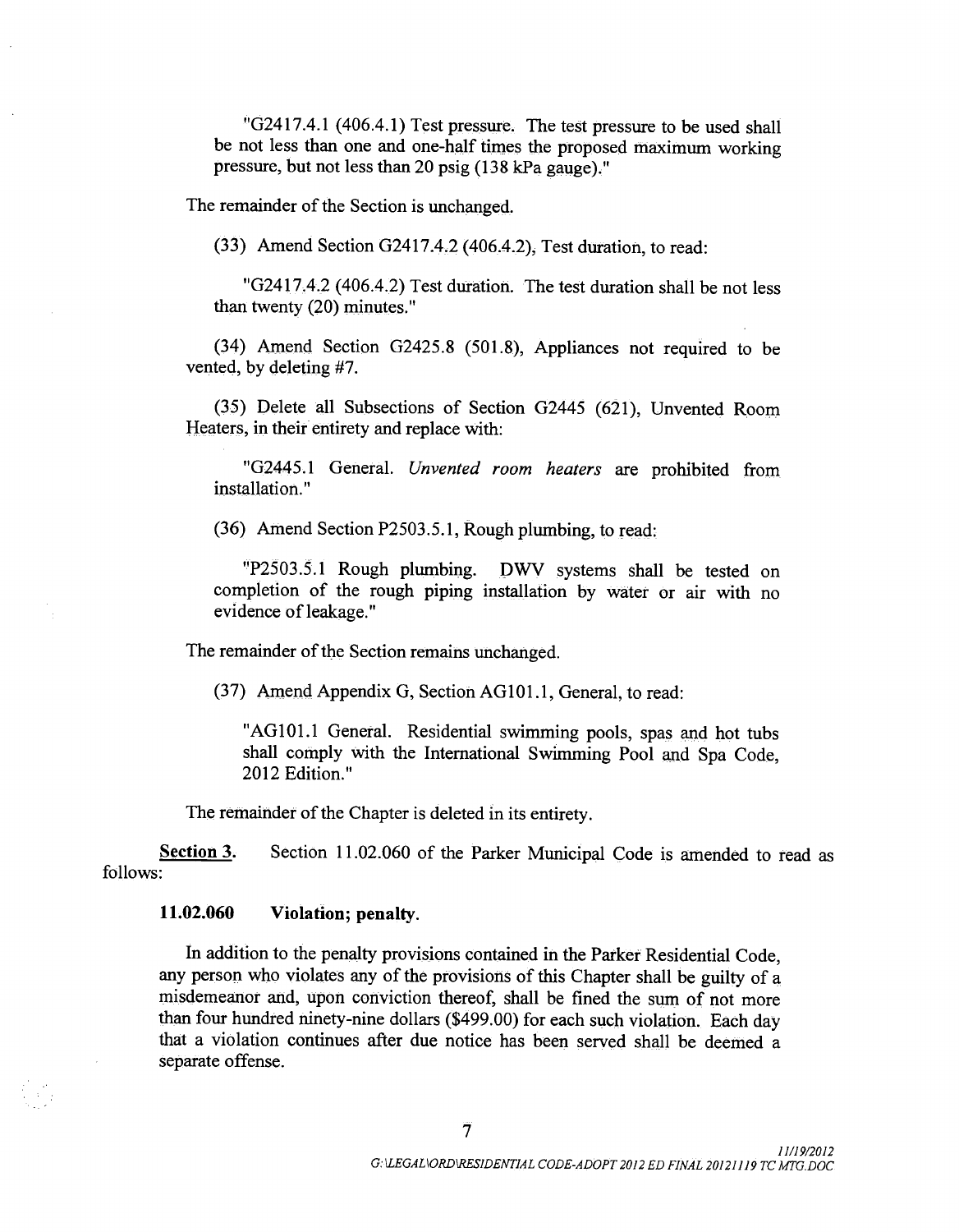"G2417.4.1 (406.4.1) Test pressure. The test pressure to be used shall be not less than one and one-half times the proposed maximum working pressure, but not less than 20 psig (138 kPa gauge)."

The remainder of the Section is unchanged.

(33) Amend Section G2417.4.2 (406.4.2), Test duration, to read:

"G2417.4.2 (406.4.2) Test duration. The test duration shall be not less than twenty (20) minutes."

(34) Amend Section G2425.8 (501.8), Appliances not required to be vented, by deleting #7.

(35) Delete all Subsections of Section G2445 (621), Unvented Room Heaters, in their entirety and replace with:

"G2445.1 General. *Unvented room heaters* are prohibited from installation."

(36) Amend Section P2503.5.1, Rough plumbing, to read:

"P2503.5.1 Rough plumbing. DWV systems shall be tested on completion of the rough piping installation by water or air with no evidence of leakage."

The remainder of the Section remains unchanged.

(37) Amend Appendix G, Section AG101.1, General, to read:

"AG101.1 General. Residential swimming pools, spas and hot tubs shall comply with the International Swimming Pool and Spa Code, 2012 Edition."

The remainder of the Chapter is deleted in its entirety.

**Section 3.** Section 11.02.060 of the Parker Municipal Code is amended to read as follows:

**11.02.060 Violation; penalty.**

In addition to the penalty provisions contained in the Parker Residential Code, any person who violates any of the provisions of this Chapter shall be guilty of a misdemeanor and, upon conviction thereof, shall be fined the sum of not more than four hundred ninety-nine dollars ($499.00) for each such violation. Each day that a violation continues after due notice has been served shall be deemed a separate offense.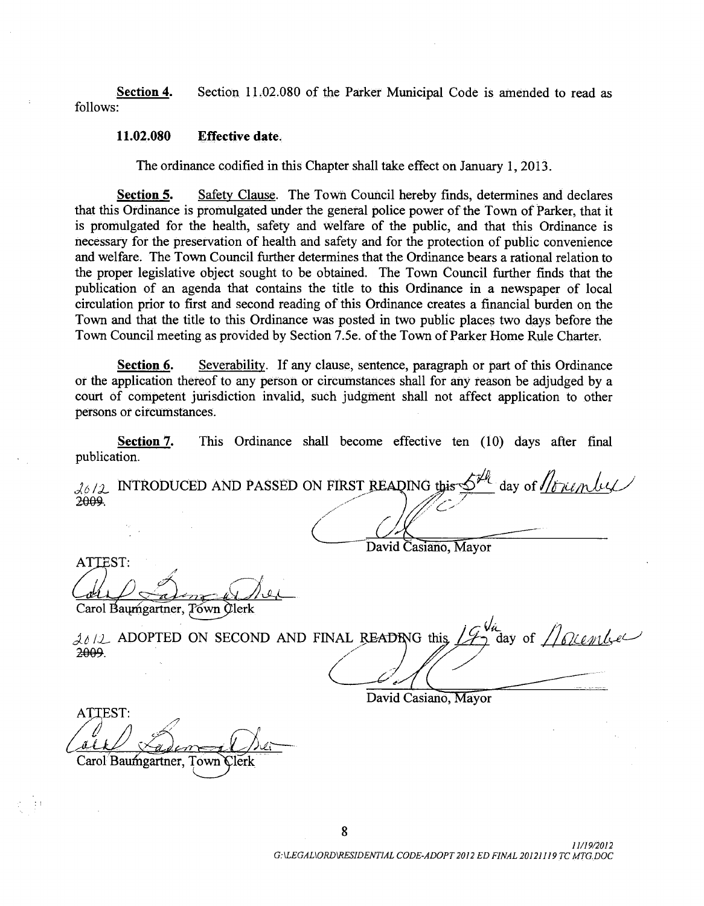**Section 4.** Section 11.02.080 of the Parker Municipal Code is amended to read as follows:

**11.02.080 Effective date.**

The ordinance codified in this Chapter shall take effect on January 1, 2013.

**Section 5.** Safety Clause. The Town Council hereby finds, determines and declares that this Ordinance is promulgated under the general police power of the Town of Parker, that it is promulgated for the health, safety and welfare of the public, and that this Ordinance is necessary for the preservation of health and safety and for the protection of public convenience and welfare. The Town Council further determines that the Ordinance bears a rational relation to the proper legislative object sought to be obtained. The Town Council further finds that the publication of an agenda that contains the title to this Ordinance in a newspaper of local circulation prior to first and second reading of this Ordinance creates a financial burden on the Town and that the title to this Ordinance was posted in two public places two days before the Town Council meeting as provided by Section 7.5e. of the Town of Parker Home Rule Charter.

**Section 6.** Severability. If any clause, sentence, paragraph or part of this Ordinance or the application thereof to any person or circumstances shall for any reason be adjudged by a court of competent jurisdiction invalid, such judgment shall not affect application to other persons or circumstances.

**Section 7.** This Ordinance shall become effective ten (10) days after final publication.

INTRODUCED AND PASSED ON FIRST READING this 5th day of November ~~2009~~ 2012.

David Casiano, Mayor

ATTEST:

Carol Baumgartner, Town Clerk

ADOPTED ON SECOND AND FINAL READING this 19th day of November ~~2009~~ 2012.

David Casiano, Mayor

ATTEST:

Carol Baumgartner, Town Clerk

11/19/2012
G:\LEGAL\ORD\RESIDENTIAL CODE-ADOPT 2012 ED FINAL 20121119 TC MTG.DOC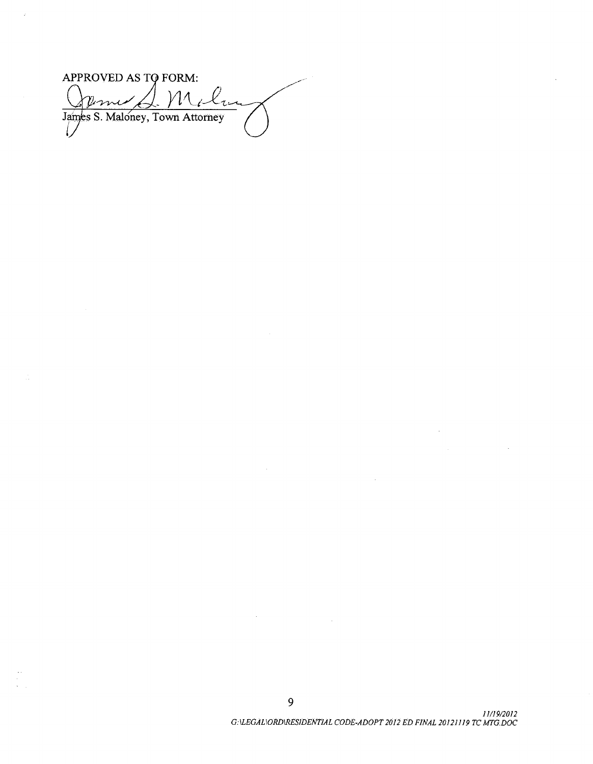APPROVED AS TO FORM:

James S. Maloney, Town Attorney

*11/19/2012*
*G:\LEGAL\ORD\RESIDENTIAL CODE-ADOPT 2012 ED FINAL 20121119 TC MTG.DOC*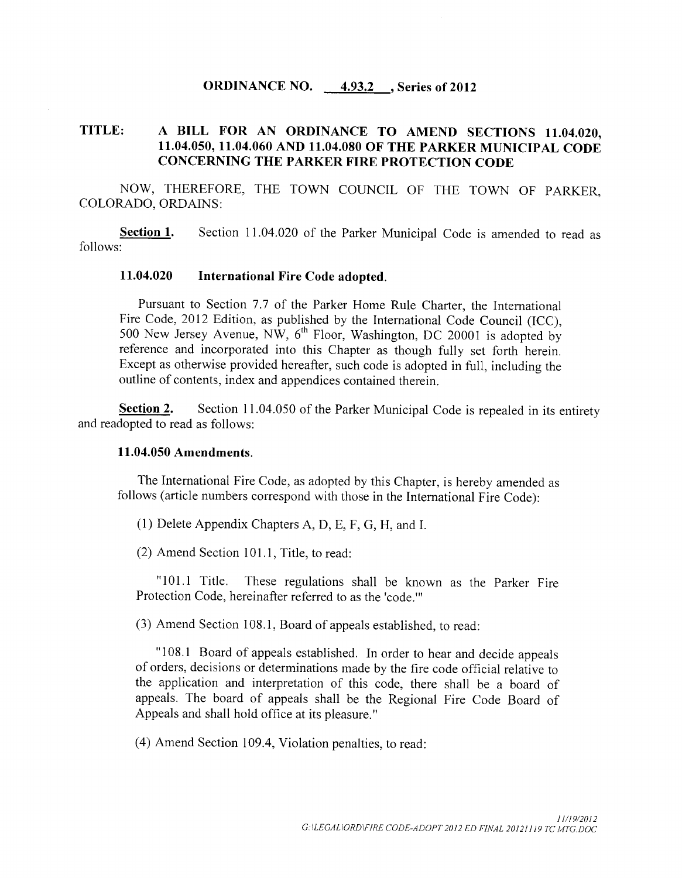**ORDINANCE NO. 4.93.2 , Series of 2012**

**TITLE: A BILL FOR AN ORDINANCE TO AMEND SECTIONS 11.04.020, 11.04.050, 11.04.060 AND 11.04.080 OF THE PARKER MUNICIPAL CODE CONCERNING THE PARKER FIRE PROTECTION CODE**

NOW, THEREFORE, THE TOWN COUNCIL OF THE TOWN OF PARKER, COLORADO, ORDAINS:

**Section 1.** Section 11.04.020 of the Parker Municipal Code is amended to read as follows:

**11.04.020 International Fire Code adopted.**

Pursuant to Section 7.7 of the Parker Home Rule Charter, the International Fire Code, 2012 Edition, as published by the International Code Council (ICC), 500 New Jersey Avenue, NW, 6th Floor, Washington, DC 20001 is adopted by reference and incorporated into this Chapter as though fully set forth herein. Except as otherwise provided hereafter, such code is adopted in full, including the outline of contents, index and appendices contained therein.

**Section 2.** Section 11.04.050 of the Parker Municipal Code is repealed in its entirety and readopted to read as follows:

**11.04.050 Amendments.**

The International Fire Code, as adopted by this Chapter, is hereby amended as follows (article numbers correspond with those in the International Fire Code):

(1) Delete Appendix Chapters A, D, E, F, G, H, and I.

(2) Amend Section 101.1, Title, to read:

"101.1 Title. These regulations shall be known as the Parker Fire Protection Code, hereinafter referred to as the 'code.'"

(3) Amend Section 108.1, Board of appeals established, to read:

"108.1 Board of appeals established. In order to hear and decide appeals of orders, decisions or determinations made by the fire code official relative to the application and interpretation of this code, there shall be a board of appeals. The board of appeals shall be the Regional Fire Code Board of Appeals and shall hold office at its pleasure."

(4) Amend Section 109.4, Violation penalties, to read: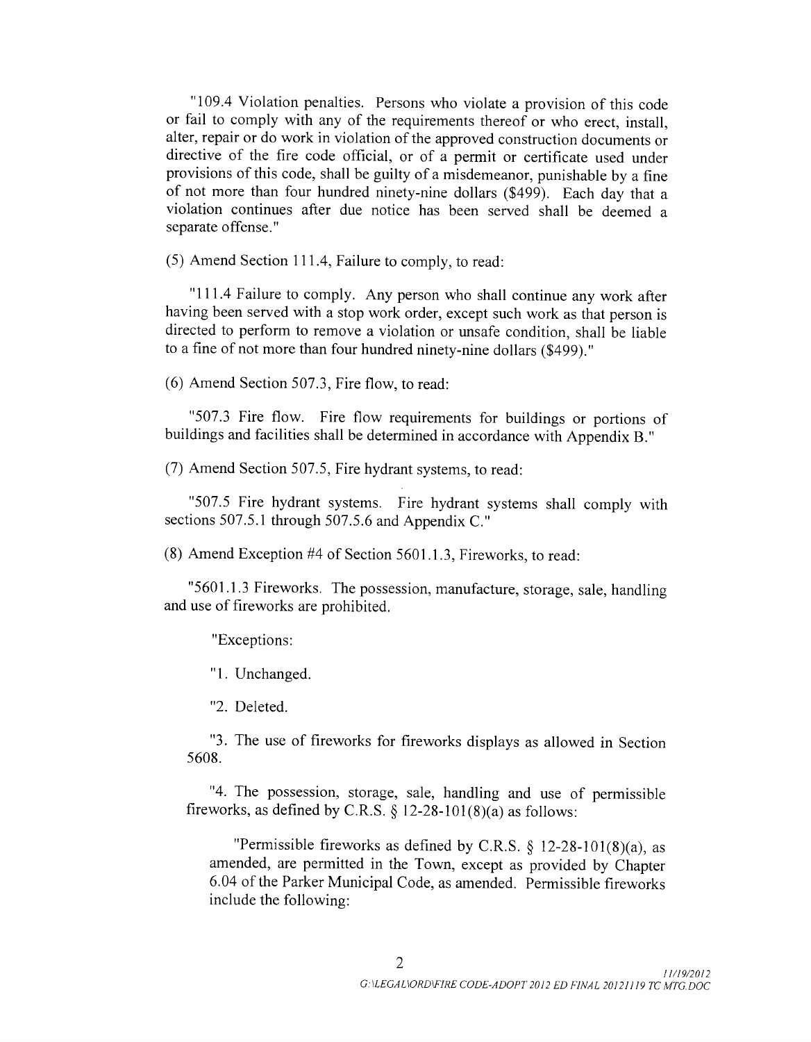"109.4 Violation penalties. Persons who violate a provision of this code or fail to comply with any of the requirements thereof or who erect, install, alter, repair or do work in violation of the approved construction documents or directive of the fire code official, or of a permit or certificate used under provisions of this code, shall be guilty of a misdemeanor, punishable by a fine of not more than four hundred ninety-nine dollars ($499). Each day that a violation continues after due notice has been served shall be deemed a separate offense."

(5) Amend Section 111.4, Failure to comply, to read:

"111.4 Failure to comply. Any person who shall continue any work after having been served with a stop work order, except such work as that person is directed to perform to remove a violation or unsafe condition, shall be liable to a fine of not more than four hundred ninety-nine dollars ($499)."

(6) Amend Section 507.3, Fire flow, to read:

"507.3 Fire flow. Fire flow requirements for buildings or portions of buildings and facilities shall be determined in accordance with Appendix B."

(7) Amend Section 507.5, Fire hydrant systems, to read:

"507.5 Fire hydrant systems. Fire hydrant systems shall comply with sections 507.5.1 through 507.5.6 and Appendix C."

(8) Amend Exception #4 of Section 5601.1.3, Fireworks, to read:

"5601.1.3 Fireworks. The possession, manufacture, storage, sale, handling and use of fireworks are prohibited.

"Exceptions:

"1. Unchanged.

"2. Deleted.

"3. The use of fireworks for fireworks displays as allowed in Section 5608.

"4. The possession, storage, sale, handling and use of permissible fireworks, as defined by C.R.S. § 12-28-101(8)(a) as follows:

"Permissible fireworks as defined by C.R.S. § 12-28-101(8)(a), as amended, are permitted in the Town, except as provided by Chapter 6.04 of the Parker Municipal Code, as amended. Permissible fireworks include the following: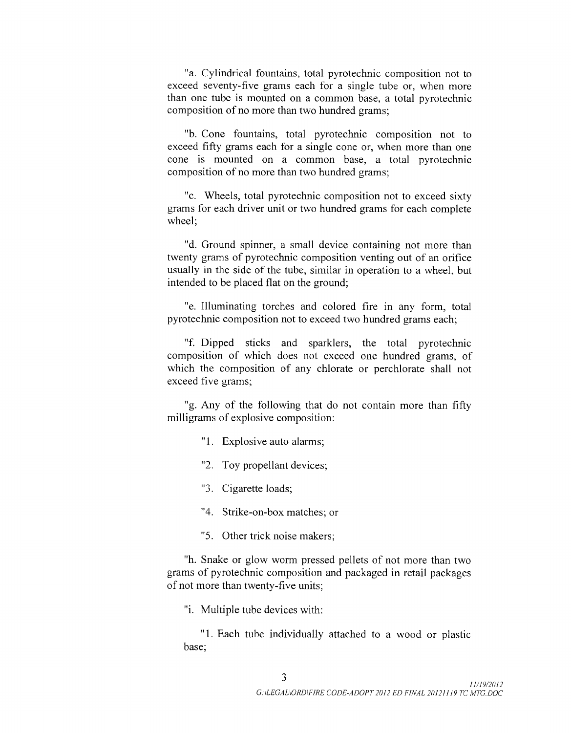"a. Cylindrical fountains, total pyrotechnic composition not to exceed seventy-five grams each for a single tube or, when more than one tube is mounted on a common base, a total pyrotechnic composition of no more than two hundred grams;

"b. Cone fountains, total pyrotechnic composition not to exceed fifty grams each for a single cone or, when more than one cone is mounted on a common base, a total pyrotechnic composition of no more than two hundred grams;

"c. Wheels, total pyrotechnic composition not to exceed sixty grams for each driver unit or two hundred grams for each complete wheel;

"d. Ground spinner, a small device containing not more than twenty grams of pyrotechnic composition venting out of an orifice usually in the side of the tube, similar in operation to a wheel, but intended to be placed flat on the ground;

"e. Illuminating torches and colored fire in any form, total pyrotechnic composition not to exceed two hundred grams each;

"f. Dipped sticks and sparklers, the total pyrotechnic composition of which does not exceed one hundred grams, of which the composition of any chlorate or perchlorate shall not exceed five grams;

"g. Any of the following that do not contain more than fifty milligrams of explosive composition:

"1. Explosive auto alarms;

"2. Toy propellant devices;

"3. Cigarette loads;

"4. Strike-on-box matches; or

"5. Other trick noise makers;

"h. Snake or glow worm pressed pellets of not more than two grams of pyrotechnic composition and packaged in retail packages of not more than twenty-five units;

"i. Multiple tube devices with:

"1. Each tube individually attached to a wood or plastic base;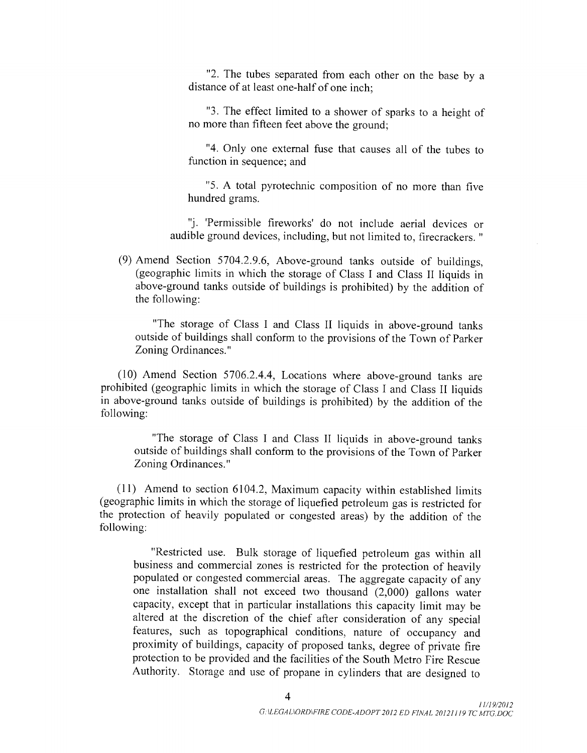"2. The tubes separated from each other on the base by a distance of at least one-half of one inch;

"3. The effect limited to a shower of sparks to a height of no more than fifteen feet above the ground;

"4. Only one external fuse that causes all of the tubes to function in sequence; and

"5. A total pyrotechnic composition of no more than five hundred grams.

"j. 'Permissible fireworks' do not include aerial devices or audible ground devices, including, but not limited to, firecrackers. "

(9) Amend Section 5704.2.9.6, Above-ground tanks outside of buildings, (geographic limits in which the storage of Class I and Class II liquids in above-ground tanks outside of buildings is prohibited) by the addition of the following:

"The storage of Class I and Class II liquids in above-ground tanks outside of buildings shall conform to the provisions of the Town of Parker Zoning Ordinances."

(10) Amend Section 5706.2.4.4, Locations where above-ground tanks are prohibited (geographic limits in which the storage of Class I and Class II liquids in above-ground tanks outside of buildings is prohibited) by the addition of the following:

"The storage of Class I and Class II liquids in above-ground tanks outside of buildings shall conform to the provisions of the Town of Parker Zoning Ordinances."

(11) Amend to section 6104.2, Maximum capacity within established limits (geographic limits in which the storage of liquefied petroleum gas is restricted for the protection of heavily populated or congested areas) by the addition of the following:

"Restricted use. Bulk storage of liquefied petroleum gas within all business and commercial zones is restricted for the protection of heavily populated or congested commercial areas. The aggregate capacity of any one installation shall not exceed two thousand (2,000) gallons water capacity, except that in particular installations this capacity limit may be altered at the discretion of the chief after consideration of any special features, such as topographical conditions, nature of occupancy and proximity of buildings, capacity of proposed tanks, degree of private fire protection to be provided and the facilities of the South Metro Fire Rescue Authority. Storage and use of propane in cylinders that are designed to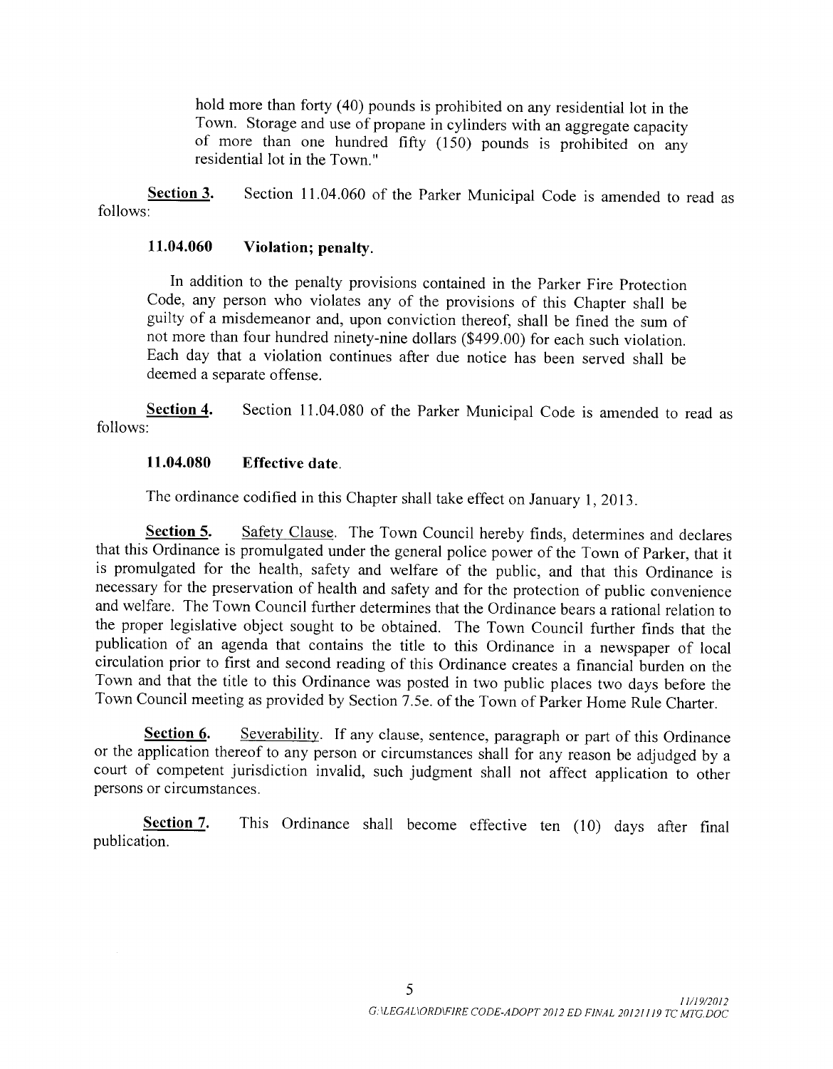hold more than forty (40) pounds is prohibited on any residential lot in the Town. Storage and use of propane in cylinders with an aggregate capacity of more than one hundred fifty (150) pounds is prohibited on any residential lot in the Town."

**Section 3.** Section 11.04.060 of the Parker Municipal Code is amended to read as follows:

**11.04.060 Violation; penalty.**

In addition to the penalty provisions contained in the Parker Fire Protection Code, any person who violates any of the provisions of this Chapter shall be guilty of a misdemeanor and, upon conviction thereof, shall be fined the sum of not more than four hundred ninety-nine dollars ($499.00) for each such violation. Each day that a violation continues after due notice has been served shall be deemed a separate offense.

**Section 4.** Section 11.04.080 of the Parker Municipal Code is amended to read as follows:

**11.04.080 Effective date.**

The ordinance codified in this Chapter shall take effect on January 1, 2013.

**Section 5.** Safety Clause. The Town Council hereby finds, determines and declares that this Ordinance is promulgated under the general police power of the Town of Parker, that it is promulgated for the health, safety and welfare of the public, and that this Ordinance is necessary for the preservation of health and safety and for the protection of public convenience and welfare. The Town Council further determines that the Ordinance bears a rational relation to the proper legislative object sought to be obtained. The Town Council further finds that the publication of an agenda that contains the title to this Ordinance in a newspaper of local circulation prior to first and second reading of this Ordinance creates a financial burden on the Town and that the title to this Ordinance was posted in two public places two days before the Town Council meeting as provided by Section 7.5e. of the Town of Parker Home Rule Charter.

**Section 6.** Severability. If any clause, sentence, paragraph or part of this Ordinance or the application thereof to any person or circumstances shall for any reason be adjudged by a court of competent jurisdiction invalid, such judgment shall not affect application to other persons or circumstances.

**Section 7.** This Ordinance shall become effective ten (10) days after final publication.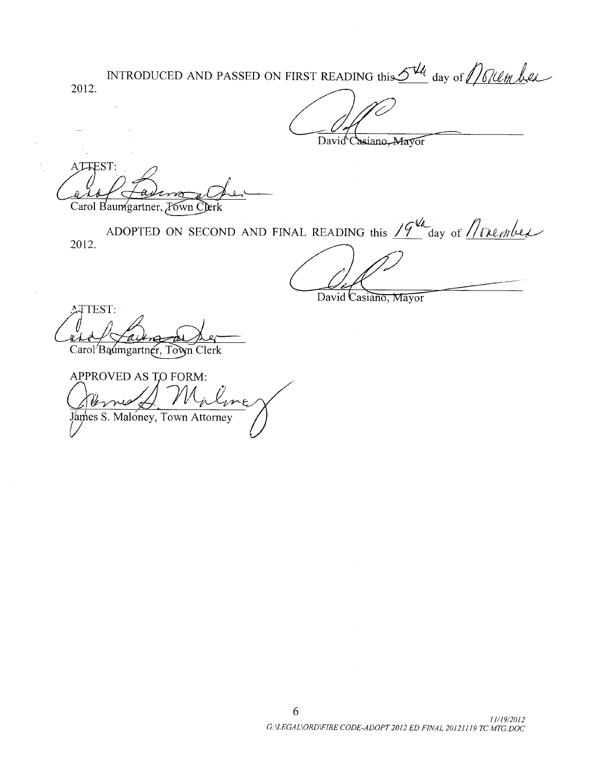INTRODUCED AND PASSED ON FIRST READING this 5th day of November 2012.

David Casiano, Mayor

ATTEST:

Carol Baumgartner, Town Clerk

ADOPTED ON SECOND AND FINAL READING this 19th day of November 2012.

David Casiano, Mayor

ATTEST:

Carol Baumgartner, Town Clerk

APPROVED AS TO FORM:

James S. Maloney, Town Attorney

11/19/2012
G:\LEGAL\ORD\FIRE CODE-ADOPT 2012 ED FINAL 20121119 TC MTG.DOC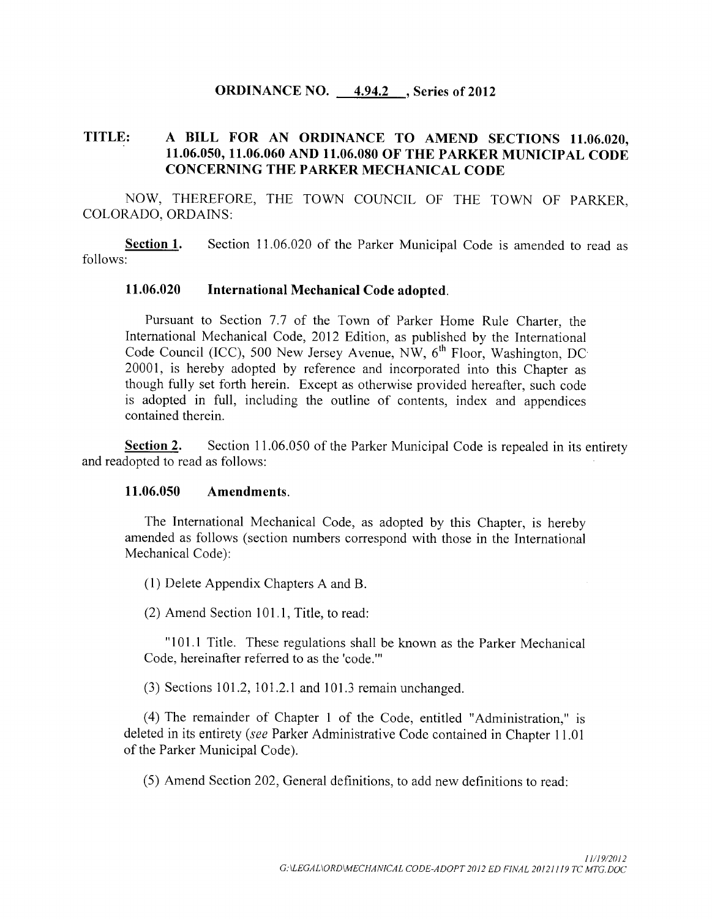**ORDINANCE NO. 4.94.2 , Series of 2012**

**TITLE: A BILL FOR AN ORDINANCE TO AMEND SECTIONS 11.06.020, 11.06.050, 11.06.060 AND 11.06.080 OF THE PARKER MUNICIPAL CODE CONCERNING THE PARKER MECHANICAL CODE**

NOW, THEREFORE, THE TOWN COUNCIL OF THE TOWN OF PARKER, COLORADO, ORDAINS:

**Section 1.** Section 11.06.020 of the Parker Municipal Code is amended to read as follows:

**11.06.020 International Mechanical Code adopted.**

Pursuant to Section 7.7 of the Town of Parker Home Rule Charter, the International Mechanical Code, 2012 Edition, as published by the International Code Council (ICC), 500 New Jersey Avenue, NW, 6th Floor, Washington, DC 20001, is hereby adopted by reference and incorporated into this Chapter as though fully set forth herein. Except as otherwise provided hereafter, such code is adopted in full, including the outline of contents, index and appendices contained therein.

**Section 2.** Section 11.06.050 of the Parker Municipal Code is repealed in its entirety and readopted to read as follows:

**11.06.050 Amendments.**

The International Mechanical Code, as adopted by this Chapter, is hereby amended as follows (section numbers correspond with those in the International Mechanical Code):

(1) Delete Appendix Chapters A and B.

(2) Amend Section 101.1, Title, to read:

"101.1 Title. These regulations shall be known as the Parker Mechanical Code, hereinafter referred to as the 'code.'"

(3) Sections 101.2, 101.2.1 and 101.3 remain unchanged.

(4) The remainder of Chapter 1 of the Code, entitled "Administration," is deleted in its entirety (*see* Parker Administrative Code contained in Chapter 11.01 of the Parker Municipal Code).

(5) Amend Section 202, General definitions, to add new definitions to read: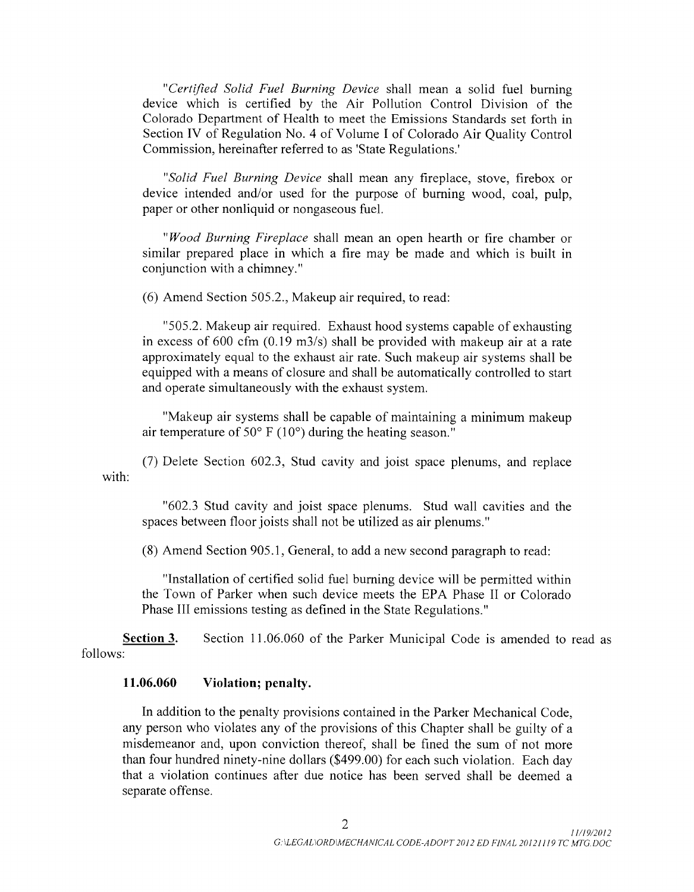"*Certified Solid Fuel Burning Device* shall mean a solid fuel burning device which is certified by the Air Pollution Control Division of the Colorado Department of Health to meet the Emissions Standards set forth in Section IV of Regulation No. 4 of Volume I of Colorado Air Quality Control Commission, hereinafter referred to as 'State Regulations.'

"*Solid Fuel Burning Device* shall mean any fireplace, stove, firebox or device intended and/or used for the purpose of burning wood, coal, pulp, paper or other nonliquid or nongaseous fuel.

"*Wood Burning Fireplace* shall mean an open hearth or fire chamber or similar prepared place in which a fire may be made and which is built in conjunction with a chimney."

(6) Amend Section 505.2., Makeup air required, to read:

"505.2. Makeup air required. Exhaust hood systems capable of exhausting in excess of 600 cfm (0.19 m3/s) shall be provided with makeup air at a rate approximately equal to the exhaust air rate. Such makeup air systems shall be equipped with a means of closure and shall be automatically controlled to start and operate simultaneously with the exhaust system.

"Makeup air systems shall be capable of maintaining a minimum makeup air temperature of 50° F (10°) during the heating season."

(7) Delete Section 602.3, Stud cavity and joist space plenums, and replace with:

"602.3 Stud cavity and joist space plenums. Stud wall cavities and the spaces between floor joists shall not be utilized as air plenums."

(8) Amend Section 905.1, General, to add a new second paragraph to read:

"Installation of certified solid fuel burning device will be permitted within the Town of Parker when such device meets the EPA Phase II or Colorado Phase III emissions testing as defined in the State Regulations."

**Section 3.** Section 11.06.060 of the Parker Municipal Code is amended to read as follows:

**11.06.060 Violation; penalty.**

In addition to the penalty provisions contained in the Parker Mechanical Code, any person who violates any of the provisions of this Chapter shall be guilty of a misdemeanor and, upon conviction thereof, shall be fined the sum of not more than four hundred ninety-nine dollars ($499.00) for each such violation. Each day that a violation continues after due notice has been served shall be deemed a separate offense.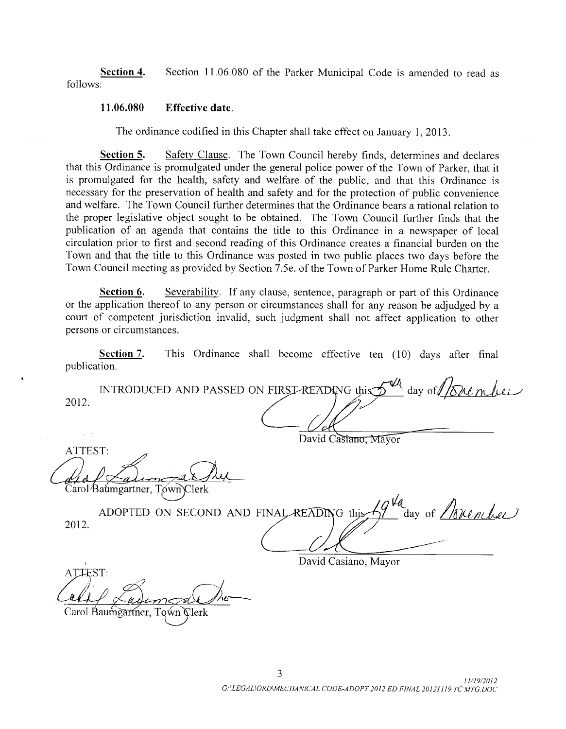**Section 4.** Section 11.06.080 of the Parker Municipal Code is amended to read as follows:

**11.06.080 Effective date.**

The ordinance codified in this Chapter shall take effect on January 1, 2013.

**Section 5.** Safety Clause. The Town Council hereby finds, determines and declares that this Ordinance is promulgated under the general police power of the Town of Parker, that it is promulgated for the health, safety and welfare of the public, and that this Ordinance is necessary for the preservation of health and safety and for the protection of public convenience and welfare. The Town Council further determines that the Ordinance bears a rational relation to the proper legislative object sought to be obtained. The Town Council further finds that the publication of an agenda that contains the title to this Ordinance in a newspaper of local circulation prior to first and second reading of this Ordinance creates a financial burden on the Town and that the title to this Ordinance was posted in two public places two days before the Town Council meeting as provided by Section 7.5e. of the Town of Parker Home Rule Charter.

**Section 6.** Severability. If any clause, sentence, paragraph or part of this Ordinance or the application thereof to any person or circumstances shall for any reason be adjudged by a court of competent jurisdiction invalid, such judgment shall not affect application to other persons or circumstances.

**Section 7.** This Ordinance shall become effective ten (10) days after final publication.

INTRODUCED AND PASSED ON FIRST READING this 5th day of November 2012.

David Casiano, Mayor

ATTEST:

Carol Baumgartner, Town Clerk

ADOPTED ON SECOND AND FINAL READING this 19th day of November 2012.

David Casiano, Mayor

ATTEST:

Carol Baumgartner, Town Clerk

11/19/2012
G:\LEGAL\ORD\MECHANICAL CODE-ADOPT 2012 ED FINAL 20121119 TC MTG.DOC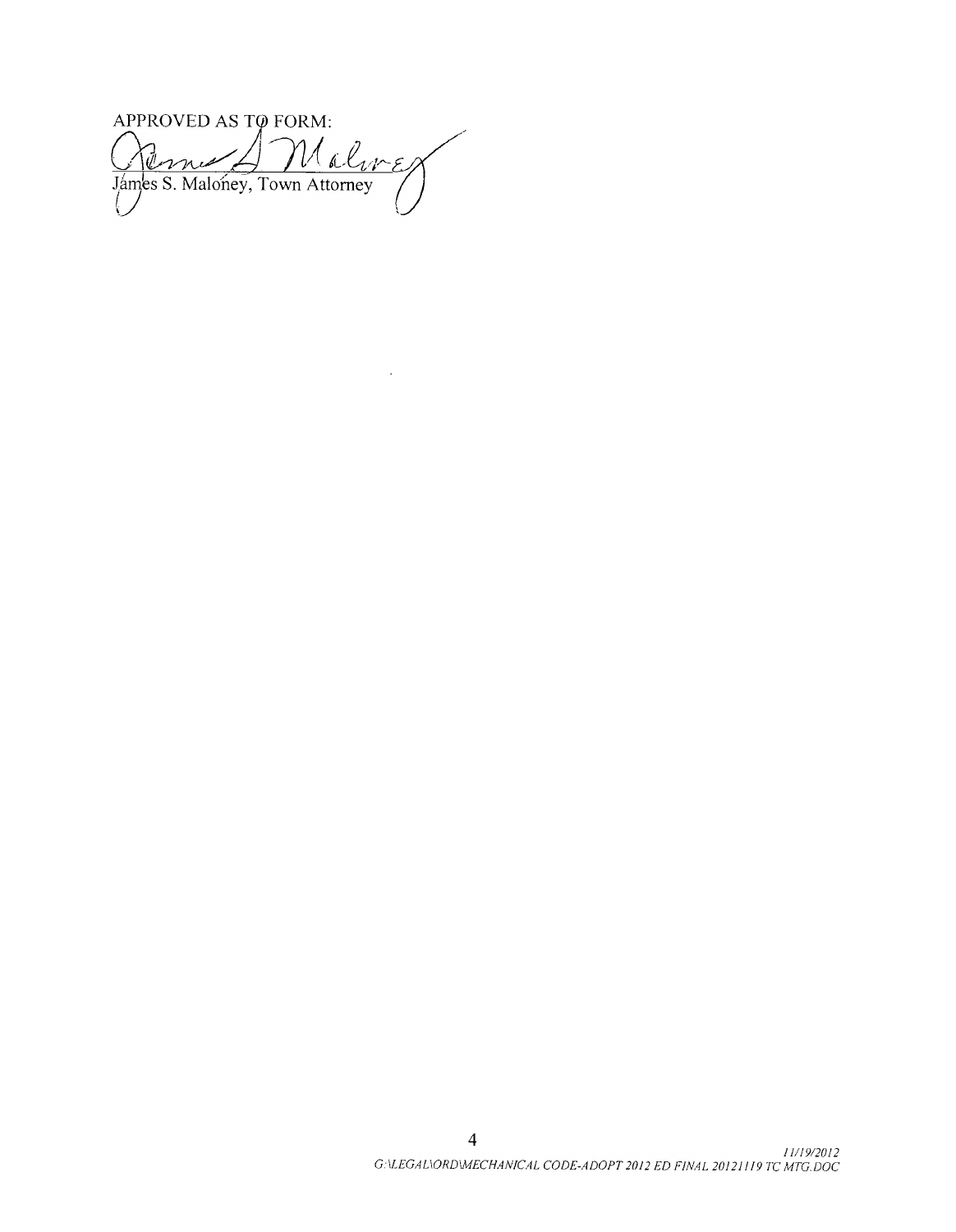APPROVED AS TO FORM:

James S. Maloney, Town Attorney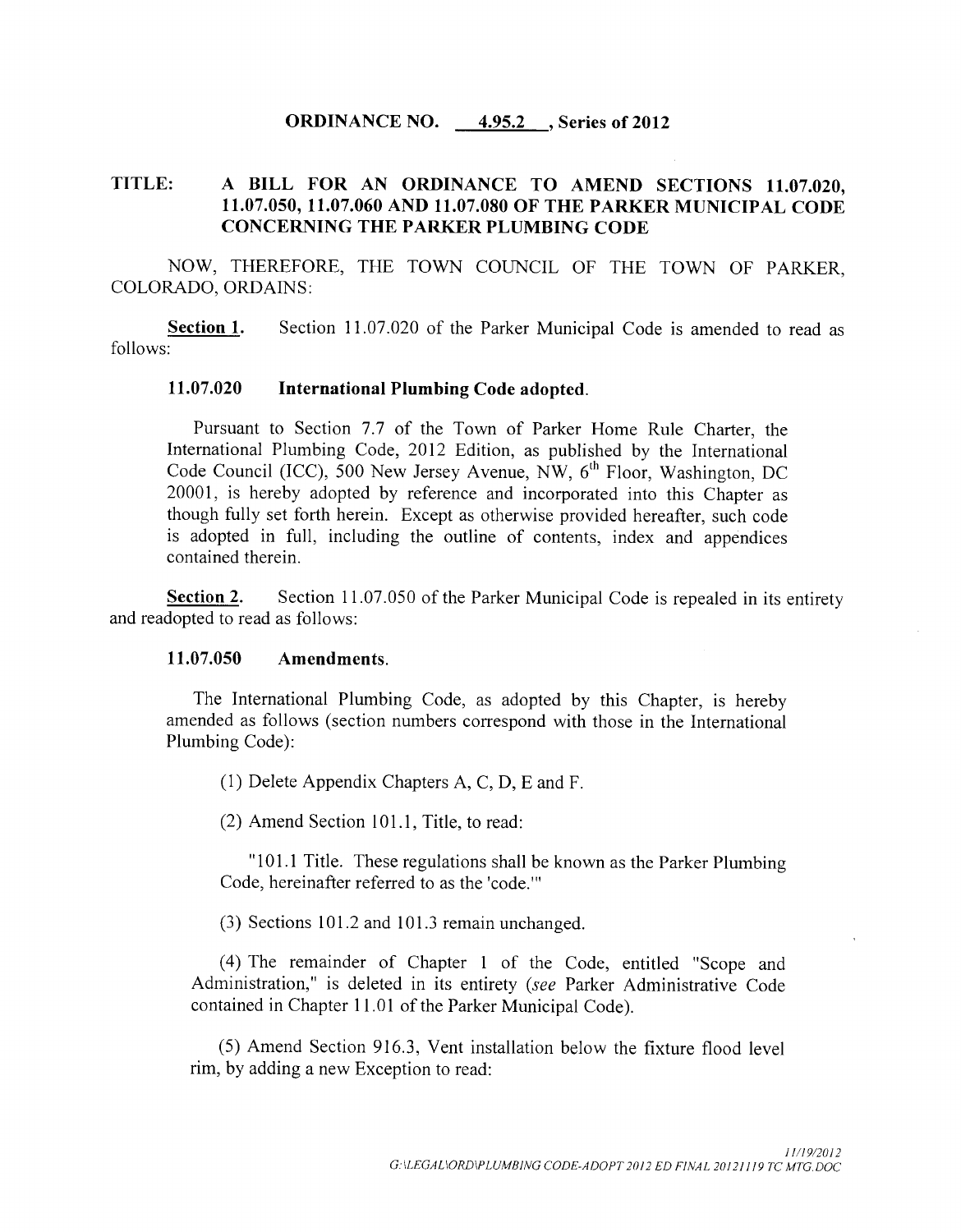**ORDINANCE NO. 4.95.2, Series of 2012**

**TITLE: A BILL FOR AN ORDINANCE TO AMEND SECTIONS 11.07.020, 11.07.050, 11.07.060 AND 11.07.080 OF THE PARKER MUNICIPAL CODE CONCERNING THE PARKER PLUMBING CODE**

NOW, THEREFORE, THE TOWN COUNCIL OF THE TOWN OF PARKER, COLORADO, ORDAINS:

**Section 1.** Section 11.07.020 of the Parker Municipal Code is amended to read as follows:

**11.07.020 International Plumbing Code adopted.**

Pursuant to Section 7.7 of the Town of Parker Home Rule Charter, the International Plumbing Code, 2012 Edition, as published by the International Code Council (ICC), 500 New Jersey Avenue, NW, 6th Floor, Washington, DC 20001, is hereby adopted by reference and incorporated into this Chapter as though fully set forth herein. Except as otherwise provided hereafter, such code is adopted in full, including the outline of contents, index and appendices contained therein.

**Section 2.** Section 11.07.050 of the Parker Municipal Code is repealed in its entirety and readopted to read as follows:

**11.07.050 Amendments.**

The International Plumbing Code, as adopted by this Chapter, is hereby amended as follows (section numbers correspond with those in the International Plumbing Code):

(1) Delete Appendix Chapters A, C, D, E and F.

(2) Amend Section 101.1, Title, to read:

"101.1 Title. These regulations shall be known as the Parker Plumbing Code, hereinafter referred to as the 'code.'"

(3) Sections 101.2 and 101.3 remain unchanged.

(4) The remainder of Chapter 1 of the Code, entitled "Scope and Administration," is deleted in its entirety (*see* Parker Administrative Code contained in Chapter 11.01 of the Parker Municipal Code).

(5) Amend Section 916.3, Vent installation below the fixture flood level rim, by adding a new Exception to read: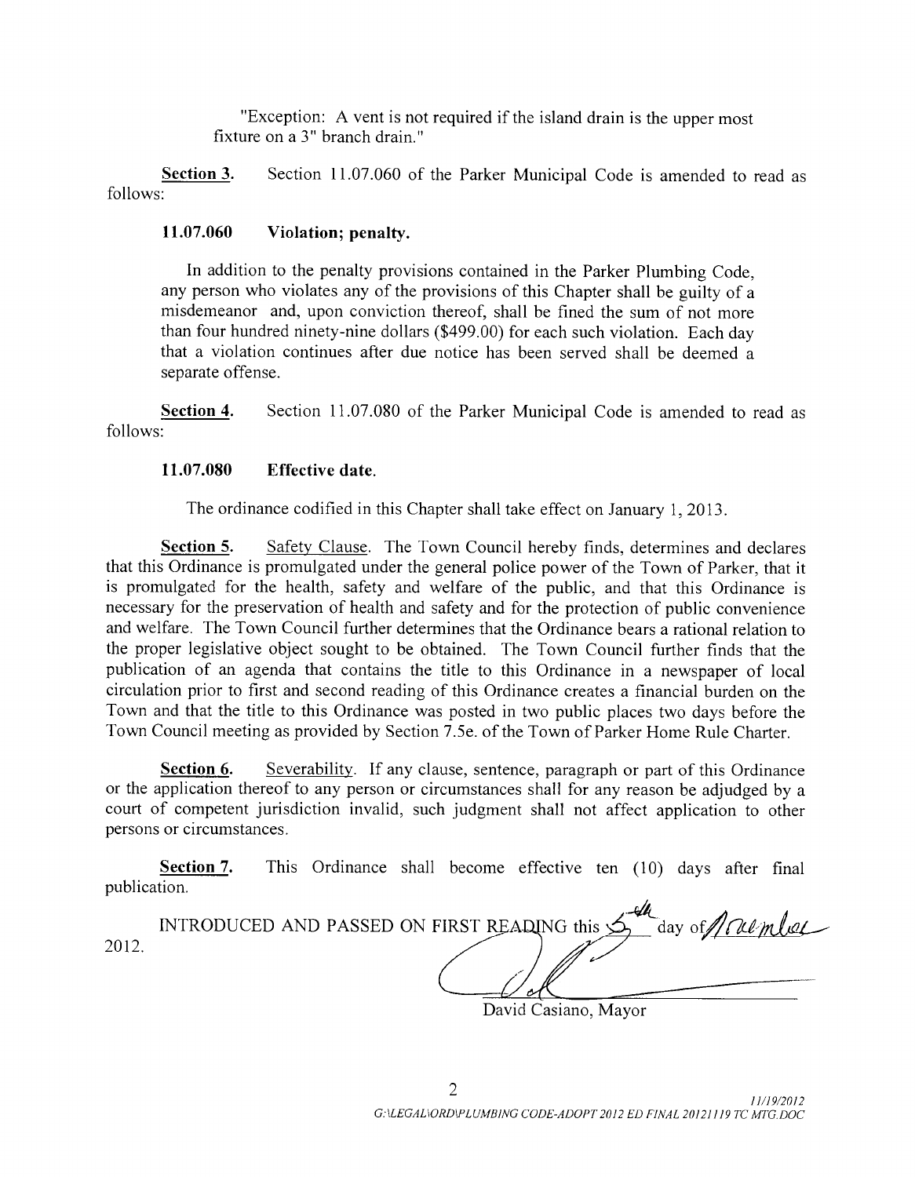"Exception: A vent is not required if the island drain is the upper most fixture on a 3" branch drain."

**Section 3.** Section 11.07.060 of the Parker Municipal Code is amended to read as follows:

**11.07.060 Violation; penalty.**

In addition to the penalty provisions contained in the Parker Plumbing Code, any person who violates any of the provisions of this Chapter shall be guilty of a misdemeanor and, upon conviction thereof, shall be fined the sum of not more than four hundred ninety-nine dollars ($499.00) for each such violation. Each day that a violation continues after due notice has been served shall be deemed a separate offense.

**Section 4.** Section 11.07.080 of the Parker Municipal Code is amended to read as follows:

**11.07.080 Effective date.**

The ordinance codified in this Chapter shall take effect on January 1, 2013.

**Section 5.** Safety Clause. The Town Council hereby finds, determines and declares that this Ordinance is promulgated under the general police power of the Town of Parker, that it is promulgated for the health, safety and welfare of the public, and that this Ordinance is necessary for the preservation of health and safety and for the protection of public convenience and welfare. The Town Council further determines that the Ordinance bears a rational relation to the proper legislative object sought to be obtained. The Town Council further finds that the publication of an agenda that contains the title to this Ordinance in a newspaper of local circulation prior to first and second reading of this Ordinance creates a financial burden on the Town and that the title to this Ordinance was posted in two public places two days before the Town Council meeting as provided by Section 7.5e. of the Town of Parker Home Rule Charter.

**Section 6.** Severability. If any clause, sentence, paragraph or part of this Ordinance or the application thereof to any person or circumstances shall for any reason be adjudged by a court of competent jurisdiction invalid, such judgment shall not affect application to other persons or circumstances.

**Section 7.** This Ordinance shall become effective ten (10) days after final publication.

INTRODUCED AND PASSED ON FIRST READING this 5th day of November 2012.

David Casiano, Mayor

11/19/2012
G:\LEGAL\ORD\PLUMBING CODE-ADOPT 2012 ED FINAL 20121119 TC MTG.DOC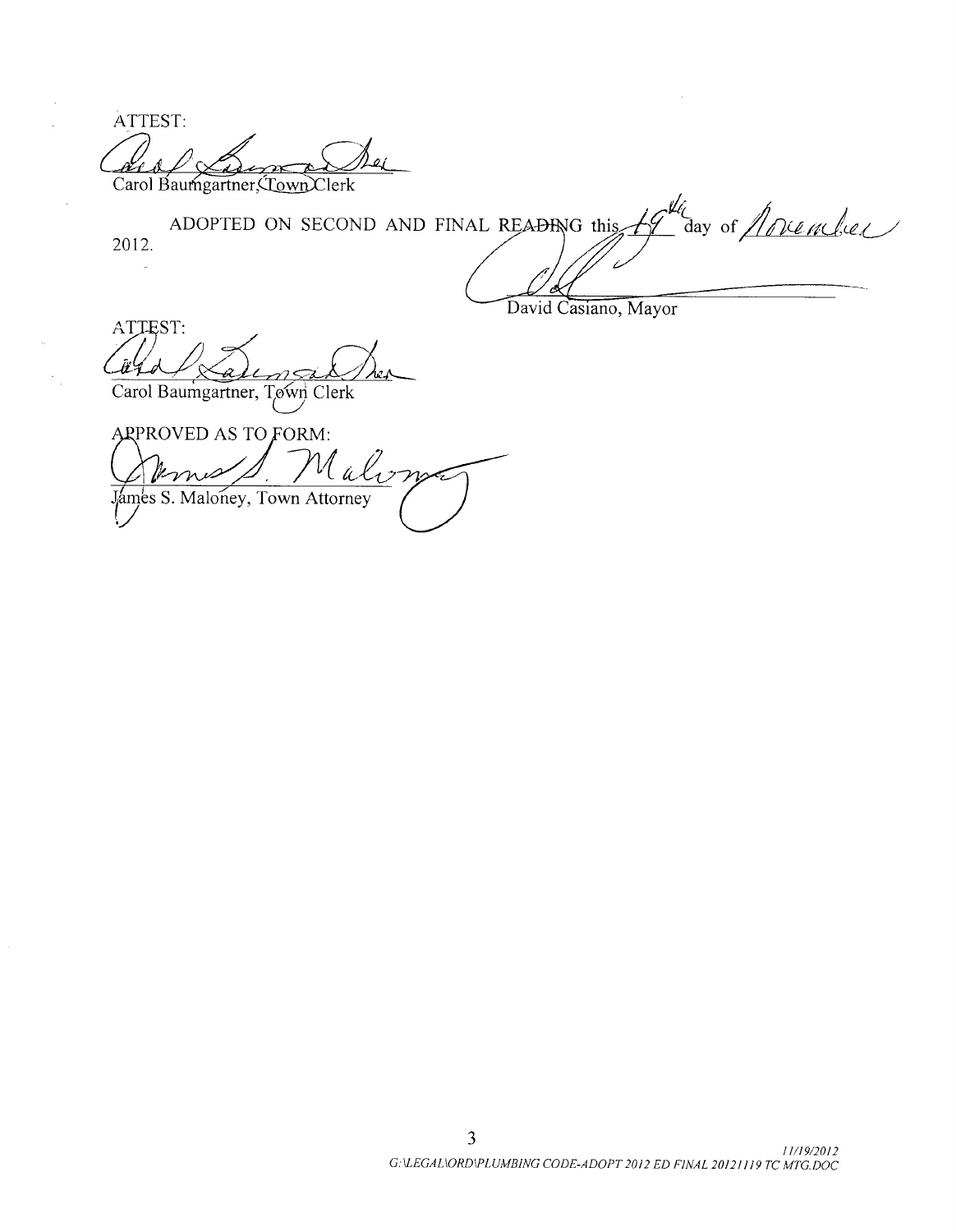ATTEST:

Carol Baumgartner, Town Clerk

ADOPTED ON SECOND AND FINAL READING this 19th day of November 2012.

David Casiano, Mayor

ATTEST:

Carol Baumgartner, Town Clerk

APPROVED AS TO FORM:

James S. Maloney, Town Attorney

*11/19/2012*
*G:\LEGAL\ORD\PLUMBING CODE-ADOPT 2012 ED FINAL 20121119 TC MTG.DOC*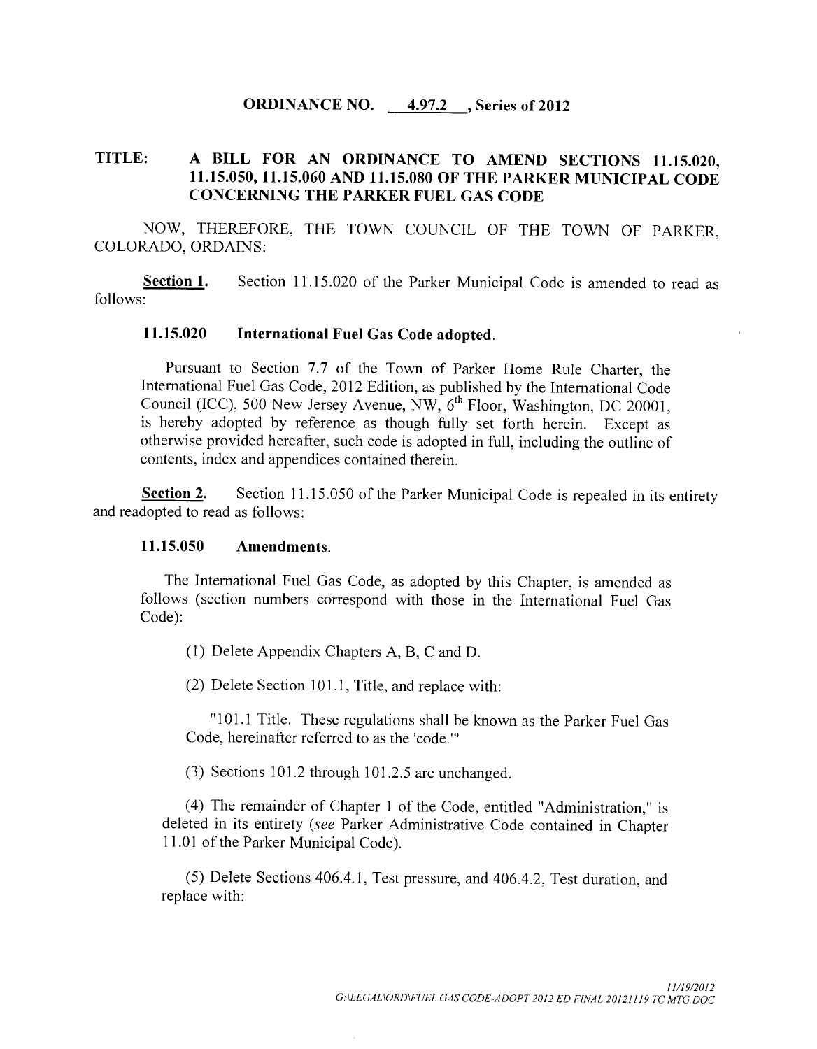**ORDINANCE NO. 4.97.2, Series of 2012**

**TITLE: A BILL FOR AN ORDINANCE TO AMEND SECTIONS 11.15.020, 11.15.050, 11.15.060 AND 11.15.080 OF THE PARKER MUNICIPAL CODE CONCERNING THE PARKER FUEL GAS CODE**

NOW, THEREFORE, THE TOWN COUNCIL OF THE TOWN OF PARKER, COLORADO, ORDAINS:

**Section 1.** Section 11.15.020 of the Parker Municipal Code is amended to read as follows:

**11.15.020 International Fuel Gas Code adopted.**

Pursuant to Section 7.7 of the Town of Parker Home Rule Charter, the International Fuel Gas Code, 2012 Edition, as published by the International Code Council (ICC), 500 New Jersey Avenue, NW, 6th Floor, Washington, DC 20001, is hereby adopted by reference as though fully set forth herein. Except as otherwise provided hereafter, such code is adopted in full, including the outline of contents, index and appendices contained therein.

**Section 2.** Section 11.15.050 of the Parker Municipal Code is repealed in its entirety and readopted to read as follows:

**11.15.050 Amendments.**

The International Fuel Gas Code, as adopted by this Chapter, is amended as follows (section numbers correspond with those in the International Fuel Gas Code):

(1) Delete Appendix Chapters A, B, C and D.

(2) Delete Section 101.1, Title, and replace with:

"101.1 Title. These regulations shall be known as the Parker Fuel Gas Code, hereinafter referred to as the 'code.'"

(3) Sections 101.2 through 101.2.5 are unchanged.

(4) The remainder of Chapter 1 of the Code, entitled "Administration," is deleted in its entirety (*see* Parker Administrative Code contained in Chapter 11.01 of the Parker Municipal Code).

(5) Delete Sections 406.4.1, Test pressure, and 406.4.2, Test duration, and replace with: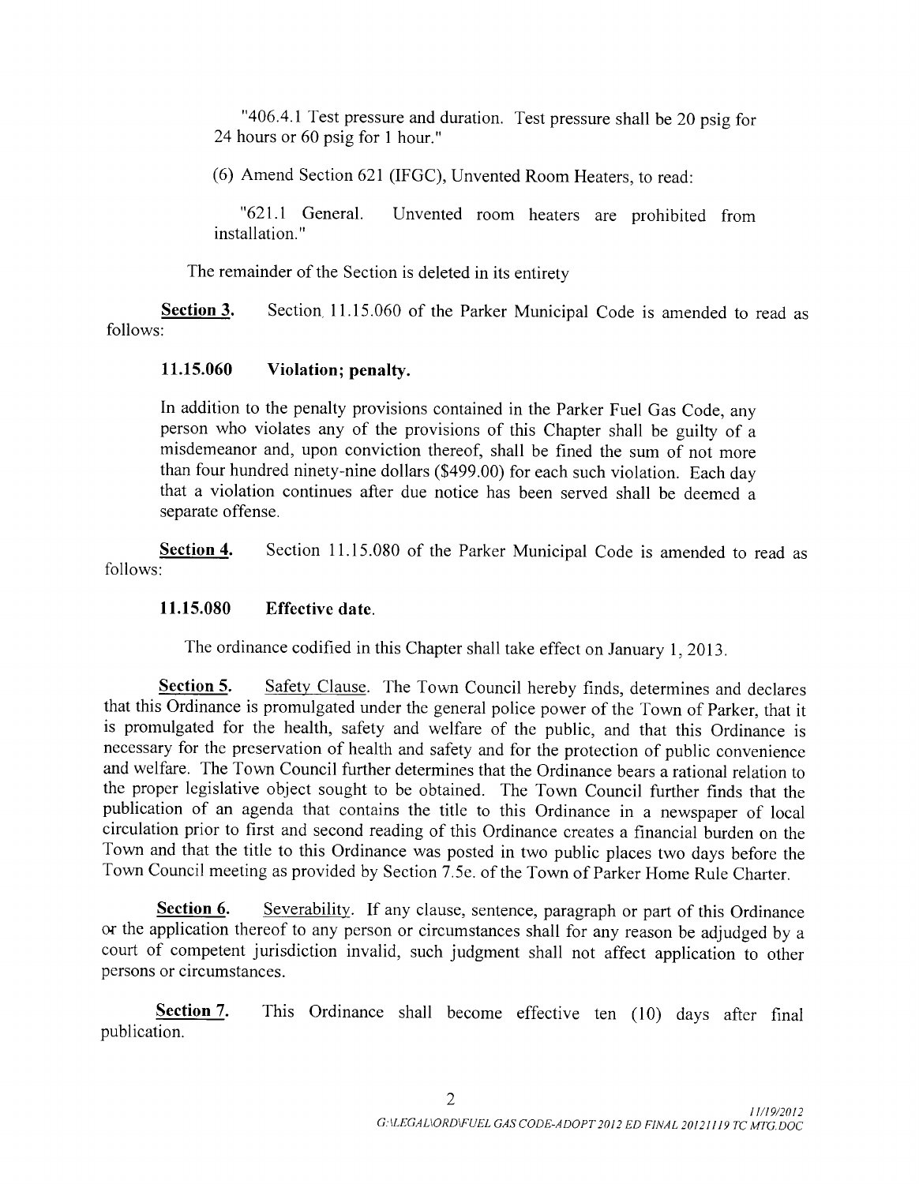"406.4.1 Test pressure and duration. Test pressure shall be 20 psig for 24 hours or 60 psig for 1 hour."

(6) Amend Section 621 (IFGC), Unvented Room Heaters, to read:

"621.1 General. Unvented room heaters are prohibited from installation."

The remainder of the Section is deleted in its entirety

**Section 3.** Section 11.15.060 of the Parker Municipal Code is amended to read as follows:

**11.15.060 Violation; penalty.**

In addition to the penalty provisions contained in the Parker Fuel Gas Code, any person who violates any of the provisions of this Chapter shall be guilty of a misdemeanor and, upon conviction thereof, shall be fined the sum of not more than four hundred ninety-nine dollars ($499.00) for each such violation. Each day that a violation continues after due notice has been served shall be deemed a separate offense.

**Section 4.** Section 11.15.080 of the Parker Municipal Code is amended to read as follows:

**11.15.080 Effective date.**

The ordinance codified in this Chapter shall take effect on January 1, 2013.

**Section 5.** Safety Clause. The Town Council hereby finds, determines and declares that this Ordinance is promulgated under the general police power of the Town of Parker, that it is promulgated for the health, safety and welfare of the public, and that this Ordinance is necessary for the preservation of health and safety and for the protection of public convenience and welfare. The Town Council further determines that the Ordinance bears a rational relation to the proper legislative object sought to be obtained. The Town Council further finds that the publication of an agenda that contains the title to this Ordinance in a newspaper of local circulation prior to first and second reading of this Ordinance creates a financial burden on the Town and that the title to this Ordinance was posted in two public places two days before the Town Council meeting as provided by Section 7.5e. of the Town of Parker Home Rule Charter.

**Section 6.** Severability. If any clause, sentence, paragraph or part of this Ordinance or the application thereof to any person or circumstances shall for any reason be adjudged by a court of competent jurisdiction invalid, such judgment shall not affect application to other persons or circumstances.

**Section 7.** This Ordinance shall become effective ten (10) days after final publication.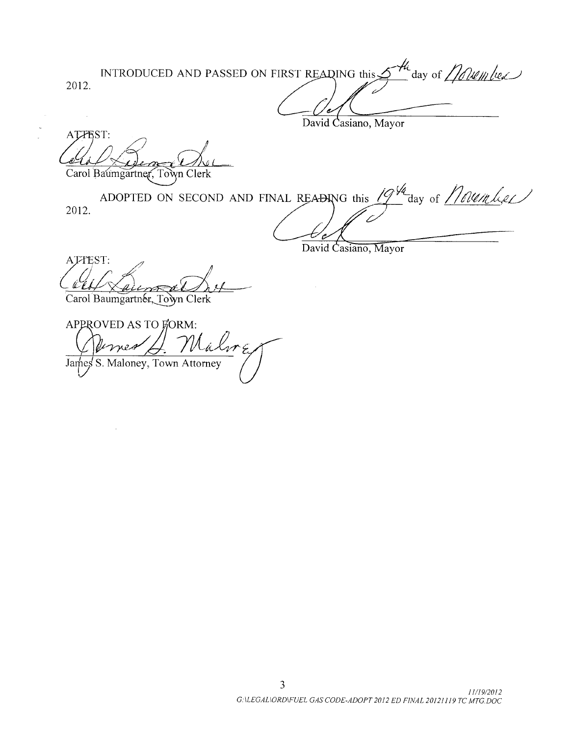INTRODUCED AND PASSED ON FIRST READING this 5th day of November 2012.

David Casiano, Mayor

ATTEST:

Carol Baumgartner, Town Clerk

ADOPTED ON SECOND AND FINAL READING this 19th day of November 2012.

David Casiano, Mayor

ATTEST:

Carol Baumgartner, Town Clerk

APPROVED AS TO FORM:

James S. Maloney, Town Attorney

11/19/2012
G:\LEGAL\ORD\FUEL GAS CODE-ADOPT 2012 ED FINAL 20121119 TC MTG.DOC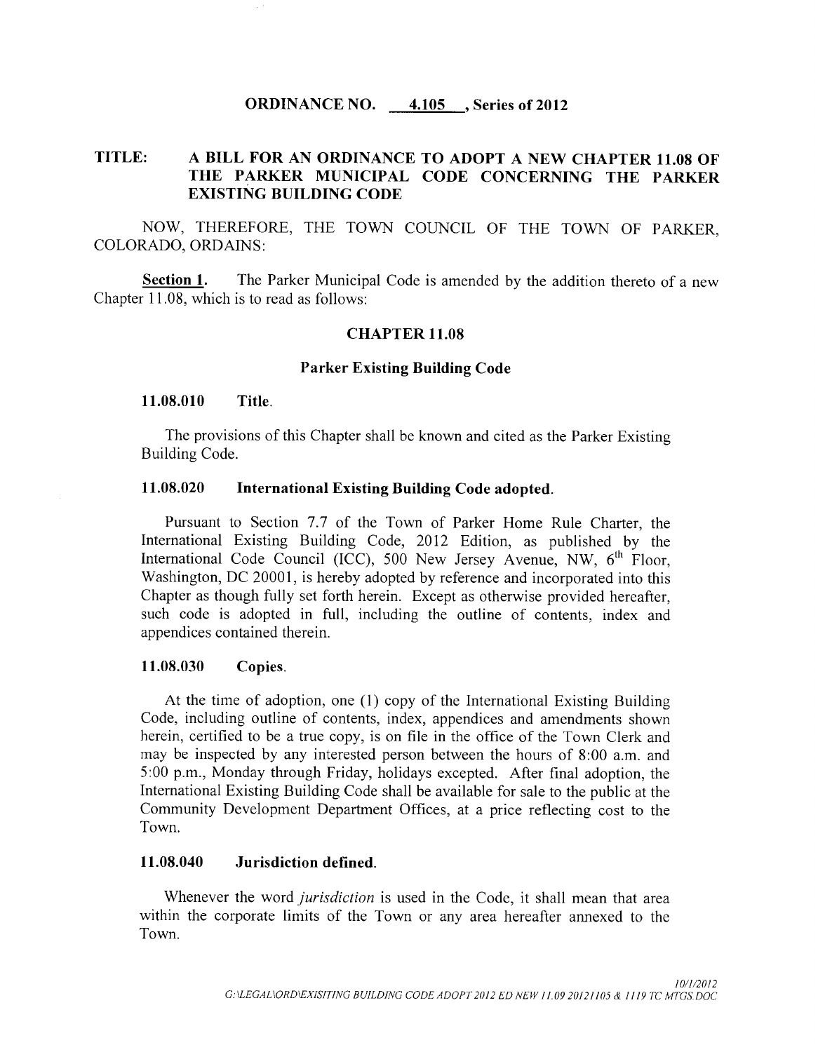**ORDINANCE NO. 4.105, Series of 2012**

**TITLE: A BILL FOR AN ORDINANCE TO ADOPT A NEW CHAPTER 11.08 OF THE PARKER MUNICIPAL CODE CONCERNING THE PARKER EXISTING BUILDING CODE**

NOW, THEREFORE, THE TOWN COUNCIL OF THE TOWN OF PARKER, COLORADO, ORDAINS:

**Section 1.** The Parker Municipal Code is amended by the addition thereto of a new Chapter 11.08, which is to read as follows:

## CHAPTER 11.08

### Parker Existing Building Code

**11.08.010 Title.**

The provisions of this Chapter shall be known and cited as the Parker Existing Building Code.

**11.08.020 International Existing Building Code adopted.**

Pursuant to Section 7.7 of the Town of Parker Home Rule Charter, the International Existing Building Code, 2012 Edition, as published by the International Code Council (ICC), 500 New Jersey Avenue, NW, 6th Floor, Washington, DC 20001, is hereby adopted by reference and incorporated into this Chapter as though fully set forth herein. Except as otherwise provided hereafter, such code is adopted in full, including the outline of contents, index and appendices contained therein.

**11.08.030 Copies.**

At the time of adoption, one (1) copy of the International Existing Building Code, including outline of contents, index, appendices and amendments shown herein, certified to be a true copy, is on file in the office of the Town Clerk and may be inspected by any interested person between the hours of 8:00 a.m. and 5:00 p.m., Monday through Friday, holidays excepted. After final adoption, the International Existing Building Code shall be available for sale to the public at the Community Development Department Offices, at a price reflecting cost to the Town.

**11.08.040 Jurisdiction defined.**

Whenever the word *jurisdiction* is used in the Code, it shall mean that area within the corporate limits of the Town or any area hereafter annexed to the Town.

*10/1/2012*
*G:\LEGAL\ORD\EXISITING BUILDING CODE ADOPT 2012 ED NEW 11.09 20121105 & 1119 TC MTGS.DOC*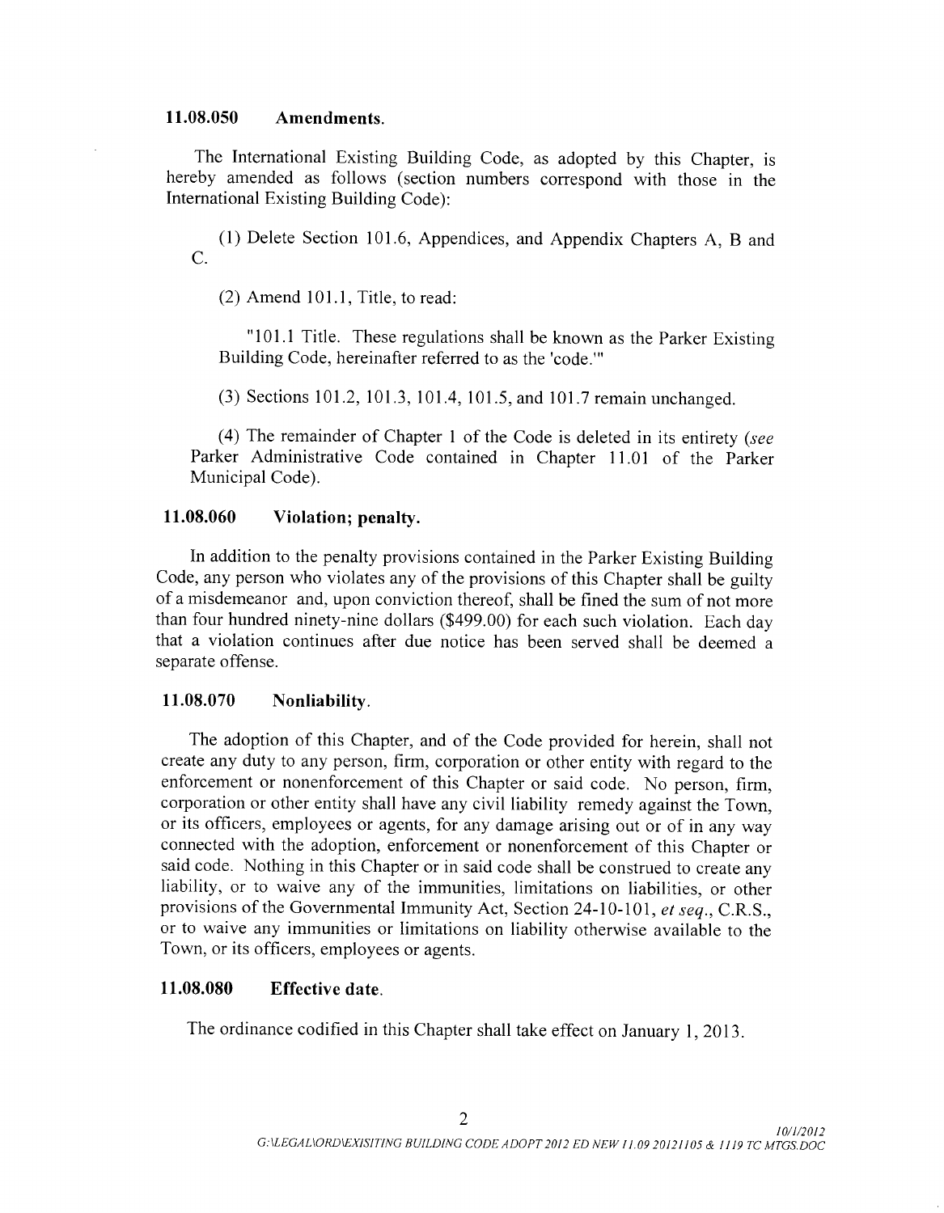### 11.08.050 Amendments.

The International Existing Building Code, as adopted by this Chapter, is hereby amended as follows (section numbers correspond with those in the International Existing Building Code):

(1) Delete Section 101.6, Appendices, and Appendix Chapters A, B and C.

(2) Amend 101.1, Title, to read:

"101.1 Title. These regulations shall be known as the Parker Existing Building Code, hereinafter referred to as the 'code.'"

(3) Sections 101.2, 101.3, 101.4, 101.5, and 101.7 remain unchanged.

(4) The remainder of Chapter 1 of the Code is deleted in its entirety (*see* Parker Administrative Code contained in Chapter 11.01 of the Parker Municipal Code).

### 11.08.060 Violation; penalty.

In addition to the penalty provisions contained in the Parker Existing Building Code, any person who violates any of the provisions of this Chapter shall be guilty of a misdemeanor and, upon conviction thereof, shall be fined the sum of not more than four hundred ninety-nine dollars ($499.00) for each such violation. Each day that a violation continues after due notice has been served shall be deemed a separate offense.

### 11.08.070 Nonliability.

The adoption of this Chapter, and of the Code provided for herein, shall not create any duty to any person, firm, corporation or other entity with regard to the enforcement or nonenforcement of this Chapter or said code. No person, firm, corporation or other entity shall have any civil liability remedy against the Town, or its officers, employees or agents, for any damage arising out or of in any way connected with the adoption, enforcement or nonenforcement of this Chapter or said code. Nothing in this Chapter or in said code shall be construed to create any liability, or to waive any of the immunities, limitations on liabilities, or other provisions of the Governmental Immunity Act, Section 24-10-101, *et seq.*, C.R.S., or to waive any immunities or limitations on liability otherwise available to the Town, or its officers, employees or agents.

### 11.08.080 Effective date.

The ordinance codified in this Chapter shall take effect on January 1, 2013.

*10/1/2012*
*G:\LEGAL\ORD\EXISITING BUILDING CODE ADOPT 2012 ED NEW 11.09 20121105 & 1119 TC MTGS.DOC*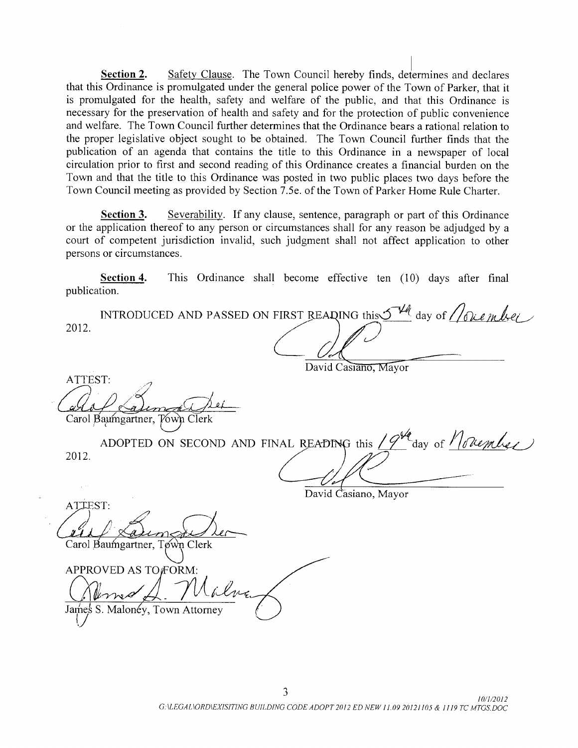**Section 2.** Safety Clause. The Town Council hereby finds, determines and declares that this Ordinance is promulgated under the general police power of the Town of Parker, that it is promulgated for the health, safety and welfare of the public, and that this Ordinance is necessary for the preservation of health and safety and for the protection of public convenience and welfare. The Town Council further determines that the Ordinance bears a rational relation to the proper legislative object sought to be obtained. The Town Council further finds that the publication of an agenda that contains the title to this Ordinance in a newspaper of local circulation prior to first and second reading of this Ordinance creates a financial burden on the Town and that the title to this Ordinance was posted in two public places two days before the Town Council meeting as provided by Section 7.5e. of the Town of Parker Home Rule Charter.

**Section 3.** Severability. If any clause, sentence, paragraph or part of this Ordinance or the application thereof to any person or circumstances shall for any reason be adjudged by a court of competent jurisdiction invalid, such judgment shall not affect application to other persons or circumstances.

**Section 4.** This Ordinance shall become effective ten (10) days after final publication.

INTRODUCED AND PASSED ON FIRST READING this 5th day of November 2012.

David Casiano, Mayor

ATTEST:

Carol Baumgartner, Town Clerk

ADOPTED ON SECOND AND FINAL READING this 19th day of November 2012.

David Casiano, Mayor

ATTEST:

Carol Baumgartner, Town Clerk

APPROVED AS TO FORM:

James S. Maloney, Town Attorney

10/1/2012
G:\LEGAL\ORD\EXISITING BUILDING CODE ADOPT 2012 ED NEW 11.09 20121105 & 1119 TC MTGS.DOC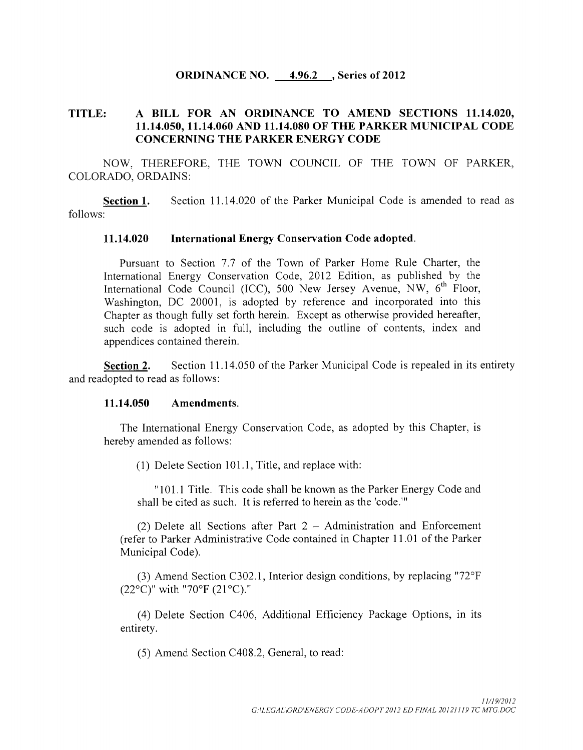**ORDINANCE NO. 4.96.2 , Series of 2012**

**TITLE: A BILL FOR AN ORDINANCE TO AMEND SECTIONS 11.14.020, 11.14.050, 11.14.060 AND 11.14.080 OF THE PARKER MUNICIPAL CODE CONCERNING THE PARKER ENERGY CODE**

NOW, THEREFORE, THE TOWN COUNCIL OF THE TOWN OF PARKER, COLORADO, ORDAINS:

**Section 1.** Section 11.14.020 of the Parker Municipal Code is amended to read as follows:

**11.14.020 International Energy Conservation Code adopted.**

Pursuant to Section 7.7 of the Town of Parker Home Rule Charter, the International Energy Conservation Code, 2012 Edition, as published by the International Code Council (ICC), 500 New Jersey Avenue, NW, 6th Floor, Washington, DC 20001, is adopted by reference and incorporated into this Chapter as though fully set forth herein. Except as otherwise provided hereafter, such code is adopted in full, including the outline of contents, index and appendices contained therein.

**Section 2.** Section 11.14.050 of the Parker Municipal Code is repealed in its entirety and readopted to read as follows:

**11.14.050 Amendments.**

The International Energy Conservation Code, as adopted by this Chapter, is hereby amended as follows:

(1) Delete Section 101.1, Title, and replace with:

"101.1 Title. This code shall be known as the Parker Energy Code and shall be cited as such. It is referred to herein as the 'code.'"

(2) Delete all Sections after Part 2 – Administration and Enforcement (refer to Parker Administrative Code contained in Chapter 11.01 of the Parker Municipal Code).

(3) Amend Section C302.1, Interior design conditions, by replacing "72°F (22°C)" with "70°F (21°C)."

(4) Delete Section C406, Additional Efficiency Package Options, in its entirety.

(5) Amend Section C408.2, General, to read:

*11/19/2012*
*G:\LEGAL\ORD\ENERGY CODE-ADOPT 2012 ED FINAL 20121119 TC MTG.DOC*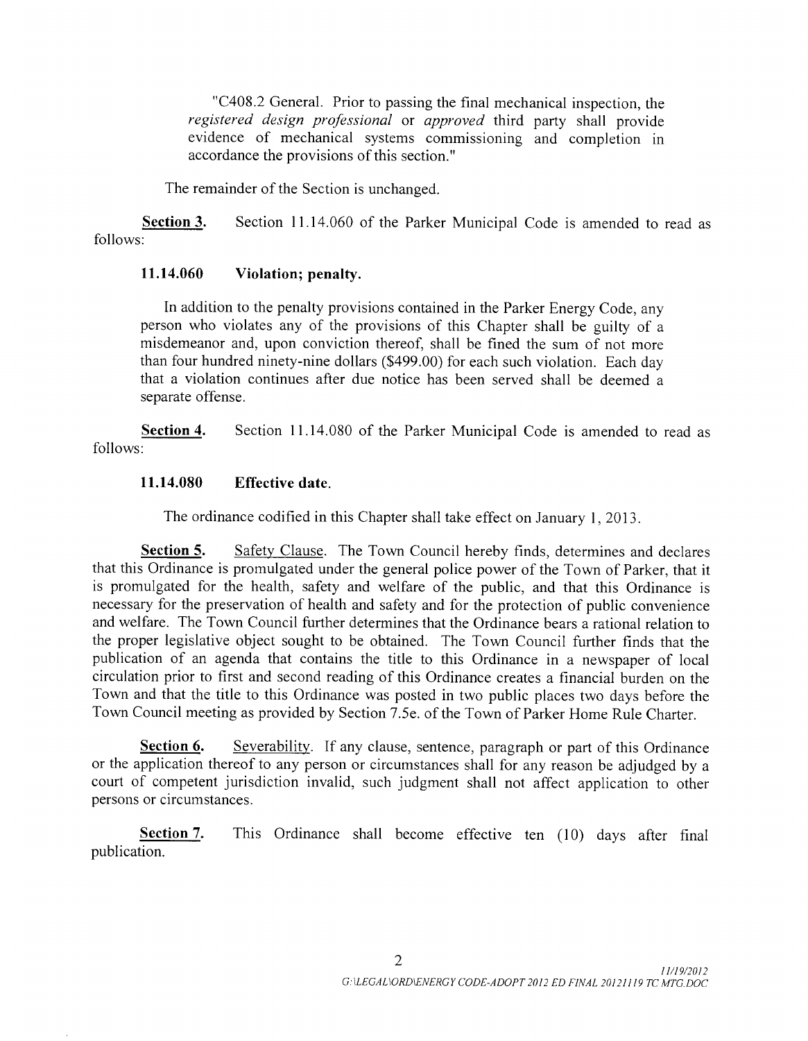"C408.2 General. Prior to passing the final mechanical inspection, the *registered design professional* or *approved* third party shall provide evidence of mechanical systems commissioning and completion in accordance the provisions of this section."

The remainder of the Section is unchanged.

**Section 3.** Section 11.14.060 of the Parker Municipal Code is amended to read as follows:

**11.14.060 Violation; penalty.**

In addition to the penalty provisions contained in the Parker Energy Code, any person who violates any of the provisions of this Chapter shall be guilty of a misdemeanor and, upon conviction thereof, shall be fined the sum of not more than four hundred ninety-nine dollars ($499.00) for each such violation. Each day that a violation continues after due notice has been served shall be deemed a separate offense.

**Section 4.** Section 11.14.080 of the Parker Municipal Code is amended to read as follows:

**11.14.080 Effective date.**

The ordinance codified in this Chapter shall take effect on January 1, 2013.

**Section 5.** Safety Clause. The Town Council hereby finds, determines and declares that this Ordinance is promulgated under the general police power of the Town of Parker, that it is promulgated for the health, safety and welfare of the public, and that this Ordinance is necessary for the preservation of health and safety and for the protection of public convenience and welfare. The Town Council further determines that the Ordinance bears a rational relation to the proper legislative object sought to be obtained. The Town Council further finds that the publication of an agenda that contains the title to this Ordinance in a newspaper of local circulation prior to first and second reading of this Ordinance creates a financial burden on the Town and that the title to this Ordinance was posted in two public places two days before the Town Council meeting as provided by Section 7.5e. of the Town of Parker Home Rule Charter.

**Section 6.** Severability. If any clause, sentence, paragraph or part of this Ordinance or the application thereof to any person or circumstances shall for any reason be adjudged by a court of competent jurisdiction invalid, such judgment shall not affect application to other persons or circumstances.

**Section 7.** This Ordinance shall become effective ten (10) days after final publication.

*11/19/2012*
*G:\LEGAL\ORD\ENERGY CODE-ADOPT 2012 ED FINAL 20121119 TC MTG.DOC*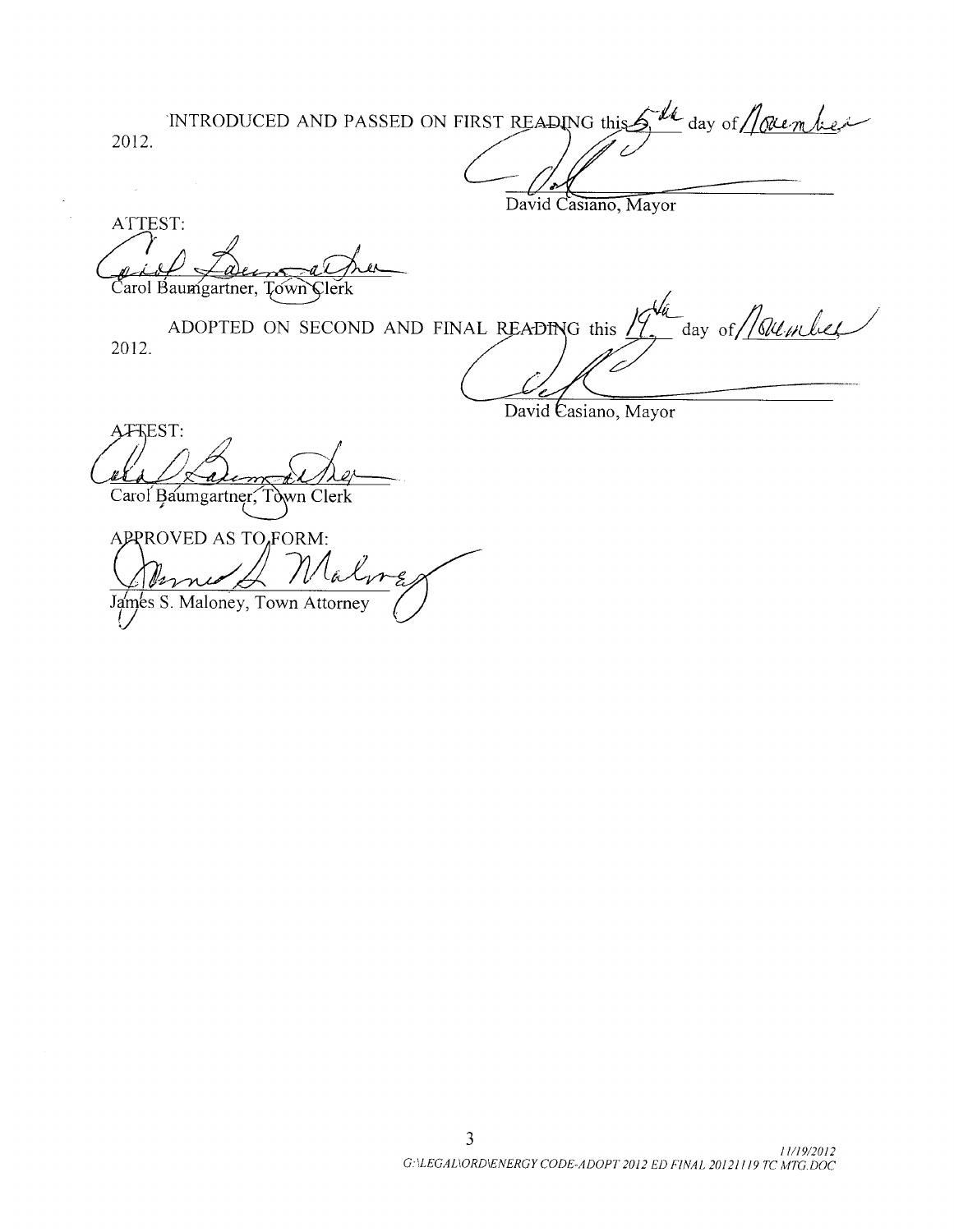INTRODUCED AND PASSED ON FIRST READING this 5th day of November 2012.

David Casiano, Mayor

ATTEST:

Carol Baumgartner, Town Clerk

ADOPTED ON SECOND AND FINAL READING this 19th day of November 2012.

David Casiano, Mayor

ATTEST:

Carol Baumgartner, Town Clerk

APPROVED AS TO FORM:

James S. Maloney, Town Attorney

*11/19/2012*
*G:\LEGAL\ORD\ENERGY CODE-ADOPT 2012 ED FINAL 20121119 TC MTG.DOC*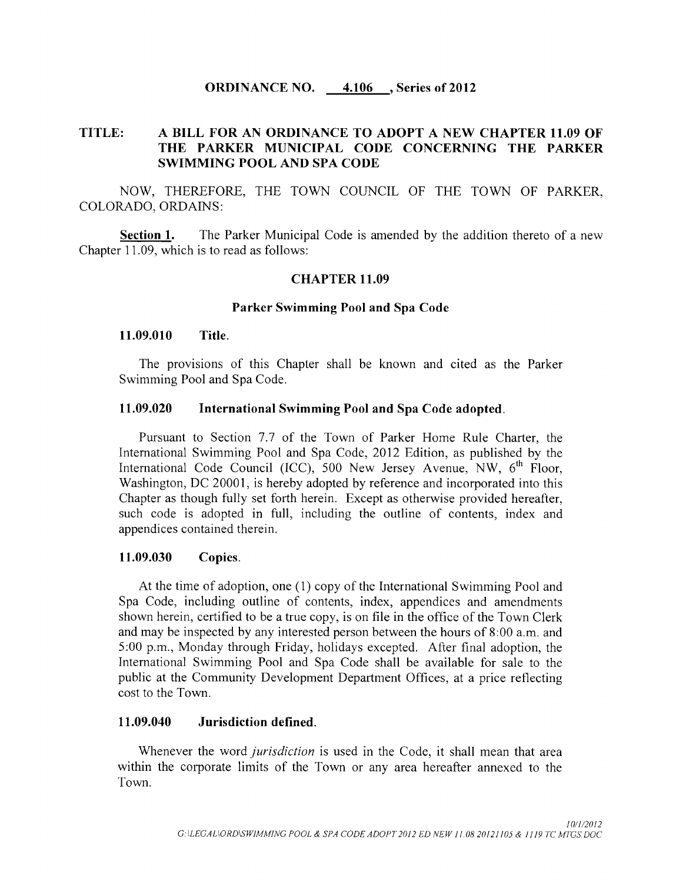**ORDINANCE NO. 4.106 , Series of 2012**

**TITLE: A BILL FOR AN ORDINANCE TO ADOPT A NEW CHAPTER 11.09 OF THE PARKER MUNICIPAL CODE CONCERNING THE PARKER SWIMMING POOL AND SPA CODE**

NOW, THEREFORE, THE TOWN COUNCIL OF THE TOWN OF PARKER, COLORADO, ORDAINS:

**Section 1.** The Parker Municipal Code is amended by the addition thereto of a new Chapter 11.09, which is to read as follows:

## CHAPTER 11.09

### Parker Swimming Pool and Spa Code

**11.09.010 Title.**

The provisions of this Chapter shall be known and cited as the Parker Swimming Pool and Spa Code.

**11.09.020 International Swimming Pool and Spa Code adopted.**

Pursuant to Section 7.7 of the Town of Parker Home Rule Charter, the International Swimming Pool and Spa Code, 2012 Edition, as published by the International Code Council (ICC), 500 New Jersey Avenue, NW, 6th Floor, Washington, DC 20001, is hereby adopted by reference and incorporated into this Chapter as though fully set forth herein. Except as otherwise provided hereafter, such code is adopted in full, including the outline of contents, index and appendices contained therein.

**11.09.030 Copies.**

At the time of adoption, one (1) copy of the International Swimming Pool and Spa Code, including outline of contents, index, appendices and amendments shown herein, certified to be a true copy, is on file in the office of the Town Clerk and may be inspected by any interested person between the hours of 8:00 a.m. and 5:00 p.m., Monday through Friday, holidays excepted. After final adoption, the International Swimming Pool and Spa Code shall be available for sale to the public at the Community Development Department Offices, at a price reflecting cost to the Town.

**11.09.040 Jurisdiction defined.**

Whenever the word *jurisdiction* is used in the Code, it shall mean that area within the corporate limits of the Town or any area hereafter annexed to the Town.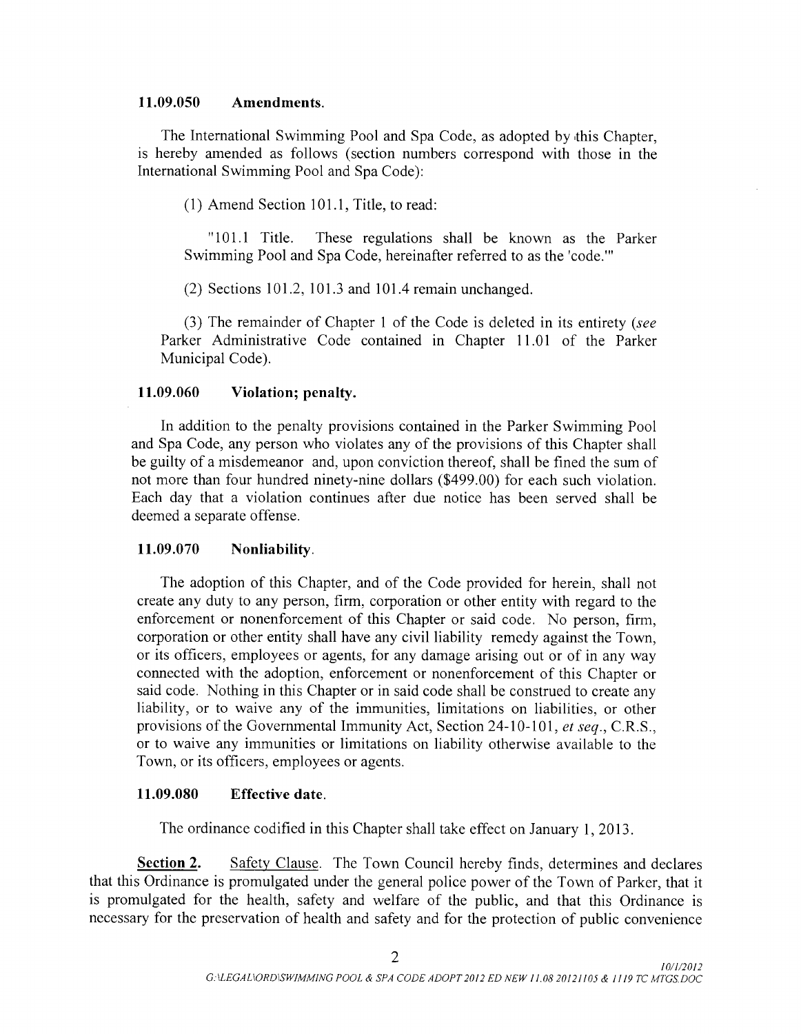**11.09.050 Amendments.**

The International Swimming Pool and Spa Code, as adopted by this Chapter, is hereby amended as follows (section numbers correspond with those in the International Swimming Pool and Spa Code):

(1) Amend Section 101.1, Title, to read:

"101.1 Title. These regulations shall be known as the Parker Swimming Pool and Spa Code, hereinafter referred to as the 'code.'"

(2) Sections 101.2, 101.3 and 101.4 remain unchanged.

(3) The remainder of Chapter 1 of the Code is deleted in its entirety (*see* Parker Administrative Code contained in Chapter 11.01 of the Parker Municipal Code).

**11.09.060 Violation; penalty.**

In addition to the penalty provisions contained in the Parker Swimming Pool and Spa Code, any person who violates any of the provisions of this Chapter shall be guilty of a misdemeanor and, upon conviction thereof, shall be fined the sum of not more than four hundred ninety-nine dollars ($499.00) for each such violation. Each day that a violation continues after due notice has been served shall be deemed a separate offense.

**11.09.070 Nonliability.**

The adoption of this Chapter, and of the Code provided for herein, shall not create any duty to any person, firm, corporation or other entity with regard to the enforcement or nonenforcement of this Chapter or said code. No person, firm, corporation or other entity shall have any civil liability remedy against the Town, or its officers, employees or agents, for any damage arising out or of in any way connected with the adoption, enforcement or nonenforcement of this Chapter or said code. Nothing in this Chapter or in said code shall be construed to create any liability, or to waive any of the immunities, limitations on liabilities, or other provisions of the Governmental Immunity Act, Section 24-10-101, *et seq*., C.R.S., or to waive any immunities or limitations on liability otherwise available to the Town, or its officers, employees or agents.

**11.09.080 Effective date.**

The ordinance codified in this Chapter shall take effect on January 1, 2013.

**Section 2.** Safety Clause. The Town Council hereby finds, determines and declares that this Ordinance is promulgated under the general police power of the Town of Parker, that it is promulgated for the health, safety and welfare of the public, and that this Ordinance is necessary for the preservation of health and safety and for the protection of public convenience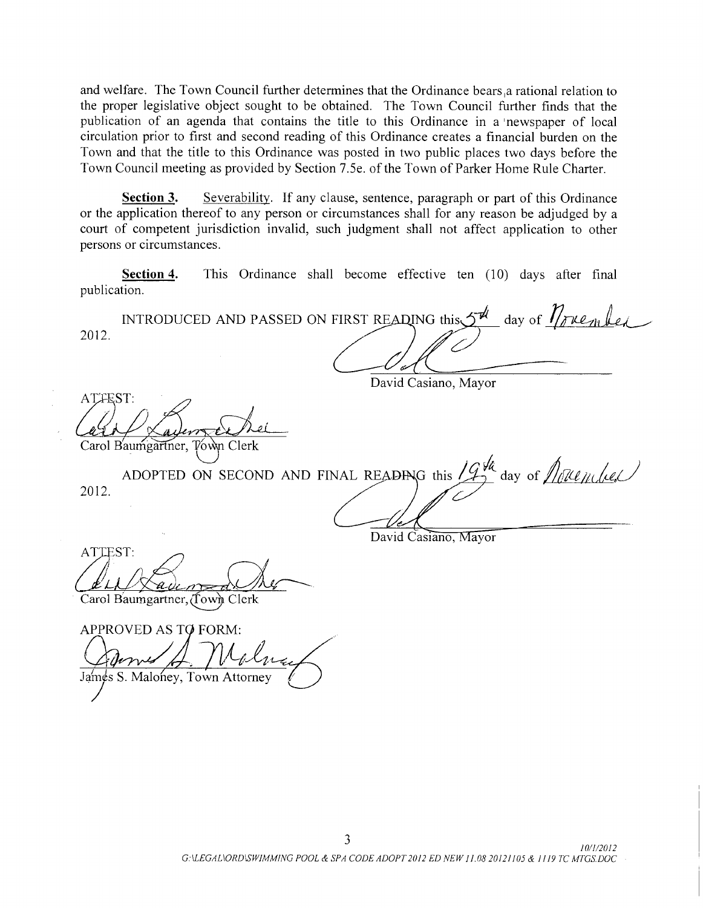and welfare. The Town Council further determines that the Ordinance bears a rational relation to the proper legislative object sought to be obtained. The Town Council further finds that the publication of an agenda that contains the title to this Ordinance in a newspaper of local circulation prior to first and second reading of this Ordinance creates a financial burden on the Town and that the title to this Ordinance was posted in two public places two days before the Town Council meeting as provided by Section 7.5e. of the Town of Parker Home Rule Charter.

**Section 3.** Severability. If any clause, sentence, paragraph or part of this Ordinance or the application thereof to any person or circumstances shall for any reason be adjudged by a court of competent jurisdiction invalid, such judgment shall not affect application to other persons or circumstances.

**Section 4.** This Ordinance shall become effective ten (10) days after final publication.

INTRODUCED AND PASSED ON FIRST READING this 5th day of November 2012.

David Casiano, Mayor

ATTEST:

Carol Baumgartner, Town Clerk

ADOPTED ON SECOND AND FINAL READING this 19th day of November 2012.

David Casiano, Mayor

ATTEST:

Carol Baumgartner, Town Clerk

APPROVED AS TO FORM:

James S. Maloney, Town Attorney

10/1/2012
G:\LEGAL\ORD\SWIMMING POOL & SPA CODE ADOPT 2012 ED NEW 11.08 20121105 & 1119 TC MTGS.DOC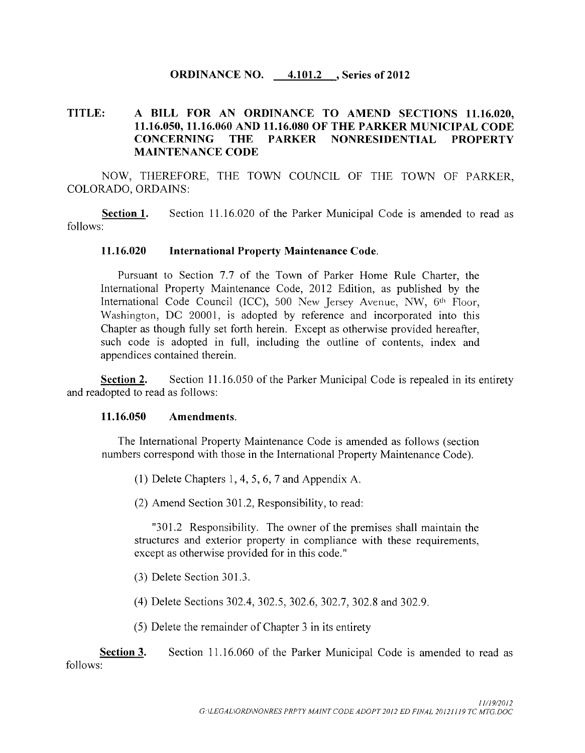**ORDINANCE NO. 4.101.2 , Series of 2012**

**TITLE: A BILL FOR AN ORDINANCE TO AMEND SECTIONS 11.16.020, 11.16.050, 11.16.060 AND 11.16.080 OF THE PARKER MUNICIPAL CODE CONCERNING THE PARKER NONRESIDENTIAL PROPERTY MAINTENANCE CODE**

NOW, THEREFORE, THE TOWN COUNCIL OF THE TOWN OF PARKER, COLORADO, ORDAINS:

**Section 1.** Section 11.16.020 of the Parker Municipal Code is amended to read as follows:

**11.16.020 International Property Maintenance Code.**

Pursuant to Section 7.7 of the Town of Parker Home Rule Charter, the International Property Maintenance Code, 2012 Edition, as published by the International Code Council (ICC), 500 New Jersey Avenue, NW, 6th Floor, Washington, DC 20001, is adopted by reference and incorporated into this Chapter as though fully set forth herein. Except as otherwise provided hereafter, such code is adopted in full, including the outline of contents, index and appendices contained therein.

**Section 2.** Section 11.16.050 of the Parker Municipal Code is repealed in its entirety and readopted to read as follows:

**11.16.050 Amendments.**

The International Property Maintenance Code is amended as follows (section numbers correspond with those in the International Property Maintenance Code).

(1) Delete Chapters 1, 4, 5, 6, 7 and Appendix A.

(2) Amend Section 301.2, Responsibility, to read:

"301.2 Responsibility. The owner of the premises shall maintain the structures and exterior property in compliance with these requirements, except as otherwise provided for in this code."

(3) Delete Section 301.3.

(4) Delete Sections 302.4, 302.5, 302.6, 302.7, 302.8 and 302.9.

(5) Delete the remainder of Chapter 3 in its entirety

**Section 3.** Section 11.16.060 of the Parker Municipal Code is amended to read as follows: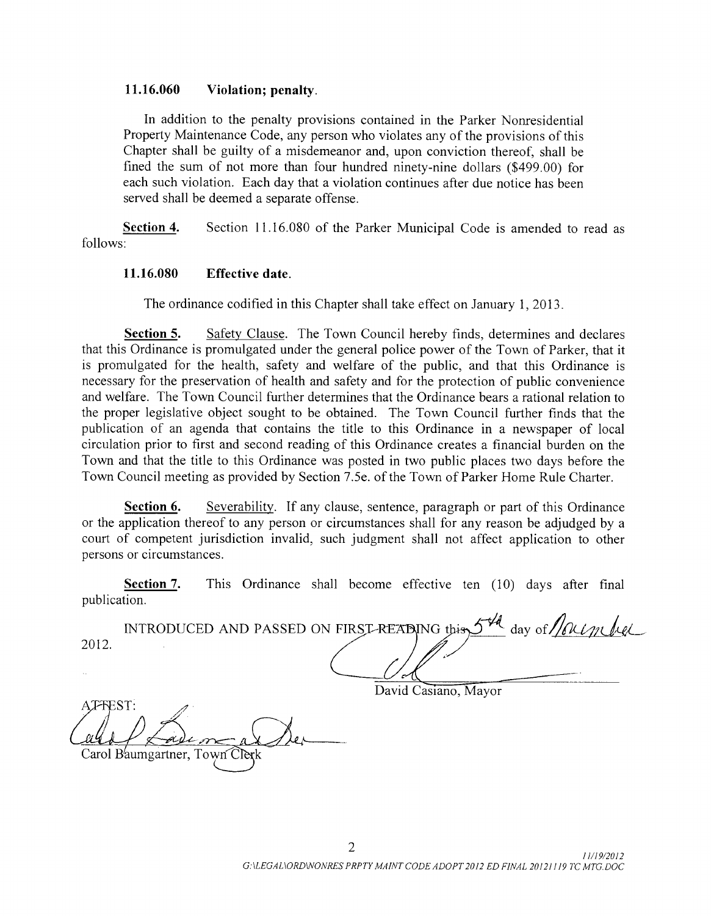### 11.16.060 Violation; penalty.

In addition to the penalty provisions contained in the Parker Nonresidential Property Maintenance Code, any person who violates any of the provisions of this Chapter shall be guilty of a misdemeanor and, upon conviction thereof, shall be fined the sum of not more than four hundred ninety-nine dollars ($499.00) for each such violation. Each day that a violation continues after due notice has been served shall be deemed a separate offense.

**Section 4.** Section 11.16.080 of the Parker Municipal Code is amended to read as follows:

### 11.16.080 Effective date.

The ordinance codified in this Chapter shall take effect on January 1, 2013.

**Section 5.** Safety Clause. The Town Council hereby finds, determines and declares that this Ordinance is promulgated under the general police power of the Town of Parker, that it is promulgated for the health, safety and welfare of the public, and that this Ordinance is necessary for the preservation of health and safety and for the protection of public convenience and welfare. The Town Council further determines that the Ordinance bears a rational relation to the proper legislative object sought to be obtained. The Town Council further finds that the publication of an agenda that contains the title to this Ordinance in a newspaper of local circulation prior to first and second reading of this Ordinance creates a financial burden on the Town and that the title to this Ordinance was posted in two public places two days before the Town Council meeting as provided by Section 7.5e. of the Town of Parker Home Rule Charter.

**Section 6.** Severability. If any clause, sentence, paragraph or part of this Ordinance or the application thereof to any person or circumstances shall for any reason be adjudged by a court of competent jurisdiction invalid, such judgment shall not affect application to other persons or circumstances.

**Section 7.** This Ordinance shall become effective ten (10) days after final publication.

INTRODUCED AND PASSED ON FIRST READING this 5th day of November, 2012.

David Casiano, Mayor

ATTEST:

Carol Baumgartner, Town Clerk

*11/19/2012*
*G:\LEGAL\ORD\NONRES PRPTY MAINT CODE ADOPT 2012 ED FINAL 20121119 TC MTG.DOC*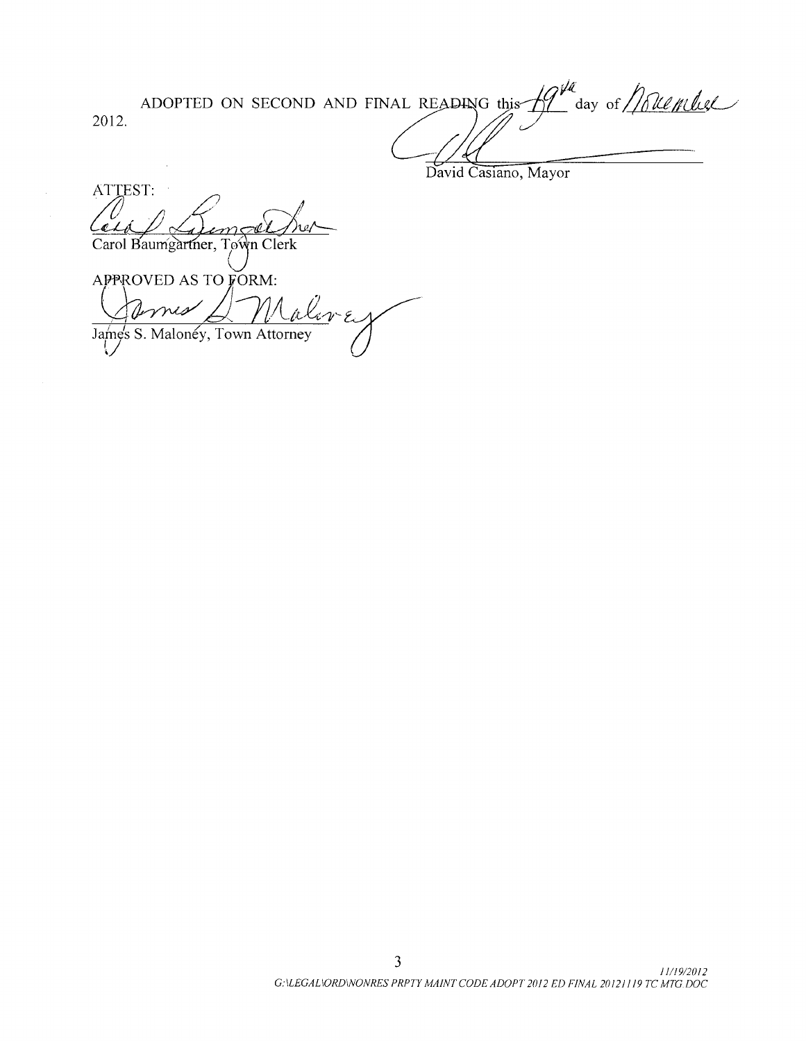ADOPTED ON SECOND AND FINAL READING this 19th day of November 2012.

David Casiano, Mayor

ATTEST:

Carol Baumgartner, Town Clerk

APPROVED AS TO FORM:

James S. Maloney, Town Attorney

*11/19/2012*
*G:\LEGAL\ORD\NONRES PRPTY MAINT CODE ADOPT 2012 ED FINAL 20121119 TC MTG.DOC*